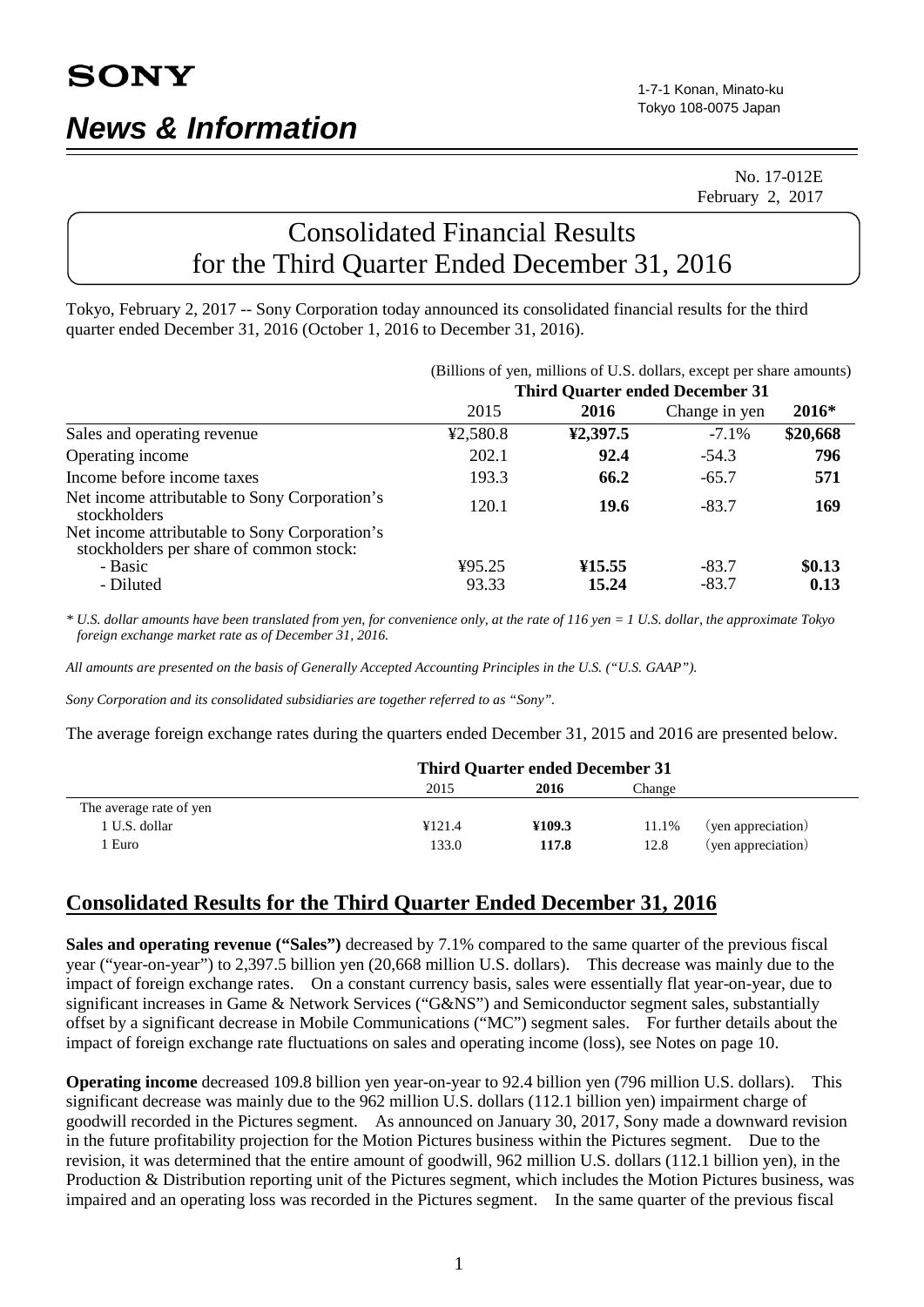# SONY

## *News & Information*

1-7-1 Konan, Minato-ku
Tokyo 108-0075 Japan

No. 17-012E
February 2, 2017

# Consolidated Financial Results for the Third Quarter Ended December 31, 2016

Tokyo, February 2, 2017 -- Sony Corporation today announced its consolidated financial results for the third quarter ended December 31, 2016 (October 1, 2016 to December 31, 2016).

(Billions of yen, millions of U.S. dollars, except per share amounts)

| | Third Quarter ended December 31 | | | |
|---|---|---|---|---|
| | 2015 | **2016** | Change in yen | **2016*** |
| Sales and operating revenue | ¥2,580.8 | **¥2,397.5** | -7.1% | **$20,668** |
| Operating income | 202.1 | **92.4** | -54.3 | **796** |
| Income before income taxes | 193.3 | **66.2** | -65.7 | **571** |
| Net income attributable to Sony Corporation's stockholders | 120.1 | **19.6** | -83.7 | **169** |
| Net income attributable to Sony Corporation's stockholders per share of common stock: | | | | |
| - Basic | ¥95.25 | **¥15.55** | -83.7 | **$0.13** |
| - Diluted | 93.33 | **15.24** | -83.7 | **0.13** |

*\* U.S. dollar amounts have been translated from yen, for convenience only, at the rate of 116 yen = 1 U.S. dollar, the approximate Tokyo foreign exchange market rate as of December 31, 2016.*

*All amounts are presented on the basis of Generally Accepted Accounting Principles in the U.S. ("U.S. GAAP").*

*Sony Corporation and its consolidated subsidiaries are together referred to as "Sony".*

The average foreign exchange rates during the quarters ended December 31, 2015 and 2016 are presented below.

| | Third Quarter ended December 31 | | | |
|---|---|---|---|---|
| | 2015 | **2016** | Change | |
| The average rate of yen | | | | |
| 1 U.S. dollar | ¥121.4 | **¥109.3** | 11.1% | (yen appreciation) |
| 1 Euro | 133.0 | **117.8** | 12.8 | (yen appreciation) |

## Consolidated Results for the Third Quarter Ended December 31, 2016

**Sales and operating revenue ("Sales")** decreased by 7.1% compared to the same quarter of the previous fiscal year ("year-on-year") to 2,397.5 billion yen (20,668 million U.S. dollars). This decrease was mainly due to the impact of foreign exchange rates. On a constant currency basis, sales were essentially flat year-on-year, due to significant increases in Game & Network Services ("G&NS") and Semiconductor segment sales, substantially offset by a significant decrease in Mobile Communications ("MC") segment sales. For further details about the impact of foreign exchange rate fluctuations on sales and operating income (loss), see Notes on page 10.

**Operating income** decreased 109.8 billion yen year-on-year to 92.4 billion yen (796 million U.S. dollars). This significant decrease was mainly due to the 962 million U.S. dollars (112.1 billion yen) impairment charge of goodwill recorded in the Pictures segment. As announced on January 30, 2017, Sony made a downward revision in the future profitability projection for the Motion Pictures business within the Pictures segment. Due to the revision, it was determined that the entire amount of goodwill, 962 million U.S. dollars (112.1 billion yen), in the Production & Distribution reporting unit of the Pictures segment, which includes the Motion Pictures business, was impaired and an operating loss was recorded in the Pictures segment. In the same quarter of the previous fiscal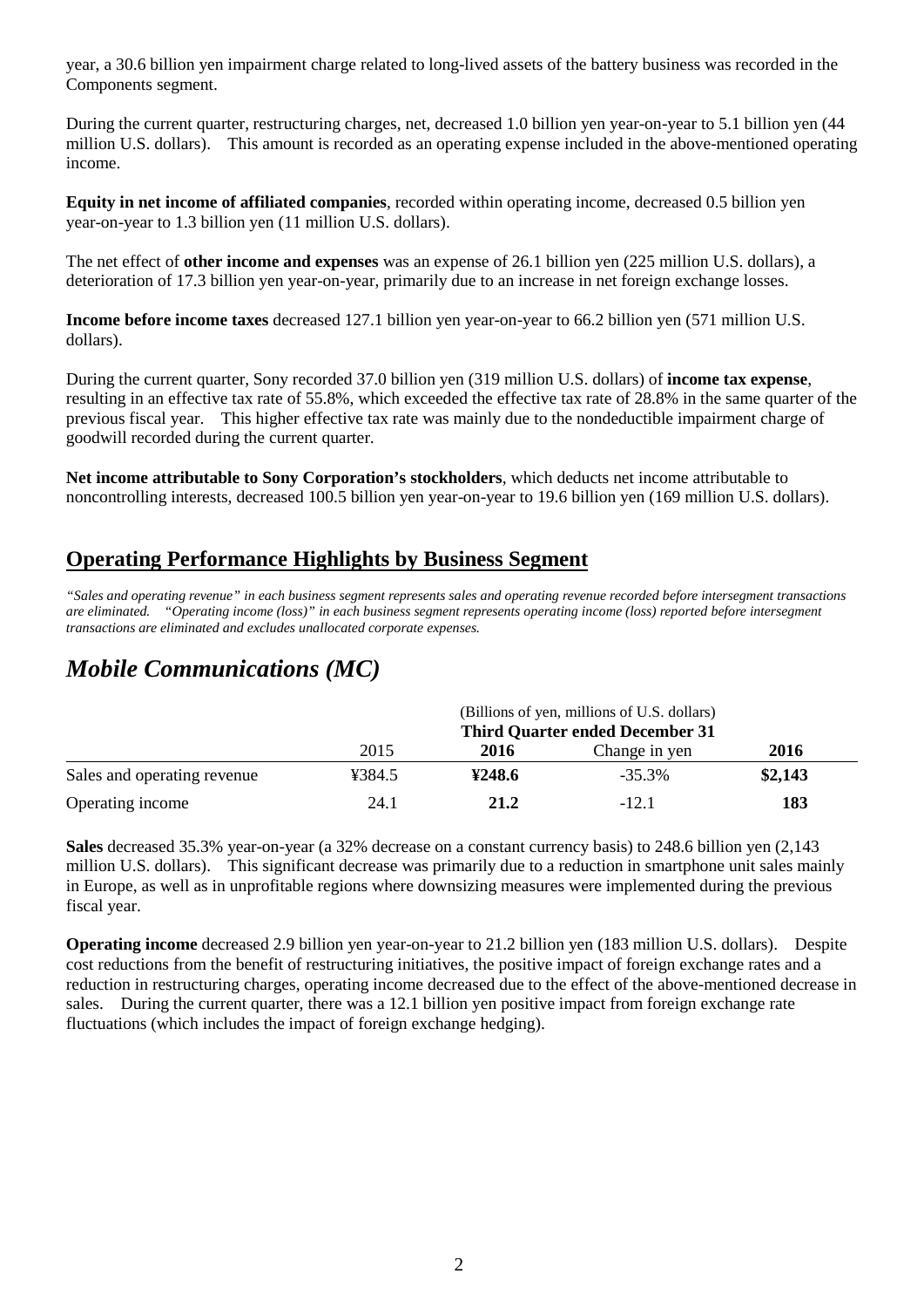year, a 30.6 billion yen impairment charge related to long-lived assets of the battery business was recorded in the Components segment.

During the current quarter, restructuring charges, net, decreased 1.0 billion yen year-on-year to 5.1 billion yen (44 million U.S. dollars). This amount is recorded as an operating expense included in the above-mentioned operating income.

**Equity in net income of affiliated companies**, recorded within operating income, decreased 0.5 billion yen year-on-year to 1.3 billion yen (11 million U.S. dollars).

The net effect of **other income and expenses** was an expense of 26.1 billion yen (225 million U.S. dollars), a deterioration of 17.3 billion yen year-on-year, primarily due to an increase in net foreign exchange losses.

**Income before income taxes** decreased 127.1 billion yen year-on-year to 66.2 billion yen (571 million U.S. dollars).

During the current quarter, Sony recorded 37.0 billion yen (319 million U.S. dollars) of **income tax expense**, resulting in an effective tax rate of 55.8%, which exceeded the effective tax rate of 28.8% in the same quarter of the previous fiscal year. This higher effective tax rate was mainly due to the nondeductible impairment charge of goodwill recorded during the current quarter.

**Net income attributable to Sony Corporation's stockholders**, which deducts net income attributable to noncontrolling interests, decreased 100.5 billion yen year-on-year to 19.6 billion yen (169 million U.S. dollars).

## Operating Performance Highlights by Business Segment

*"Sales and operating revenue" in each business segment represents sales and operating revenue recorded before intersegment transactions are eliminated. "Operating income (loss)" in each business segment represents operating income (loss) reported before intersegment transactions are eliminated and excludes unallocated corporate expenses.*

## *Mobile Communications (MC)*

| | (Billions of yen, millions of U.S. dollars) Third Quarter ended December 31 | | | |
|---|---|---|---|---|
| | 2015 | **2016** | Change in yen | **2016** |
| Sales and operating revenue | ¥384.5 | **¥248.6** | -35.3% | **$2,143** |
| Operating income | 24.1 | **21.2** | -12.1 | **183** |

**Sales** decreased 35.3% year-on-year (a 32% decrease on a constant currency basis) to 248.6 billion yen (2,143 million U.S. dollars). This significant decrease was primarily due to a reduction in smartphone unit sales mainly in Europe, as well as in unprofitable regions where downsizing measures were implemented during the previous fiscal year.

**Operating income** decreased 2.9 billion yen year-on-year to 21.2 billion yen (183 million U.S. dollars). Despite cost reductions from the benefit of restructuring initiatives, the positive impact of foreign exchange rates and a reduction in restructuring charges, operating income decreased due to the effect of the above-mentioned decrease in sales. During the current quarter, there was a 12.1 billion yen positive impact from foreign exchange rate fluctuations (which includes the impact of foreign exchange hedging).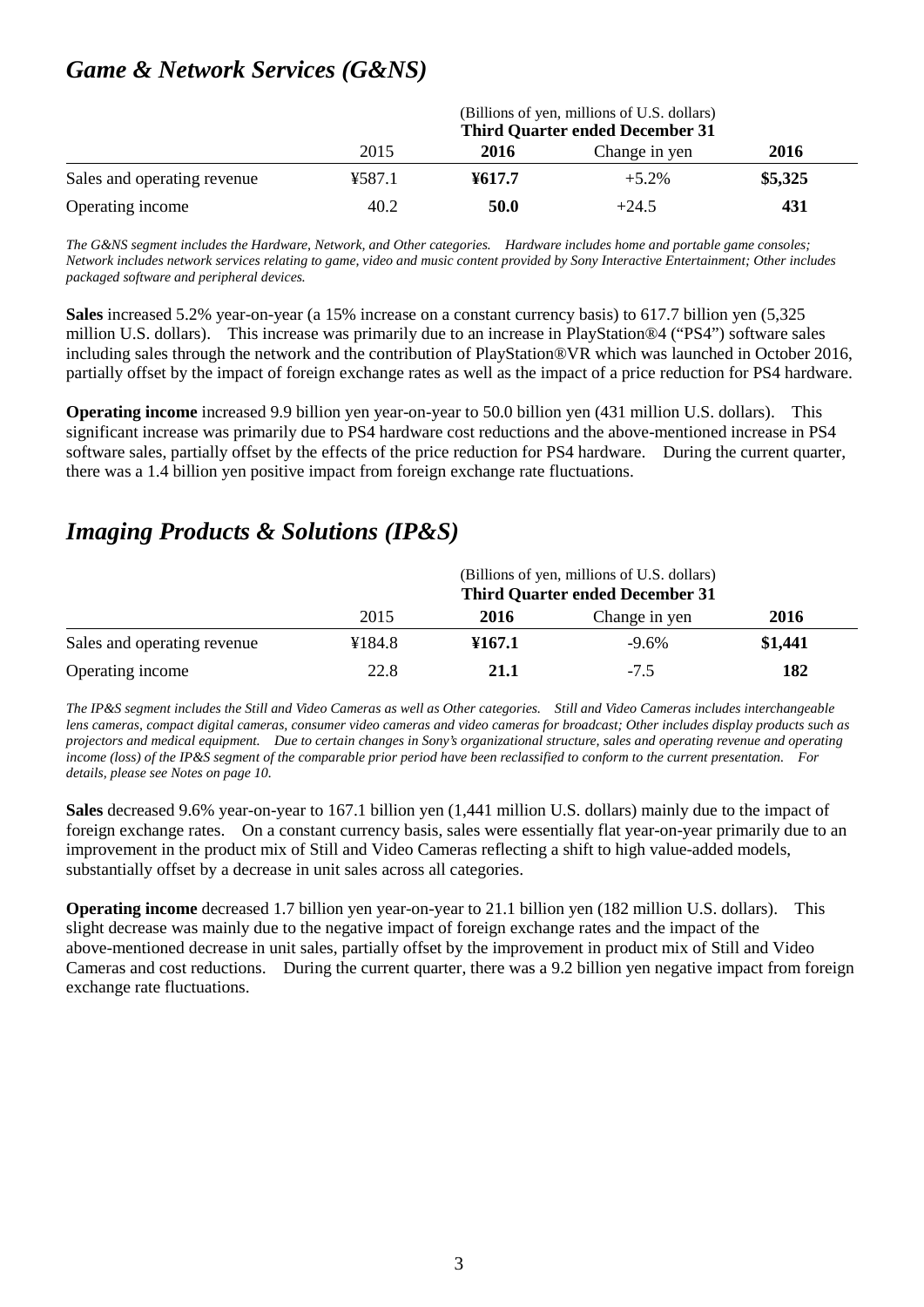## *Game & Network Services (G&NS)*

| | (Billions of yen, millions of U.S. dollars) Third Quarter ended December 31 | | | |
|---|---|---|---|---|
| | 2015 | **2016** | Change in yen | **2016** |
| Sales and operating revenue | ¥587.1 | **¥617.7** | +5.2% | **$5,325** |
| Operating income | 40.2 | **50.0** | +24.5 | **431** |

*The G&NS segment includes the Hardware, Network, and Other categories. Hardware includes home and portable game consoles; Network includes network services relating to game, video and music content provided by Sony Interactive Entertainment; Other includes packaged software and peripheral devices.*

**Sales** increased 5.2% year-on-year (a 15% increase on a constant currency basis) to 617.7 billion yen (5,325 million U.S. dollars). This increase was primarily due to an increase in PlayStation®4 ("PS4") software sales including sales through the network and the contribution of PlayStation®VR which was launched in October 2016, partially offset by the impact of foreign exchange rates as well as the impact of a price reduction for PS4 hardware.

**Operating income** increased 9.9 billion yen year-on-year to 50.0 billion yen (431 million U.S. dollars). This significant increase was primarily due to PS4 hardware cost reductions and the above-mentioned increase in PS4 software sales, partially offset by the effects of the price reduction for PS4 hardware. During the current quarter, there was a 1.4 billion yen positive impact from foreign exchange rate fluctuations.

## *Imaging Products & Solutions (IP&S)*

| | (Billions of yen, millions of U.S. dollars) Third Quarter ended December 31 | | | |
|---|---|---|---|---|
| | 2015 | **2016** | Change in yen | **2016** |
| Sales and operating revenue | ¥184.8 | **¥167.1** | -9.6% | **$1,441** |
| Operating income | 22.8 | **21.1** | -7.5 | **182** |

*The IP&S segment includes the Still and Video Cameras as well as Other categories. Still and Video Cameras includes interchangeable lens cameras, compact digital cameras, consumer video cameras and video cameras for broadcast; Other includes display products such as projectors and medical equipment. Due to certain changes in Sony's organizational structure, sales and operating revenue and operating income (loss) of the IP&S segment of the comparable prior period have been reclassified to conform to the current presentation. For details, please see Notes on page 10.*

**Sales** decreased 9.6% year-on-year to 167.1 billion yen (1,441 million U.S. dollars) mainly due to the impact of foreign exchange rates. On a constant currency basis, sales were essentially flat year-on-year primarily due to an improvement in the product mix of Still and Video Cameras reflecting a shift to high value-added models, substantially offset by a decrease in unit sales across all categories.

**Operating income** decreased 1.7 billion yen year-on-year to 21.1 billion yen (182 million U.S. dollars). This slight decrease was mainly due to the negative impact of foreign exchange rates and the impact of the above-mentioned decrease in unit sales, partially offset by the improvement in product mix of Still and Video Cameras and cost reductions. During the current quarter, there was a 9.2 billion yen negative impact from foreign exchange rate fluctuations.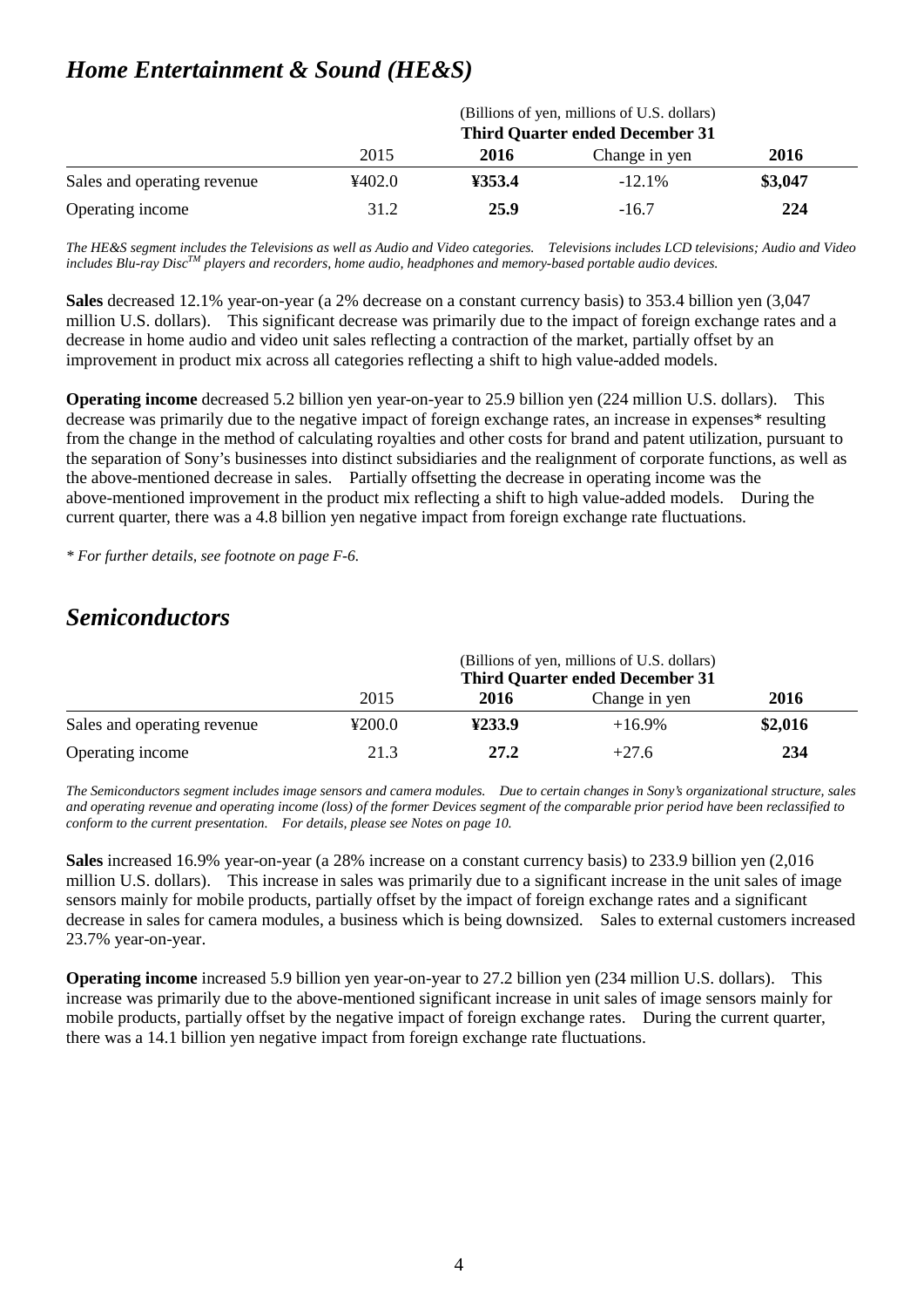## *Home Entertainment & Sound (HE&S)*

| | (Billions of yen, millions of U.S. dollars) Third Quarter ended December 31 | | | |
|---|---|---|---|---|
| | 2015 | **2016** | Change in yen | **2016** |
| Sales and operating revenue | ¥402.0 | **¥353.4** | -12.1% | **$3,047** |
| Operating income | 31.2 | **25.9** | -16.7 | **224** |

*The HE&S segment includes the Televisions as well as Audio and Video categories. Televisions includes LCD televisions; Audio and Video includes Blu-ray Disc™ players and recorders, home audio, headphones and memory-based portable audio devices.*

**Sales** decreased 12.1% year-on-year (a 2% decrease on a constant currency basis) to 353.4 billion yen (3,047 million U.S. dollars). This significant decrease was primarily due to the impact of foreign exchange rates and a decrease in home audio and video unit sales reflecting a contraction of the market, partially offset by an improvement in product mix across all categories reflecting a shift to high value-added models.

**Operating income** decreased 5.2 billion yen year-on-year to 25.9 billion yen (224 million U.S. dollars). This decrease was primarily due to the negative impact of foreign exchange rates, an increase in expenses* resulting from the change in the method of calculating royalties and other costs for brand and patent utilization, pursuant to the separation of Sony's businesses into distinct subsidiaries and the realignment of corporate functions, as well as the above-mentioned decrease in sales. Partially offsetting the decrease in operating income was the above-mentioned improvement in the product mix reflecting a shift to high value-added models. During the current quarter, there was a 4.8 billion yen negative impact from foreign exchange rate fluctuations.

*\* For further details, see footnote on page F-6.*

## *Semiconductors*

| | (Billions of yen, millions of U.S. dollars) Third Quarter ended December 31 | | | |
|---|---|---|---|---|
| | 2015 | **2016** | Change in yen | **2016** |
| Sales and operating revenue | ¥200.0 | **¥233.9** | +16.9% | **$2,016** |
| Operating income | 21.3 | **27.2** | +27.6 | **234** |

*The Semiconductors segment includes image sensors and camera modules. Due to certain changes in Sony's organizational structure, sales and operating revenue and operating income (loss) of the former Devices segment of the comparable prior period have been reclassified to conform to the current presentation. For details, please see Notes on page 10.*

**Sales** increased 16.9% year-on-year (a 28% increase on a constant currency basis) to 233.9 billion yen (2,016 million U.S. dollars). This increase in sales was primarily due to a significant increase in the unit sales of image sensors mainly for mobile products, partially offset by the impact of foreign exchange rates and a significant decrease in sales for camera modules, a business which is being downsized. Sales to external customers increased 23.7% year-on-year.

**Operating income** increased 5.9 billion yen year-on-year to 27.2 billion yen (234 million U.S. dollars). This increase was primarily due to the above-mentioned significant increase in unit sales of image sensors mainly for mobile products, partially offset by the negative impact of foreign exchange rates. During the current quarter, there was a 14.1 billion yen negative impact from foreign exchange rate fluctuations.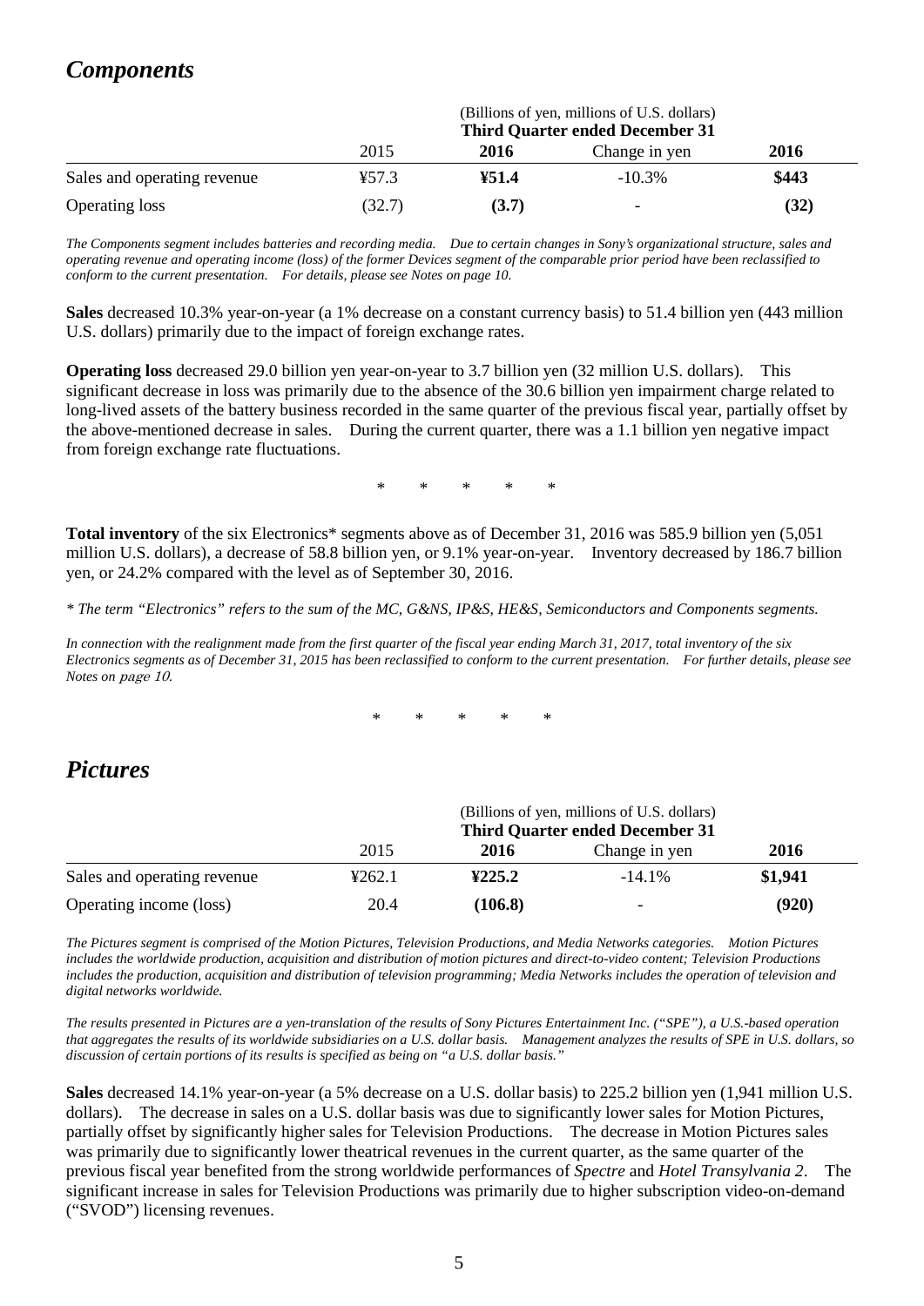## *Components*

| | (Billions of yen, millions of U.S. dollars) Third Quarter ended December 31 | | | |
|---|---|---|---|---|
| | 2015 | **2016** | Change in yen | **2016** |
| Sales and operating revenue | ¥57.3 | **¥51.4** | -10.3% | **$443** |
| Operating loss | (32.7) | **(3.7)** | - | **(32)** |

*The Components segment includes batteries and recording media. Due to certain changes in Sony's organizational structure, sales and operating revenue and operating income (loss) of the former Devices segment of the comparable prior period have been reclassified to conform to the current presentation. For details, please see Notes on page 10.*

**Sales** decreased 10.3% year-on-year (a 1% decrease on a constant currency basis) to 51.4 billion yen (443 million U.S. dollars) primarily due to the impact of foreign exchange rates.

**Operating loss** decreased 29.0 billion yen year-on-year to 3.7 billion yen (32 million U.S. dollars). This significant decrease in loss was primarily due to the absence of the 30.6 billion yen impairment charge related to long-lived assets of the battery business recorded in the same quarter of the previous fiscal year, partially offset by the above-mentioned decrease in sales. During the current quarter, there was a 1.1 billion yen negative impact from foreign exchange rate fluctuations.

\* \* \* \* \*

**Total inventory** of the six Electronics* segments above as of December 31, 2016 was 585.9 billion yen (5,051 million U.S. dollars), a decrease of 58.8 billion yen, or 9.1% year-on-year. Inventory decreased by 186.7 billion yen, or 24.2% compared with the level as of September 30, 2016.

*\* The term "Electronics" refers to the sum of the MC, G&NS, IP&S, HE&S, Semiconductors and Components segments.*

*In connection with the realignment made from the first quarter of the fiscal year ending March 31, 2017, total inventory of the six Electronics segments as of December 31, 2015 has been reclassified to conform to the current presentation. For further details, please see Notes on page 10.*

\* \* \* \* \*

## *Pictures*

| | (Billions of yen, millions of U.S. dollars) Third Quarter ended December 31 | | | |
|---|---|---|---|---|
| | 2015 | **2016** | Change in yen | **2016** |
| Sales and operating revenue | ¥262.1 | **¥225.2** | -14.1% | **$1,941** |
| Operating income (loss) | 20.4 | **(106.8)** | - | **(920)** |

*The Pictures segment is comprised of the Motion Pictures, Television Productions, and Media Networks categories. Motion Pictures includes the worldwide production, acquisition and distribution of motion pictures and direct-to-video content; Television Productions includes the production, acquisition and distribution of television programming; Media Networks includes the operation of television and digital networks worldwide.*

*The results presented in Pictures are a yen-translation of the results of Sony Pictures Entertainment Inc. ("SPE"), a U.S.-based operation that aggregates the results of its worldwide subsidiaries on a U.S. dollar basis. Management analyzes the results of SPE in U.S. dollars, so discussion of certain portions of its results is specified as being on "a U.S. dollar basis."*

**Sales** decreased 14.1% year-on-year (a 5% decrease on a U.S. dollar basis) to 225.2 billion yen (1,941 million U.S. dollars). The decrease in sales on a U.S. dollar basis was due to significantly lower sales for Motion Pictures, partially offset by significantly higher sales for Television Productions. The decrease in Motion Pictures sales was primarily due to significantly lower theatrical revenues in the current quarter, as the same quarter of the previous fiscal year benefited from the strong worldwide performances of *Spectre* and *Hotel Transylvania 2*. The significant increase in sales for Television Productions was primarily due to higher subscription video-on-demand ("SVOD") licensing revenues.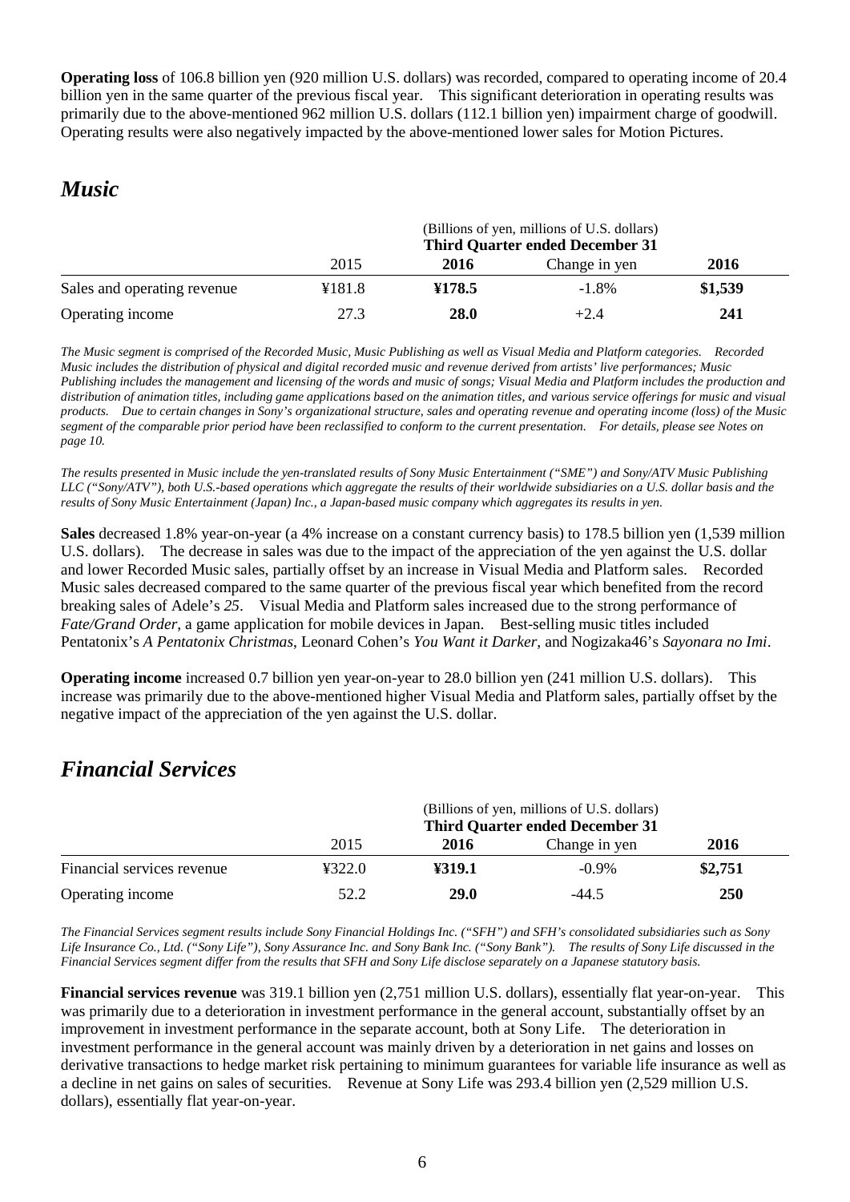**Operating loss** of 106.8 billion yen (920 million U.S. dollars) was recorded, compared to operating income of 20.4 billion yen in the same quarter of the previous fiscal year. This significant deterioration in operating results was primarily due to the above-mentioned 962 million U.S. dollars (112.1 billion yen) impairment charge of goodwill. Operating results were also negatively impacted by the above-mentioned lower sales for Motion Pictures.

## *Music*

| | (Billions of yen, millions of U.S. dollars) Third Quarter ended December 31 | | | |
|---|---|---|---|---|
| | 2015 | **2016** | Change in yen | **2016** |
| Sales and operating revenue | ¥181.8 | **¥178.5** | -1.8% | **$1,539** |
| Operating income | 27.3 | **28.0** | +2.4 | **241** |

*The Music segment is comprised of the Recorded Music, Music Publishing as well as Visual Media and Platform categories. Recorded Music includes the distribution of physical and digital recorded music and revenue derived from artists' live performances; Music Publishing includes the management and licensing of the words and music of songs; Visual Media and Platform includes the production and distribution of animation titles, including game applications based on the animation titles, and various service offerings for music and visual products. Due to certain changes in Sony's organizational structure, sales and operating revenue and operating income (loss) of the Music segment of the comparable prior period have been reclassified to conform to the current presentation. For details, please see Notes on page 10.*

*The results presented in Music include the yen-translated results of Sony Music Entertainment ("SME") and Sony/ATV Music Publishing LLC ("Sony/ATV"), both U.S.-based operations which aggregate the results of their worldwide subsidiaries on a U.S. dollar basis and the results of Sony Music Entertainment (Japan) Inc., a Japan-based music company which aggregates its results in yen.*

**Sales** decreased 1.8% year-on-year (a 4% increase on a constant currency basis) to 178.5 billion yen (1,539 million U.S. dollars). The decrease in sales was due to the impact of the appreciation of the yen against the U.S. dollar and lower Recorded Music sales, partially offset by an increase in Visual Media and Platform sales. Recorded Music sales decreased compared to the same quarter of the previous fiscal year which benefited from the record breaking sales of Adele's *25*. Visual Media and Platform sales increased due to the strong performance of *Fate/Grand Order*, a game application for mobile devices in Japan. Best-selling music titles included Pentatonix's *A Pentatonix Christmas*, Leonard Cohen's *You Want it Darker*, and Nogizaka46's *Sayonara no Imi*.

**Operating income** increased 0.7 billion yen year-on-year to 28.0 billion yen (241 million U.S. dollars). This increase was primarily due to the above-mentioned higher Visual Media and Platform sales, partially offset by the negative impact of the appreciation of the yen against the U.S. dollar.

## *Financial Services*

| | (Billions of yen, millions of U.S. dollars) Third Quarter ended December 31 | | | |
|---|---|---|---|---|
| | 2015 | **2016** | Change in yen | **2016** |
| Financial services revenue | ¥322.0 | **¥319.1** | -0.9% | **$2,751** |
| Operating income | 52.2 | **29.0** | -44.5 | **250** |

*The Financial Services segment results include Sony Financial Holdings Inc. ("SFH") and SFH's consolidated subsidiaries such as Sony Life Insurance Co., Ltd. ("Sony Life"), Sony Assurance Inc. and Sony Bank Inc. ("Sony Bank"). The results of Sony Life discussed in the Financial Services segment differ from the results that SFH and Sony Life disclose separately on a Japanese statutory basis.*

**Financial services revenue** was 319.1 billion yen (2,751 million U.S. dollars), essentially flat year-on-year. This was primarily due to a deterioration in investment performance in the general account, substantially offset by an improvement in investment performance in the separate account, both at Sony Life. The deterioration in investment performance in the general account was mainly driven by a deterioration in net gains and losses on derivative transactions to hedge market risk pertaining to minimum guarantees for variable life insurance as well as a decline in net gains on sales of securities. Revenue at Sony Life was 293.4 billion yen (2,529 million U.S. dollars), essentially flat year-on-year.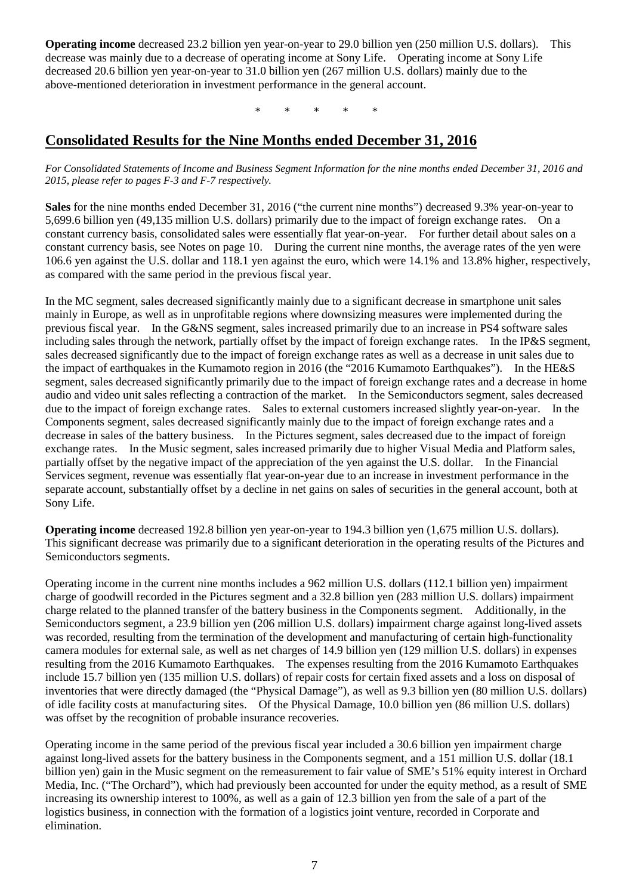**Operating income** decreased 23.2 billion yen year-on-year to 29.0 billion yen (250 million U.S. dollars). This decrease was mainly due to a decrease of operating income at Sony Life. Operating income at Sony Life decreased 20.6 billion yen year-on-year to 31.0 billion yen (267 million U.S. dollars) mainly due to the above-mentioned deterioration in investment performance in the general account.

\* \* \* \* \*

## Consolidated Results for the Nine Months ended December 31, 2016

*For Consolidated Statements of Income and Business Segment Information for the nine months ended December 31, 2016 and 2015, please refer to pages F-3 and F-7 respectively.*

**Sales** for the nine months ended December 31, 2016 ("the current nine months") decreased 9.3% year-on-year to 5,699.6 billion yen (49,135 million U.S. dollars) primarily due to the impact of foreign exchange rates. On a constant currency basis, consolidated sales were essentially flat year-on-year. For further detail about sales on a constant currency basis, see Notes on page 10. During the current nine months, the average rates of the yen were 106.6 yen against the U.S. dollar and 118.1 yen against the euro, which were 14.1% and 13.8% higher, respectively, as compared with the same period in the previous fiscal year.

In the MC segment, sales decreased significantly mainly due to a significant decrease in smartphone unit sales mainly in Europe, as well as in unprofitable regions where downsizing measures were implemented during the previous fiscal year. In the G&NS segment, sales increased primarily due to an increase in PS4 software sales including sales through the network, partially offset by the impact of foreign exchange rates. In the IP&S segment, sales decreased significantly due to the impact of foreign exchange rates as well as a decrease in unit sales due to the impact of earthquakes in the Kumamoto region in 2016 (the "2016 Kumamoto Earthquakes"). In the HE&S segment, sales decreased significantly primarily due to the impact of foreign exchange rates and a decrease in home audio and video unit sales reflecting a contraction of the market. In the Semiconductors segment, sales decreased due to the impact of foreign exchange rates. Sales to external customers increased slightly year-on-year. In the Components segment, sales decreased significantly mainly due to the impact of foreign exchange rates and a decrease in sales of the battery business. In the Pictures segment, sales decreased due to the impact of foreign exchange rates. In the Music segment, sales increased primarily due to higher Visual Media and Platform sales, partially offset by the negative impact of the appreciation of the yen against the U.S. dollar. In the Financial Services segment, revenue was essentially flat year-on-year due to an increase in investment performance in the separate account, substantially offset by a decline in net gains on sales of securities in the general account, both at Sony Life.

**Operating income** decreased 192.8 billion yen year-on-year to 194.3 billion yen (1,675 million U.S. dollars). This significant decrease was primarily due to a significant deterioration in the operating results of the Pictures and Semiconductors segments.

Operating income in the current nine months includes a 962 million U.S. dollars (112.1 billion yen) impairment charge of goodwill recorded in the Pictures segment and a 32.8 billion yen (283 million U.S. dollars) impairment charge related to the planned transfer of the battery business in the Components segment. Additionally, in the Semiconductors segment, a 23.9 billion yen (206 million U.S. dollars) impairment charge against long-lived assets was recorded, resulting from the termination of the development and manufacturing of certain high-functionality camera modules for external sale, as well as net charges of 14.9 billion yen (129 million U.S. dollars) in expenses resulting from the 2016 Kumamoto Earthquakes. The expenses resulting from the 2016 Kumamoto Earthquakes include 15.7 billion yen (135 million U.S. dollars) of repair costs for certain fixed assets and a loss on disposal of inventories that were directly damaged (the "Physical Damage"), as well as 9.3 billion yen (80 million U.S. dollars) of idle facility costs at manufacturing sites. Of the Physical Damage, 10.0 billion yen (86 million U.S. dollars) was offset by the recognition of probable insurance recoveries.

Operating income in the same period of the previous fiscal year included a 30.6 billion yen impairment charge against long-lived assets for the battery business in the Components segment, and a 151 million U.S. dollar (18.1 billion yen) gain in the Music segment on the remeasurement to fair value of SME's 51% equity interest in Orchard Media, Inc. ("The Orchard"), which had previously been accounted for under the equity method, as a result of SME increasing its ownership interest to 100%, as well as a gain of 12.3 billion yen from the sale of a part of the logistics business, in connection with the formation of a logistics joint venture, recorded in Corporate and elimination.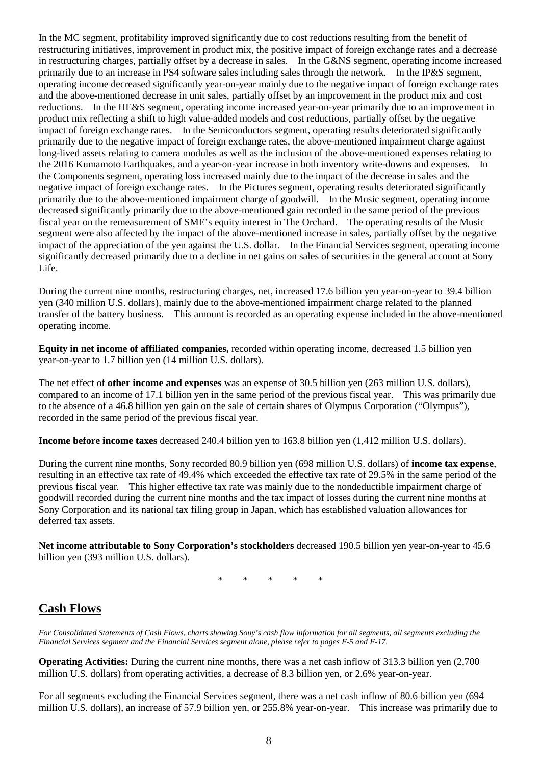In the MC segment, profitability improved significantly due to cost reductions resulting from the benefit of restructuring initiatives, improvement in product mix, the positive impact of foreign exchange rates and a decrease in restructuring charges, partially offset by a decrease in sales. In the G&NS segment, operating income increased primarily due to an increase in PS4 software sales including sales through the network. In the IP&S segment, operating income decreased significantly year-on-year mainly due to the negative impact of foreign exchange rates and the above-mentioned decrease in unit sales, partially offset by an improvement in the product mix and cost reductions. In the HE&S segment, operating income increased year-on-year primarily due to an improvement in product mix reflecting a shift to high value-added models and cost reductions, partially offset by the negative impact of foreign exchange rates. In the Semiconductors segment, operating results deteriorated significantly primarily due to the negative impact of foreign exchange rates, the above-mentioned impairment charge against long-lived assets relating to camera modules as well as the inclusion of the above-mentioned expenses relating to the 2016 Kumamoto Earthquakes, and a year-on-year increase in both inventory write-downs and expenses. In the Components segment, operating loss increased mainly due to the impact of the decrease in sales and the negative impact of foreign exchange rates. In the Pictures segment, operating results deteriorated significantly primarily due to the above-mentioned impairment charge of goodwill. In the Music segment, operating income decreased significantly primarily due to the above-mentioned gain recorded in the same period of the previous fiscal year on the remeasurement of SME's equity interest in The Orchard. The operating results of the Music segment were also affected by the impact of the above-mentioned increase in sales, partially offset by the negative impact of the appreciation of the yen against the U.S. dollar. In the Financial Services segment, operating income significantly decreased primarily due to a decline in net gains on sales of securities in the general account at Sony Life.

During the current nine months, restructuring charges, net, increased 17.6 billion yen year-on-year to 39.4 billion yen (340 million U.S. dollars), mainly due to the above-mentioned impairment charge related to the planned transfer of the battery business. This amount is recorded as an operating expense included in the above-mentioned operating income.

**Equity in net income of affiliated companies,** recorded within operating income, decreased 1.5 billion yen year-on-year to 1.7 billion yen (14 million U.S. dollars).

The net effect of **other income and expenses** was an expense of 30.5 billion yen (263 million U.S. dollars), compared to an income of 17.1 billion yen in the same period of the previous fiscal year. This was primarily due to the absence of a 46.8 billion yen gain on the sale of certain shares of Olympus Corporation ("Olympus"), recorded in the same period of the previous fiscal year.

**Income before income taxes** decreased 240.4 billion yen to 163.8 billion yen (1,412 million U.S. dollars).

During the current nine months, Sony recorded 80.9 billion yen (698 million U.S. dollars) of **income tax expense**, resulting in an effective tax rate of 49.4% which exceeded the effective tax rate of 29.5% in the same period of the previous fiscal year. This higher effective tax rate was mainly due to the nondeductible impairment charge of goodwill recorded during the current nine months and the tax impact of losses during the current nine months at Sony Corporation and its national tax filing group in Japan, which has established valuation allowances for deferred tax assets.

**Net income attributable to Sony Corporation's stockholders** decreased 190.5 billion yen year-on-year to 45.6 billion yen (393 million U.S. dollars).

\* \* \* \* \*

## Cash Flows

*For Consolidated Statements of Cash Flows, charts showing Sony's cash flow information for all segments, all segments excluding the Financial Services segment and the Financial Services segment alone, please refer to pages F-5 and F-17.*

**Operating Activities:** During the current nine months, there was a net cash inflow of 313.3 billion yen (2,700 million U.S. dollars) from operating activities, a decrease of 8.3 billion yen, or 2.6% year-on-year.

For all segments excluding the Financial Services segment, there was a net cash inflow of 80.6 billion yen (694 million U.S. dollars), an increase of 57.9 billion yen, or 255.8% year-on-year. This increase was primarily due to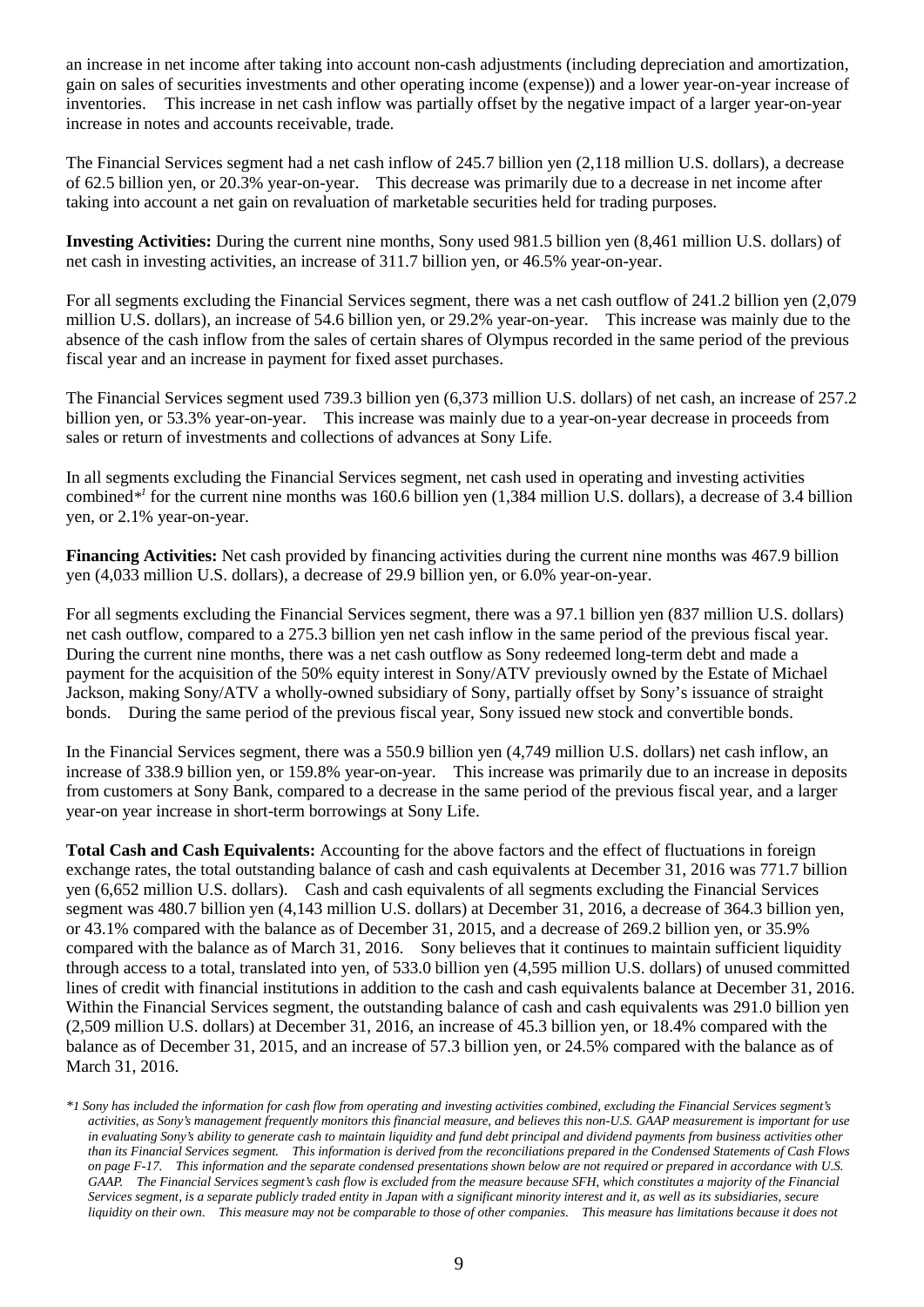an increase in net income after taking into account non-cash adjustments (including depreciation and amortization, gain on sales of securities investments and other operating income (expense)) and a lower year-on-year increase of inventories. This increase in net cash inflow was partially offset by the negative impact of a larger year-on-year increase in notes and accounts receivable, trade.

The Financial Services segment had a net cash inflow of 245.7 billion yen (2,118 million U.S. dollars), a decrease of 62.5 billion yen, or 20.3% year-on-year. This decrease was primarily due to a decrease in net income after taking into account a net gain on revaluation of marketable securities held for trading purposes.

**Investing Activities:** During the current nine months, Sony used 981.5 billion yen (8,461 million U.S. dollars) of net cash in investing activities, an increase of 311.7 billion yen, or 46.5% year-on-year.

For all segments excluding the Financial Services segment, there was a net cash outflow of 241.2 billion yen (2,079 million U.S. dollars), an increase of 54.6 billion yen, or 29.2% year-on-year. This increase was mainly due to the absence of the cash inflow from the sales of certain shares of Olympus recorded in the same period of the previous fiscal year and an increase in payment for fixed asset purchases.

The Financial Services segment used 739.3 billion yen (6,373 million U.S. dollars) of net cash, an increase of 257.2 billion yen, or 53.3% year-on-year. This increase was mainly due to a year-on-year decrease in proceeds from sales or return of investments and collections of advances at Sony Life.

In all segments excluding the Financial Services segment, net cash used in operating and investing activities combined*[1] for the current nine months was 160.6 billion yen (1,384 million U.S. dollars), a decrease of 3.4 billion yen, or 2.1% year-on-year.

**Financing Activities:** Net cash provided by financing activities during the current nine months was 467.9 billion yen (4,033 million U.S. dollars), a decrease of 29.9 billion yen, or 6.0% year-on-year.

For all segments excluding the Financial Services segment, there was a 97.1 billion yen (837 million U.S. dollars) net cash outflow, compared to a 275.3 billion yen net cash inflow in the same period of the previous fiscal year. During the current nine months, there was a net cash outflow as Sony redeemed long-term debt and made a payment for the acquisition of the 50% equity interest in Sony/ATV previously owned by the Estate of Michael Jackson, making Sony/ATV a wholly-owned subsidiary of Sony, partially offset by Sony's issuance of straight bonds. During the same period of the previous fiscal year, Sony issued new stock and convertible bonds.

In the Financial Services segment, there was a 550.9 billion yen (4,749 million U.S. dollars) net cash inflow, an increase of 338.9 billion yen, or 159.8% year-on-year. This increase was primarily due to an increase in deposits from customers at Sony Bank, compared to a decrease in the same period of the previous fiscal year, and a larger year-on year increase in short-term borrowings at Sony Life.

**Total Cash and Cash Equivalents:** Accounting for the above factors and the effect of fluctuations in foreign exchange rates, the total outstanding balance of cash and cash equivalents at December 31, 2016 was 771.7 billion yen (6,652 million U.S. dollars). Cash and cash equivalents of all segments excluding the Financial Services segment was 480.7 billion yen (4,143 million U.S. dollars) at December 31, 2016, a decrease of 364.3 billion yen, or 43.1% compared with the balance as of December 31, 2015, and a decrease of 269.2 billion yen, or 35.9% compared with the balance as of March 31, 2016. Sony believes that it continues to maintain sufficient liquidity through access to a total, translated into yen, of 533.0 billion yen (4,595 million U.S. dollars) of unused committed lines of credit with financial institutions in addition to the cash and cash equivalents balance at December 31, 2016. Within the Financial Services segment, the outstanding balance of cash and cash equivalents was 291.0 billion yen (2,509 million U.S. dollars) at December 31, 2016, an increase of 45.3 billion yen, or 18.4% compared with the balance as of December 31, 2015, and an increase of 57.3 billion yen, or 24.5% compared with the balance as of March 31, 2016.

*\*1 Sony has included the information for cash flow from operating and investing activities combined, excluding the Financial Services segment's activities, as Sony's management frequently monitors this financial measure, and believes this non-U.S. GAAP measurement is important for use in evaluating Sony's ability to generate cash to maintain liquidity and fund debt principal and dividend payments from business activities other than its Financial Services segment. This information is derived from the reconciliations prepared in the Condensed Statements of Cash Flows on page F-17. This information and the separate condensed presentations shown below are not required or prepared in accordance with U.S. GAAP. The Financial Services segment's cash flow is excluded from the measure because SFH, which constitutes a majority of the Financial Services segment, is a separate publicly traded entity in Japan with a significant minority interest and it, as well as its subsidiaries, secure liquidity on their own. This measure may not be comparable to those of other companies. This measure has limitations because it does not*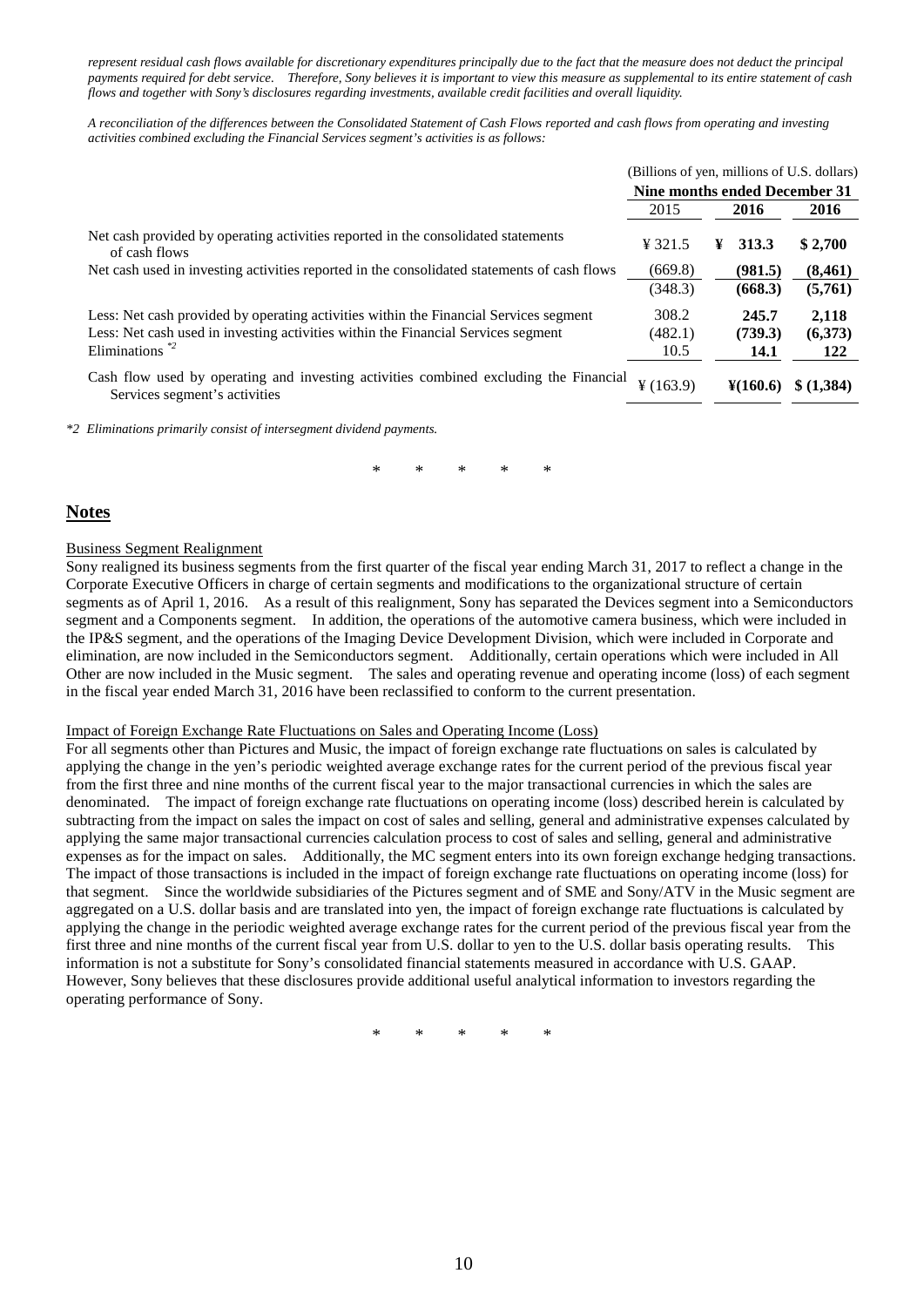*represent residual cash flows available for discretionary expenditures principally due to the fact that the measure does not deduct the principal payments required for debt service. Therefore, Sony believes it is important to view this measure as supplemental to its entire statement of cash flows and together with Sony's disclosures regarding investments, available credit facilities and overall liquidity.*

*A reconciliation of the differences between the Consolidated Statement of Cash Flows reported and cash flows from operating and investing activities combined excluding the Financial Services segment's activities is as follows:*

| | (Billions of yen, millions of U.S. dollars) | | |
|---|---|---|---|
| | **Nine months ended December 31** | | |
| | 2015 | **2016** | **2016** |
| Net cash provided by operating activities reported in the consolidated statements of cash flows | ¥ 321.5 | **¥ 313.3** | **$ 2,700** |
| Net cash used in investing activities reported in the consolidated statements of cash flows | (669.8) | **(981.5)** | **(8,461)** |
| | (348.3) | **(668.3)** | **(5,761)** |
| Less: Net cash provided by operating activities within the Financial Services segment | 308.2 | **245.7** | **2,118** |
| Less: Net cash used in investing activities within the Financial Services segment | (482.1) | **(739.3)** | **(6,373)** |
| Eliminations *2 | 10.5 | **14.1** | **122** |
| Cash flow used by operating and investing activities combined excluding the Financial Services segment's activities | ¥ (163.9) | **¥(160.6)** | **$ (1,384)** |

*\*2 Eliminations primarily consist of intersegment dividend payments.*

\* \* \* \* \*

## Notes

Business Segment Realignment

Sony realigned its business segments from the first quarter of the fiscal year ending March 31, 2017 to reflect a change in the Corporate Executive Officers in charge of certain segments and modifications to the organizational structure of certain segments as of April 1, 2016. As a result of this realignment, Sony has separated the Devices segment into a Semiconductors segment and a Components segment. In addition, the operations of the automotive camera business, which were included in the IP&S segment, and the operations of the Imaging Device Development Division, which were included in Corporate and elimination, are now included in the Semiconductors segment. Additionally, certain operations which were included in All Other are now included in the Music segment. The sales and operating revenue and operating income (loss) of each segment in the fiscal year ended March 31, 2016 have been reclassified to conform to the current presentation.

Impact of Foreign Exchange Rate Fluctuations on Sales and Operating Income (Loss)

For all segments other than Pictures and Music, the impact of foreign exchange rate fluctuations on sales is calculated by applying the change in the yen's periodic weighted average exchange rates for the current period of the previous fiscal year from the first three and nine months of the current fiscal year to the major transactional currencies in which the sales are denominated. The impact of foreign exchange rate fluctuations on operating income (loss) described herein is calculated by subtracting from the impact on sales the impact on cost of sales and selling, general and administrative expenses calculated by applying the same major transactional currencies calculation process to cost of sales and selling, general and administrative expenses as for the impact on sales. Additionally, the MC segment enters into its own foreign exchange hedging transactions. The impact of those transactions is included in the impact of foreign exchange rate fluctuations on operating income (loss) for that segment. Since the worldwide subsidiaries of the Pictures segment and of SME and Sony/ATV in the Music segment are aggregated on a U.S. dollar basis and are translated into yen, the impact of foreign exchange rate fluctuations is calculated by applying the change in the periodic weighted average exchange rates for the current period of the previous fiscal year from the first three and nine months of the current fiscal year from U.S. dollar to yen to the U.S. dollar basis operating results. This information is not a substitute for Sony's consolidated financial statements measured in accordance with U.S. GAAP. However, Sony believes that these disclosures provide additional useful analytical information to investors regarding the operating performance of Sony.

\* \* \* \* \*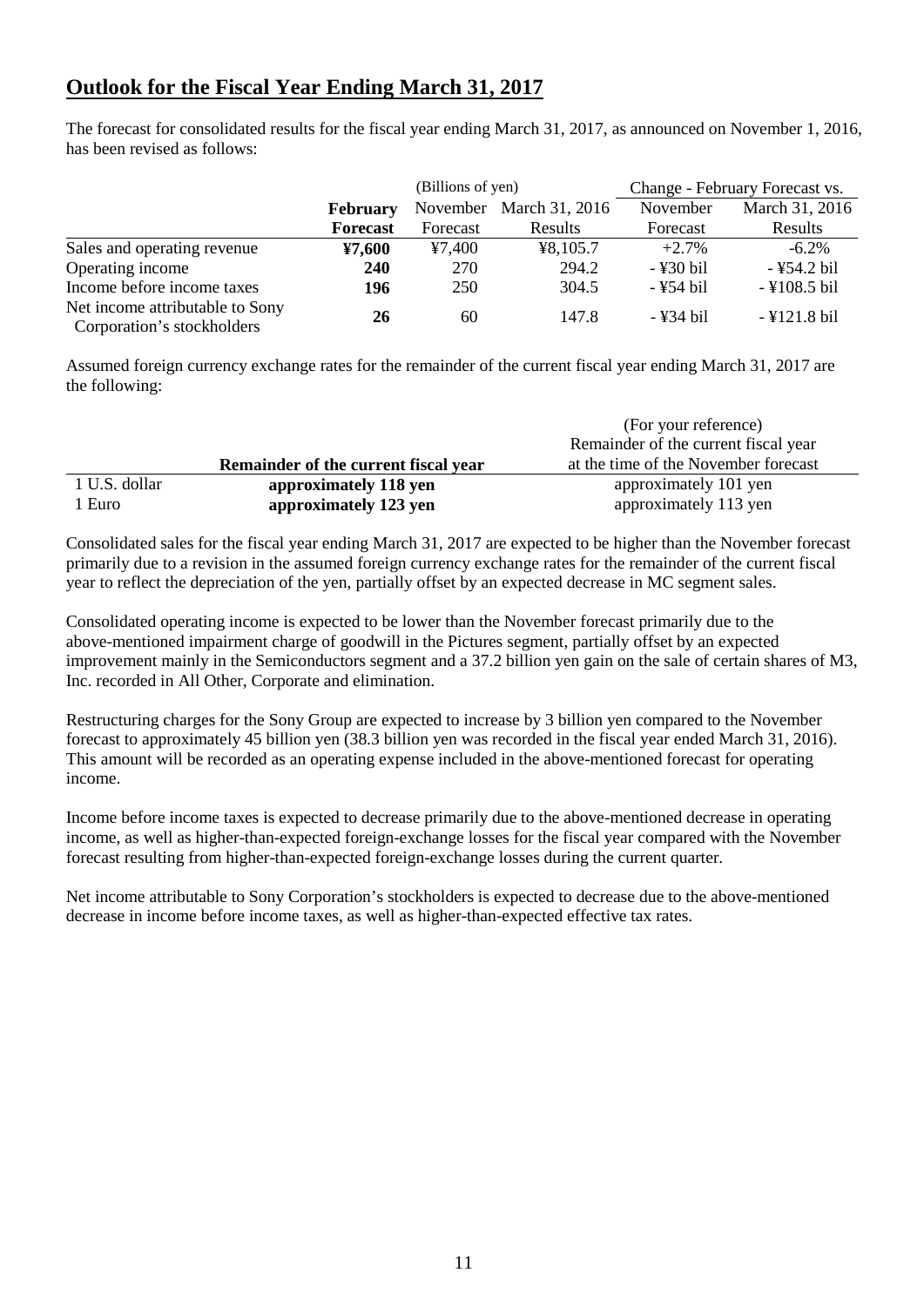# Outlook for the Fiscal Year Ending March 31, 2017

The forecast for consolidated results for the fiscal year ending March 31, 2017, as announced on November 1, 2016, has been revised as follows:

| | (Billions of yen) | | | Change - February Forecast vs. | |
|---|---|---|---|---|---|
| | **February Forecast** | November Forecast | March 31, 2016 Results | November Forecast | March 31, 2016 Results |
| Sales and operating revenue | **¥7,600** | ¥7,400 | ¥8,105.7 | +2.7% | -6.2% |
| Operating income | **240** | 270 | 294.2 | - ¥30 bil | - ¥54.2 bil |
| Income before income taxes | **196** | 250 | 304.5 | - ¥54 bil | - ¥108.5 bil |
| Net income attributable to Sony Corporation's stockholders | **26** | 60 | 147.8 | - ¥34 bil | - ¥121.8 bil |

Assumed foreign currency exchange rates for the remainder of the current fiscal year ending March 31, 2017 are the following:

| | **Remainder of the current fiscal year** | (For your reference) Remainder of the current fiscal year at the time of the November forecast |
|---|---|---|
| 1 U.S. dollar | **approximately 118 yen** | approximately 101 yen |
| 1 Euro | **approximately 123 yen** | approximately 113 yen |

Consolidated sales for the fiscal year ending March 31, 2017 are expected to be higher than the November forecast primarily due to a revision in the assumed foreign currency exchange rates for the remainder of the current fiscal year to reflect the depreciation of the yen, partially offset by an expected decrease in MC segment sales.

Consolidated operating income is expected to be lower than the November forecast primarily due to the above-mentioned impairment charge of goodwill in the Pictures segment, partially offset by an expected improvement mainly in the Semiconductors segment and a 37.2 billion yen gain on the sale of certain shares of M3, Inc. recorded in All Other, Corporate and elimination.

Restructuring charges for the Sony Group are expected to increase by 3 billion yen compared to the November forecast to approximately 45 billion yen (38.3 billion yen was recorded in the fiscal year ended March 31, 2016). This amount will be recorded as an operating expense included in the above-mentioned forecast for operating income.

Income before income taxes is expected to decrease primarily due to the above-mentioned decrease in operating income, as well as higher-than-expected foreign-exchange losses for the fiscal year compared with the November forecast resulting from higher-than-expected foreign-exchange losses during the current quarter.

Net income attributable to Sony Corporation's stockholders is expected to decrease due to the above-mentioned decrease in income before income taxes, as well as higher-than-expected effective tax rates.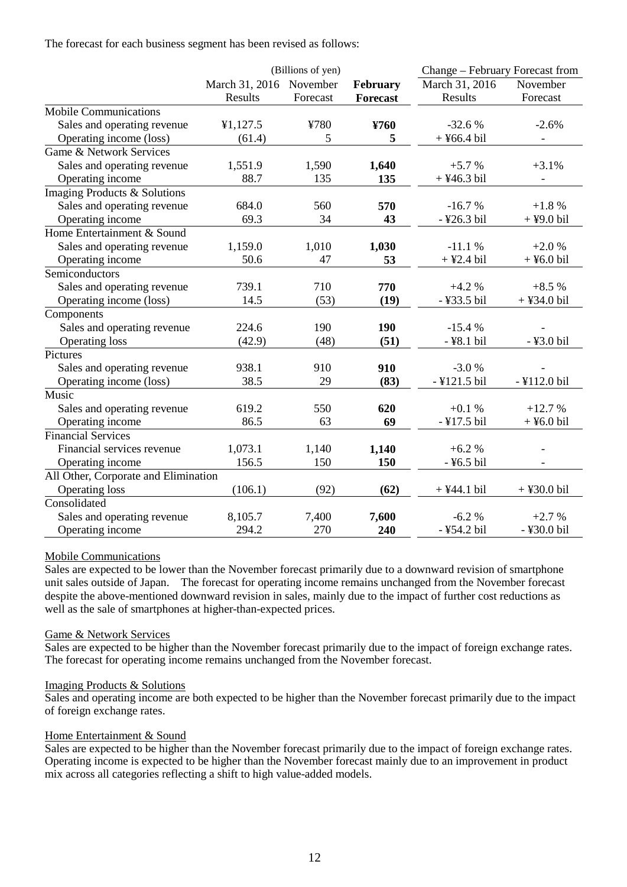The forecast for each business segment has been revised as follows:

| | (Billions of yen) | | | Change – February Forecast from | |
|---|---|---|---|---|---|
| | March 31, 2016 Results | November Forecast | **February Forecast** | March 31, 2016 Results | November Forecast |
| Mobile Communications | | | | | |
| Sales and operating revenue | ¥1,127.5 | ¥780 | **¥760** | -32.6 % | -2.6% |
| Operating income (loss) | (61.4) | 5 | **5** | + ¥66.4 bil | - |
| Game & Network Services | | | | | |
| Sales and operating revenue | 1,551.9 | 1,590 | **1,640** | +5.7 % | +3.1% |
| Operating income | 88.7 | 135 | **135** | + ¥46.3 bil | - |
| Imaging Products & Solutions | | | | | |
| Sales and operating revenue | 684.0 | 560 | **570** | -16.7 % | +1.8 % |
| Operating income | 69.3 | 34 | **43** | - ¥26.3 bil | + ¥9.0 bil |
| Home Entertainment & Sound | | | | | |
| Sales and operating revenue | 1,159.0 | 1,010 | **1,030** | -11.1 % | +2.0 % |
| Operating income | 50.6 | 47 | **53** | + ¥2.4 bil | + ¥6.0 bil |
| Semiconductors | | | | | |
| Sales and operating revenue | 739.1 | 710 | **770** | +4.2 % | +8.5 % |
| Operating income (loss) | 14.5 | (53) | **(19)** | - ¥33.5 bil | + ¥34.0 bil |
| Components | | | | | |
| Sales and operating revenue | 224.6 | 190 | **190** | -15.4 % | - |
| Operating loss | (42.9) | (48) | **(51)** | - ¥8.1 bil | - ¥3.0 bil |
| Pictures | | | | | |
| Sales and operating revenue | 938.1 | 910 | **910** | -3.0 % | - |
| Operating income (loss) | 38.5 | 29 | **(83)** | - ¥121.5 bil | - ¥112.0 bil |
| Music | | | | | |
| Sales and operating revenue | 619.2 | 550 | **620** | +0.1 % | +12.7 % |
| Operating income | 86.5 | 63 | **69** | - ¥17.5 bil | + ¥6.0 bil |
| Financial Services | | | | | |
| Financial services revenue | 1,073.1 | 1,140 | **1,140** | +6.2 % | - |
| Operating income | 156.5 | 150 | **150** | - ¥6.5 bil | - |
| All Other, Corporate and Elimination | | | | | |
| Operating loss | (106.1) | (92) | **(62)** | + ¥44.1 bil | + ¥30.0 bil |
| Consolidated | | | | | |
| Sales and operating revenue | 8,105.7 | 7,400 | **7,600** | -6.2 % | +2.7 % |
| Operating income | 294.2 | 270 | **240** | - ¥54.2 bil | - ¥30.0 bil |

Mobile Communications

Sales are expected to be lower than the November forecast primarily due to a downward revision of smartphone unit sales outside of Japan. The forecast for operating income remains unchanged from the November forecast despite the above-mentioned downward revision in sales, mainly due to the impact of further cost reductions as well as the sale of smartphones at higher-than-expected prices.

Game & Network Services

Sales are expected to be higher than the November forecast primarily due to the impact of foreign exchange rates. The forecast for operating income remains unchanged from the November forecast.

Imaging Products & Solutions

Sales and operating income are both expected to be higher than the November forecast primarily due to the impact of foreign exchange rates.

Home Entertainment & Sound

Sales are expected to be higher than the November forecast primarily due to the impact of foreign exchange rates. Operating income is expected to be higher than the November forecast mainly due to an improvement in product mix across all categories reflecting a shift to high value-added models.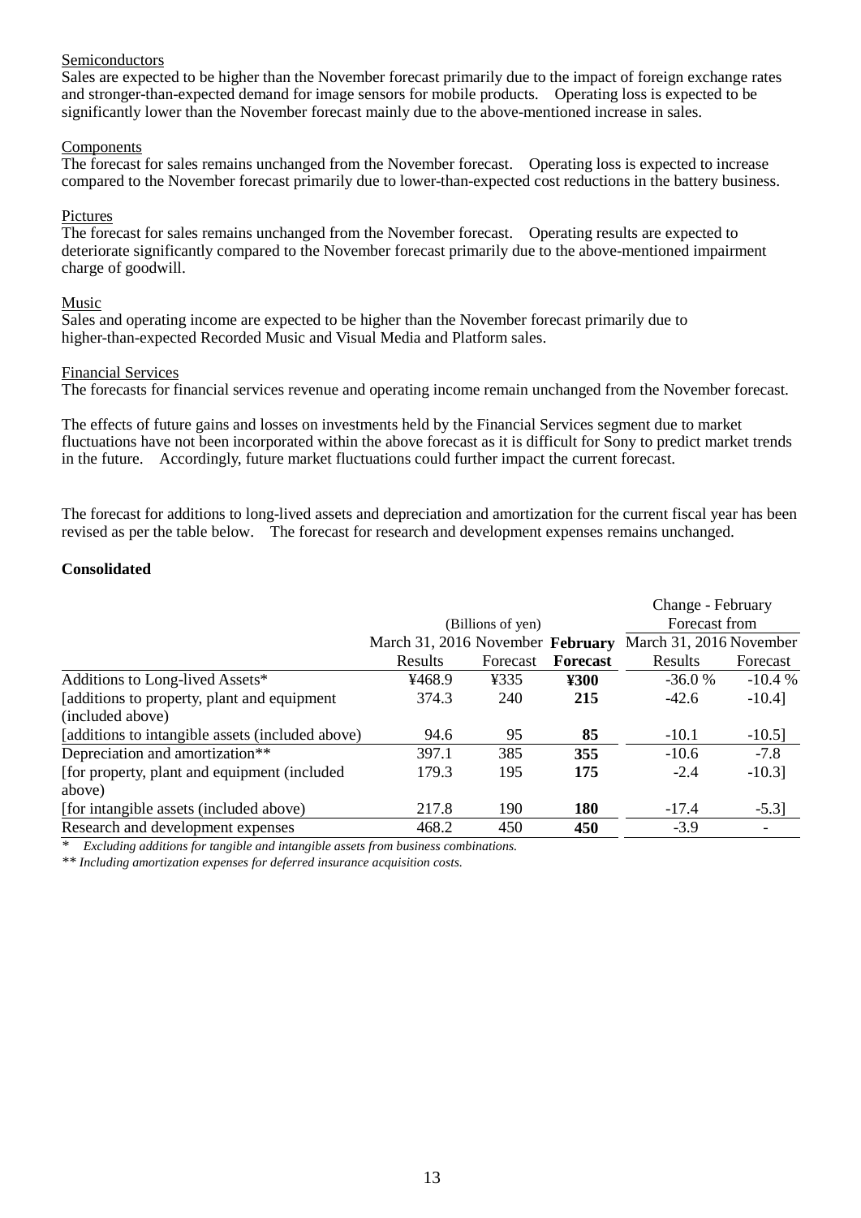Semiconductors

Sales are expected to be higher than the November forecast primarily due to the impact of foreign exchange rates and stronger-than-expected demand for image sensors for mobile products. Operating loss is expected to be significantly lower than the November forecast mainly due to the above-mentioned increase in sales.

Components

The forecast for sales remains unchanged from the November forecast. Operating loss is expected to increase compared to the November forecast primarily due to lower-than-expected cost reductions in the battery business.

Pictures

The forecast for sales remains unchanged from the November forecast. Operating results are expected to deteriorate significantly compared to the November forecast primarily due to the above-mentioned impairment charge of goodwill.

Music

Sales and operating income are expected to be higher than the November forecast primarily due to higher-than-expected Recorded Music and Visual Media and Platform sales.

Financial Services

The forecasts for financial services revenue and operating income remain unchanged from the November forecast.

The effects of future gains and losses on investments held by the Financial Services segment due to market fluctuations have not been incorporated within the above forecast as it is difficult for Sony to predict market trends in the future. Accordingly, future market fluctuations could further impact the current forecast.

The forecast for additions to long-lived assets and depreciation and amortization for the current fiscal year has been revised as per the table below. The forecast for research and development expenses remains unchanged.

**Consolidated**

| | (Billions of yen) | | | Change - February Forecast from | |
|---|---|---|---|---|---|
| | March 31, 2016 Results | November Forecast | **February Forecast** | March 31, 2016 Results | November Forecast |
| Additions to Long-lived Assets* | ¥468.9 | ¥335 | **¥300** | -36.0 % | -10.4 % |
| [additions to property, plant and equipment (included above) | 374.3 | 240 | **215** | -42.6 | -10.4] |
| [additions to intangible assets (included above) | 94.6 | 95 | **85** | -10.1 | -10.5] |
| Depreciation and amortization** | 397.1 | 385 | **355** | -10.6 | -7.8 |
| [for property, plant and equipment (included above) | 179.3 | 195 | **175** | -2.4 | -10.3] |
| [for intangible assets (included above) | 217.8 | 190 | **180** | -17.4 | -5.3] |
| Research and development expenses | 468.2 | 450 | **450** | -3.9 | - |

\* *Excluding additions for tangible and intangible assets from business combinations.*

** *Including amortization expenses for deferred insurance acquisition costs.*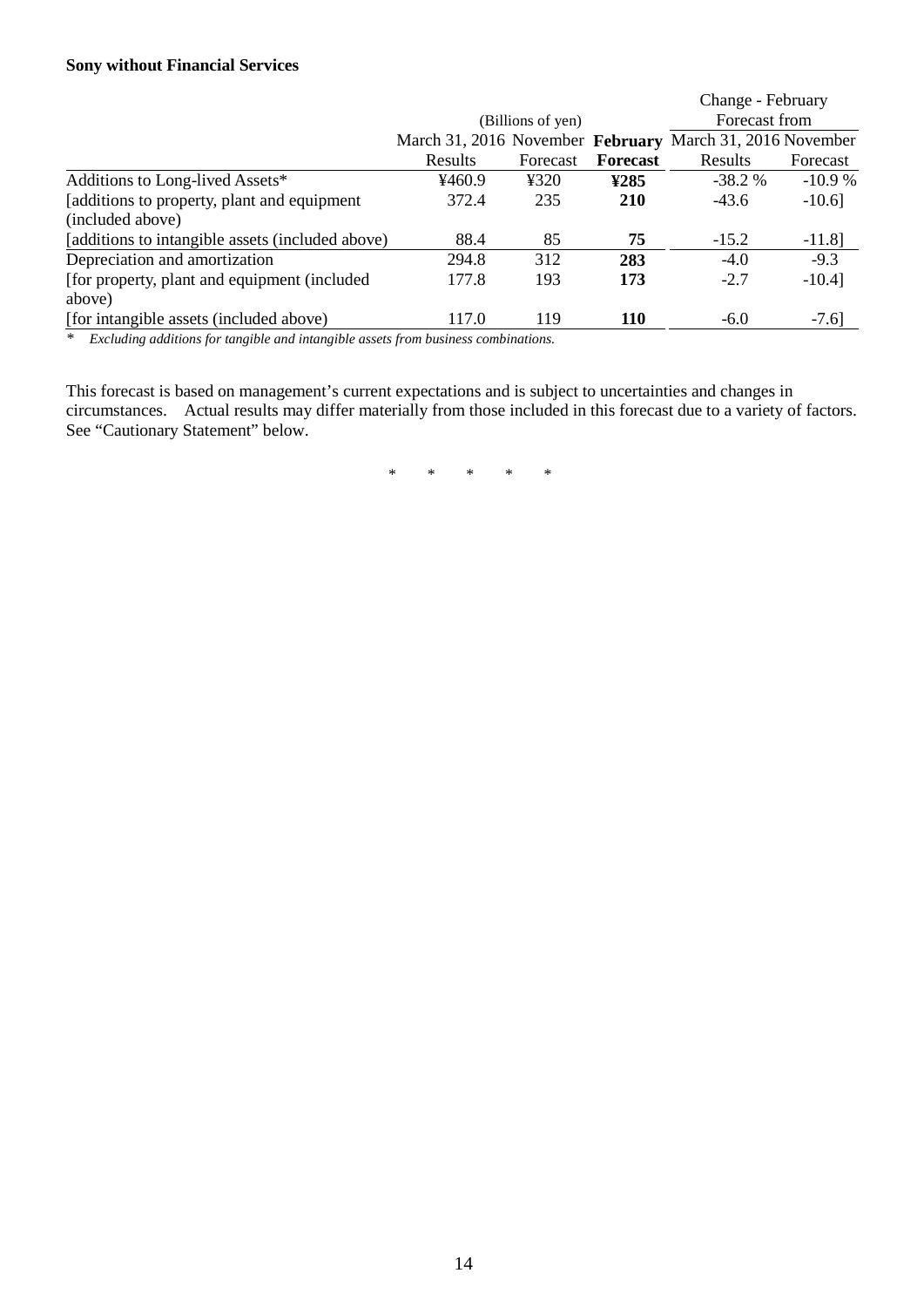**Sony without Financial Services**

| | (Billions of yen) | | | Change - February Forecast from | |
|---|---|---|---|---|---|
| | March 31, 2016 Results | November Forecast | **February Forecast** | March 31, 2016 Results | November Forecast |
| Additions to Long-lived Assets* | ¥460.9 | ¥320 | **¥285** | -38.2 % | -10.9 % |
| [additions to property, plant and equipment (included above) | 372.4 | 235 | **210** | -43.6 | -10.6] |
| [additions to intangible assets (included above) | 88.4 | 85 | **75** | -15.2 | -11.8] |
| Depreciation and amortization | 294.8 | 312 | **283** | -4.0 | -9.3 |
| [for property, plant and equipment (included above) | 177.8 | 193 | **173** | -2.7 | -10.4] |
| [for intangible assets (included above) | 117.0 | 119 | **110** | -6.0 | -7.6] |

\* *Excluding additions for tangible and intangible assets from business combinations.*

This forecast is based on management's current expectations and is subject to uncertainties and changes in circumstances. Actual results may differ materially from those included in this forecast due to a variety of factors. See "Cautionary Statement" below.

\* \* \* \* \*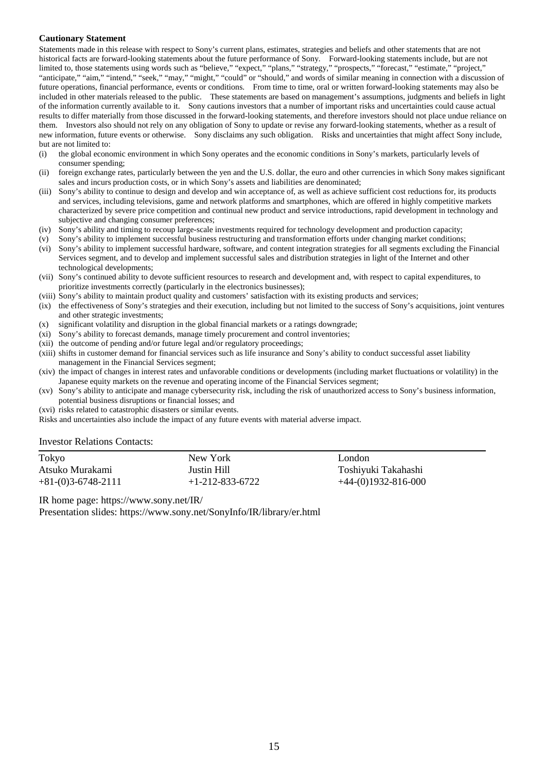**Cautionary Statement**

Statements made in this release with respect to Sony's current plans, estimates, strategies and beliefs and other statements that are not historical facts are forward-looking statements about the future performance of Sony. Forward-looking statements include, but are not limited to, those statements using words such as "believe," "expect," "plans," "strategy," "prospects," "forecast," "estimate," "project," "anticipate," "aim," "intend," "seek," "may," "might," "could" or "should," and words of similar meaning in connection with a discussion of future operations, financial performance, events or conditions. From time to time, oral or written forward-looking statements may also be included in other materials released to the public. These statements are based on management's assumptions, judgments and beliefs in light of the information currently available to it. Sony cautions investors that a number of important risks and uncertainties could cause actual results to differ materially from those discussed in the forward-looking statements, and therefore investors should not place undue reliance on them. Investors also should not rely on any obligation of Sony to update or revise any forward-looking statements, whether as a result of new information, future events or otherwise. Sony disclaims any such obligation. Risks and uncertainties that might affect Sony include, but are not limited to:

(i) the global economic environment in which Sony operates and the economic conditions in Sony's markets, particularly levels of consumer spending;
(ii) foreign exchange rates, particularly between the yen and the U.S. dollar, the euro and other currencies in which Sony makes significant sales and incurs production costs, or in which Sony's assets and liabilities are denominated;
(iii) Sony's ability to continue to design and develop and win acceptance of, as well as achieve sufficient cost reductions for, its products and services, including televisions, game and network platforms and smartphones, which are offered in highly competitive markets characterized by severe price competition and continual new product and service introductions, rapid development in technology and subjective and changing consumer preferences;
(iv) Sony's ability and timing to recoup large-scale investments required for technology development and production capacity;
(v) Sony's ability to implement successful business restructuring and transformation efforts under changing market conditions;
(vi) Sony's ability to implement successful hardware, software, and content integration strategies for all segments excluding the Financial Services segment, and to develop and implement successful sales and distribution strategies in light of the Internet and other technological developments;
(vii) Sony's continued ability to devote sufficient resources to research and development and, with respect to capital expenditures, to prioritize investments correctly (particularly in the electronics businesses);
(viii) Sony's ability to maintain product quality and customers' satisfaction with its existing products and services;
(ix) the effectiveness of Sony's strategies and their execution, including but not limited to the success of Sony's acquisitions, joint ventures and other strategic investments;
(x) significant volatility and disruption in the global financial markets or a ratings downgrade;
(xi) Sony's ability to forecast demands, manage timely procurement and control inventories;
(xii) the outcome of pending and/or future legal and/or regulatory proceedings;
(xiii) shifts in customer demand for financial services such as life insurance and Sony's ability to conduct successful asset liability management in the Financial Services segment;
(xiv) the impact of changes in interest rates and unfavorable conditions or developments (including market fluctuations or volatility) in the Japanese equity markets on the revenue and operating income of the Financial Services segment;
(xv) Sony's ability to anticipate and manage cybersecurity risk, including the risk of unauthorized access to Sony's business information, potential business disruptions or financial losses; and
(xvi) risks related to catastrophic disasters or similar events.

Risks and uncertainties also include the impact of any future events with material adverse impact.

Investor Relations Contacts:

| Tokyo | New York | London |
|---|---|---|
| Atsuko Murakami | Justin Hill | Toshiyuki Takahashi |
| +81-(0)3-6748-2111 | +1-212-833-6722 | +44-(0)1932-816-000 |

IR home page: https://www.sony.net/IR/

Presentation slides: https://www.sony.net/SonyInfo/IR/library/er.html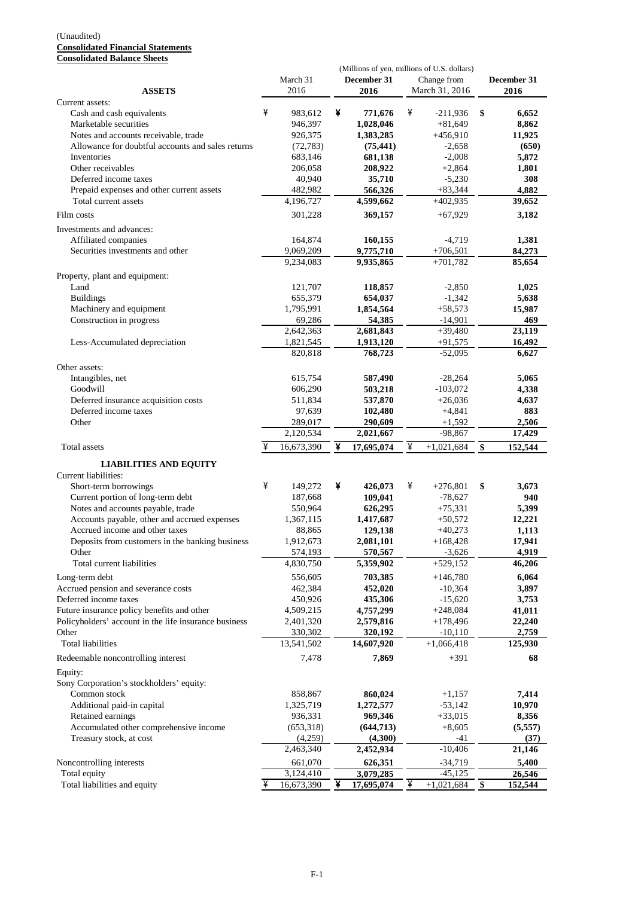(Unaudited)
**Consolidated Financial Statements**
**Consolidated Balance Sheets**

| | (Millions of yen, millions of U.S. dollars) | | | |
|---|---|---|---|---|
| **ASSETS** | March 31 2016 | **December 31 2016** | Change from March 31, 2016 | **December 31 2016** |
| Current assets: | | | | |
| Cash and cash equivalents | ¥ 983,612 | ¥ **771,676** | ¥ -211,936 | $ **6,652** |
| Marketable securities | 946,397 | **1,028,046** | +81,649 | **8,862** |
| Notes and accounts receivable, trade | 926,375 | **1,383,285** | +456,910 | **11,925** |
| Allowance for doubtful accounts and sales returns | (72,783) | **(75,441)** | -2,658 | **(650)** |
| Inventories | 683,146 | **681,138** | -2,008 | **5,872** |
| Other receivables | 206,058 | **208,922** | +2,864 | **1,801** |
| Deferred income taxes | 40,940 | **35,710** | -5,230 | **308** |
| Prepaid expenses and other current assets | 482,982 | **566,326** | +83,344 | **4,882** |
| Total current assets | 4,196,727 | **4,599,662** | +402,935 | **39,652** |
| Film costs | 301,228 | **369,157** | +67,929 | **3,182** |
| Investments and advances: | | | | |
| Affiliated companies | 164,874 | **160,155** | -4,719 | **1,381** |
| Securities investments and other | 9,069,209 | **9,775,710** | +706,501 | **84,273** |
| | 9,234,083 | **9,935,865** | +701,782 | **85,654** |
| Property, plant and equipment: | | | | |
| Land | 121,707 | **118,857** | -2,850 | **1,025** |
| Buildings | 655,379 | **654,037** | -1,342 | **5,638** |
| Machinery and equipment | 1,795,991 | **1,854,564** | +58,573 | **15,987** |
| Construction in progress | 69,286 | **54,385** | -14,901 | **469** |
| | 2,642,363 | **2,681,843** | +39,480 | **23,119** |
| Less-Accumulated depreciation | 1,821,545 | **1,913,120** | +91,575 | **16,492** |
| | 820,818 | **768,723** | -52,095 | **6,627** |
| Other assets: | | | | |
| Intangibles, net | 615,754 | **587,490** | -28,264 | **5,065** |
| Goodwill | 606,290 | **503,218** | -103,072 | **4,338** |
| Deferred insurance acquisition costs | 511,834 | **537,870** | +26,036 | **4,637** |
| Deferred income taxes | 97,639 | **102,480** | +4,841 | **883** |
| Other | 289,017 | **290,609** | +1,592 | **2,506** |
| | 2,120,534 | **2,021,667** | -98,867 | **17,429** |
| Total assets | ¥ 16,673,390 | ¥ **17,695,074** | ¥ +1,021,684 | $ **152,544** |
| **LIABILITIES AND EQUITY** | | | | |
| Current liabilities: | | | | |
| Short-term borrowings | ¥ 149,272 | ¥ **426,073** | ¥ +276,801 | $ **3,673** |
| Current portion of long-term debt | 187,668 | **109,041** | -78,627 | **940** |
| Notes and accounts payable, trade | 550,964 | **626,295** | +75,331 | **5,399** |
| Accounts payable, other and accrued expenses | 1,367,115 | **1,417,687** | +50,572 | **12,221** |
| Accrued income and other taxes | 88,865 | **129,138** | +40,273 | **1,113** |
| Deposits from customers in the banking business | 1,912,673 | **2,081,101** | +168,428 | **17,941** |
| Other | 574,193 | **570,567** | -3,626 | **4,919** |
| Total current liabilities | 4,830,750 | **5,359,902** | +529,152 | **46,206** |
| Long-term debt | 556,605 | **703,385** | +146,780 | **6,064** |
| Accrued pension and severance costs | 462,384 | **452,020** | -10,364 | **3,897** |
| Deferred income taxes | 450,926 | **435,306** | -15,620 | **3,753** |
| Future insurance policy benefits and other | 4,509,215 | **4,757,299** | +248,084 | **41,011** |
| Policyholders' account in the life insurance business | 2,401,320 | **2,579,816** | +178,496 | **22,240** |
| Other | 330,302 | **320,192** | -10,110 | **2,759** |
| Total liabilities | 13,541,502 | **14,607,920** | +1,066,418 | **125,930** |
| Redeemable noncontrolling interest | 7,478 | **7,869** | +391 | **68** |
| Equity: | | | | |
| Sony Corporation's stockholders' equity: | | | | |
| Common stock | 858,867 | **860,024** | +1,157 | **7,414** |
| Additional paid-in capital | 1,325,719 | **1,272,577** | -53,142 | **10,970** |
| Retained earnings | 936,331 | **969,346** | +33,015 | **8,356** |
| Accumulated other comprehensive income | (653,318) | **(644,713)** | +8,605 | **(5,557)** |
| Treasury stock, at cost | (4,259) | **(4,300)** | -41 | **(37)** |
| | 2,463,340 | **2,452,934** | -10,406 | **21,146** |
| Noncontrolling interests | 661,070 | **626,351** | -34,719 | **5,400** |
| Total equity | 3,124,410 | **3,079,285** | -45,125 | **26,546** |
| Total liabilities and equity | ¥ 16,673,390 | ¥ **17,695,074** | ¥ +1,021,684 | $ **152,544** |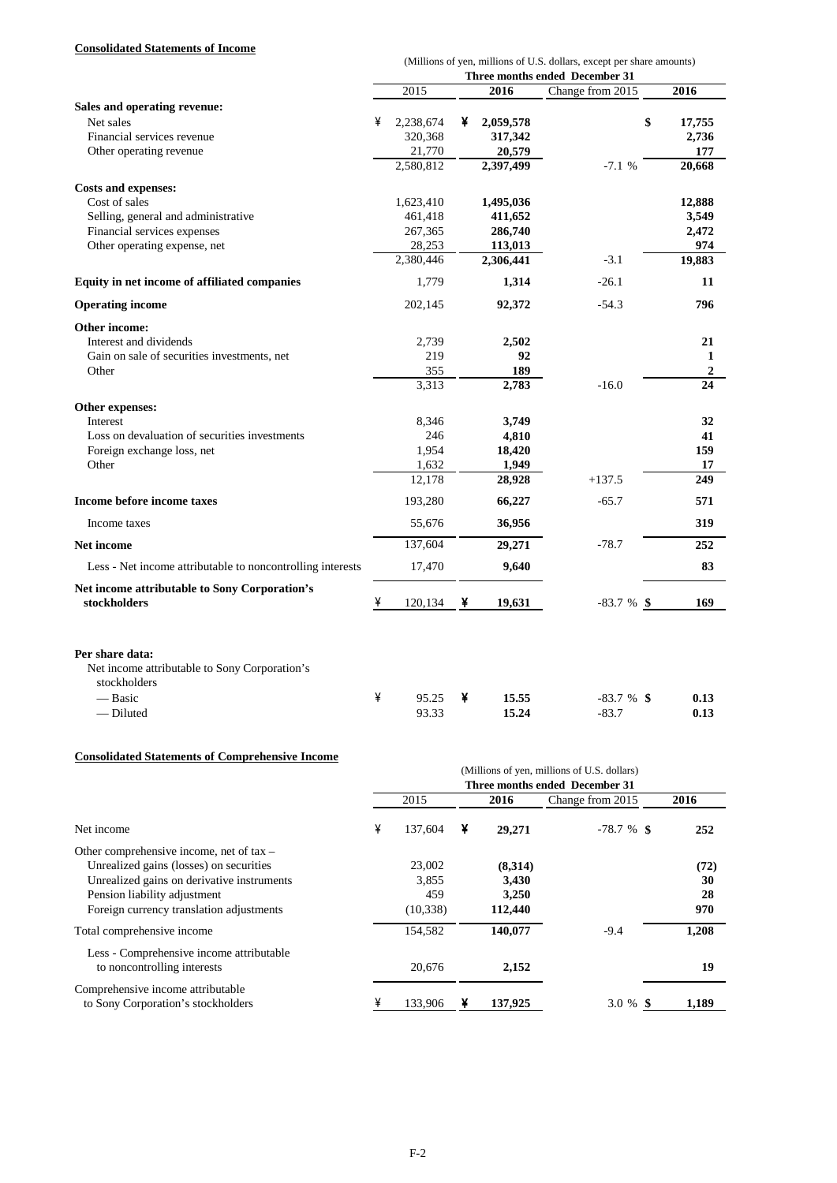**Consolidated Statements of Income**

(Millions of yen, millions of U.S. dollars, except per share amounts)

| | Three months ended December 31 | | | |
|---|---|---|---|---|
| | 2015 | 2016 | Change from 2015 | 2016 |
| **Sales and operating revenue:** | | | | |
| Net sales | ¥ 2,238,674 | ¥ **2,059,578** | | $ **17,755** |
| Financial services revenue | 320,368 | **317,342** | | **2,736** |
| Other operating revenue | 21,770 | **20,579** | | **177** |
| | 2,580,812 | **2,397,499** | -7.1 % | **20,668** |
| **Costs and expenses:** | | | | |
| Cost of sales | 1,623,410 | **1,495,036** | | **12,888** |
| Selling, general and administrative | 461,418 | **411,652** | | **3,549** |
| Financial services expenses | 267,365 | **286,740** | | **2,472** |
| Other operating expense, net | 28,253 | **113,013** | | **974** |
| | 2,380,446 | **2,306,441** | -3.1 | **19,883** |
| **Equity in net income of affiliated companies** | 1,779 | **1,314** | -26.1 | **11** |
| **Operating income** | 202,145 | **92,372** | -54.3 | **796** |
| **Other income:** | | | | |
| Interest and dividends | 2,739 | **2,502** | | **21** |
| Gain on sale of securities investments, net | 219 | **92** | | **1** |
| Other | 355 | **189** | | **2** |
| | 3,313 | **2,783** | -16.0 | **24** |
| **Other expenses:** | | | | |
| Interest | 8,346 | **3,749** | | **32** |
| Loss on devaluation of securities investments | 246 | **4,810** | | **41** |
| Foreign exchange loss, net | 1,954 | **18,420** | | **159** |
| Other | 1,632 | **1,949** | | **17** |
| | 12,178 | **28,928** | +137.5 | **249** |
| **Income before income taxes** | 193,280 | **66,227** | -65.7 | **571** |
| Income taxes | 55,676 | **36,956** | | **319** |
| **Net income** | 137,604 | **29,271** | -78.7 | **252** |
| Less - Net income attributable to noncontrolling interests | 17,470 | **9,640** | | **83** |
| **Net income attributable to Sony Corporation's stockholders** | ¥ 120,134 | ¥ **19,631** | -83.7 % | $ **169** |
| | | | | |
| **Per share data:** | | | | |
| Net income attributable to Sony Corporation's stockholders | | | | |
| — Basic | ¥ 95.25 | ¥ **15.55** | -83.7 % | $ **0.13** |
| — Diluted | 93.33 | **15.24** | -83.7 | **0.13** |

**Consolidated Statements of Comprehensive Income**

(Millions of yen, millions of U.S. dollars)

| | Three months ended December 31 | | | |
|---|---|---|---|---|
| | 2015 | 2016 | Change from 2015 | 2016 |
| Net income | ¥ 137,604 | ¥ **29,271** | -78.7 % | $ **252** |
| Other comprehensive income, net of tax – | | | | |
| Unrealized gains (losses) on securities | 23,002 | **(8,314)** | | **(72)** |
| Unrealized gains on derivative instruments | 3,855 | **3,430** | | **30** |
| Pension liability adjustment | 459 | **3,250** | | **28** |
| Foreign currency translation adjustments | (10,338) | **112,440** | | **970** |
| Total comprehensive income | 154,582 | **140,077** | -9.4 | **1,208** |
| Less - Comprehensive income attributable to noncontrolling interests | 20,676 | **2,152** | | **19** |
| Comprehensive income attributable to Sony Corporation's stockholders | ¥ 133,906 | ¥ **137,925** | 3.0 % | $ **1,189** |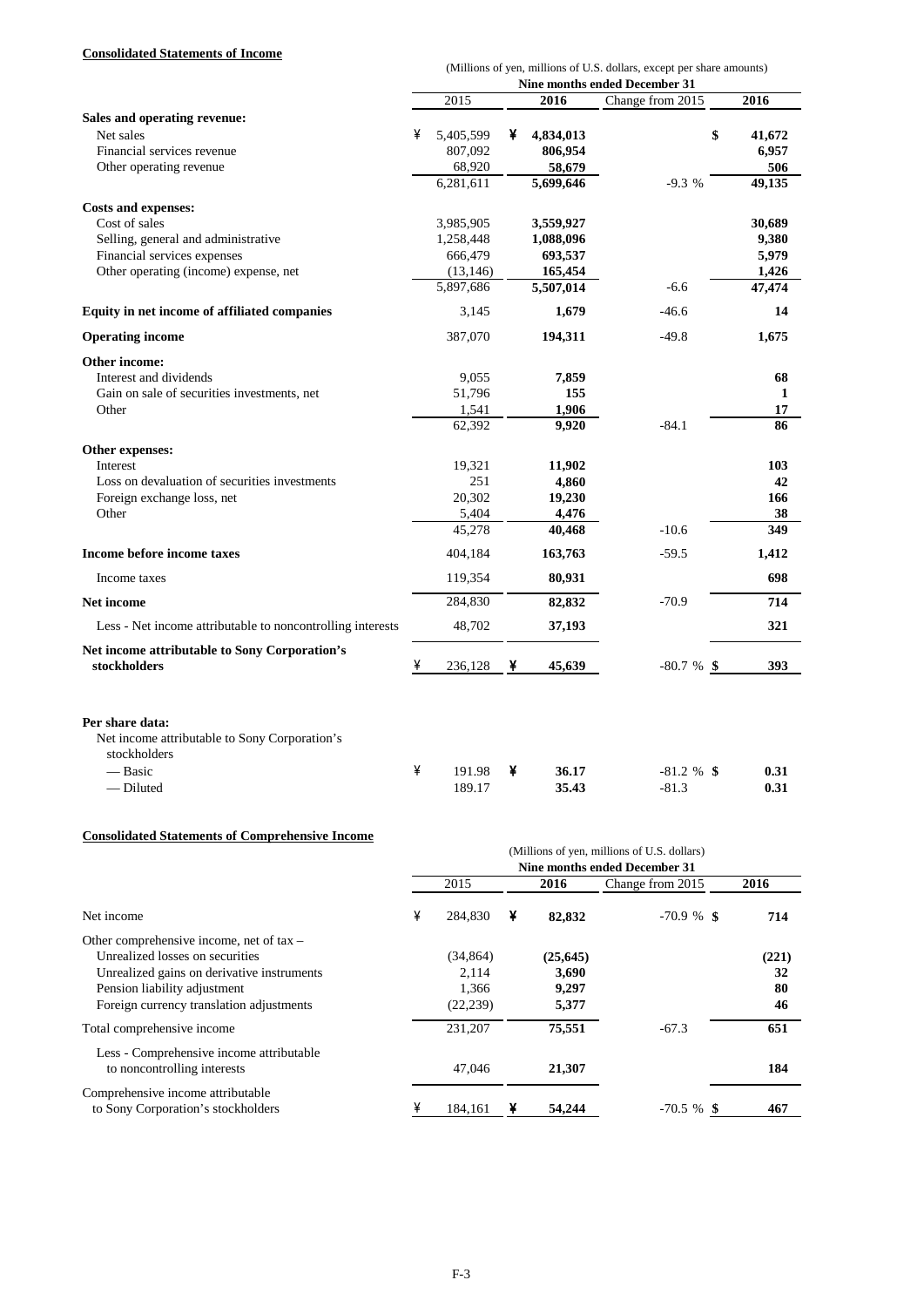**Consolidated Statements of Income**

(Millions of yen, millions of U.S. dollars, except per share amounts)

| | Nine months ended December 31 | | | |
|---|---|---|---|---|
| | 2015 | **2016** | Change from 2015 | **2016** |
| **Sales and operating revenue:** | | | | |
| Net sales | ¥ 5,405,599 | ¥ **4,834,013** | | $ **41,672** |
| Financial services revenue | 807,092 | **806,954** | | **6,957** |
| Other operating revenue | 68,920 | **58,679** | | **506** |
| | 6,281,611 | **5,699,646** | -9.3 % | **49,135** |
| **Costs and expenses:** | | | | |
| Cost of sales | 3,985,905 | **3,559,927** | | **30,689** |
| Selling, general and administrative | 1,258,448 | **1,088,096** | | **9,380** |
| Financial services expenses | 666,479 | **693,537** | | **5,979** |
| Other operating (income) expense, net | (13,146) | **165,454** | | **1,426** |
| | 5,897,686 | **5,507,014** | -6.6 | **47,474** |
| **Equity in net income of affiliated companies** | 3,145 | **1,679** | -46.6 | **14** |
| **Operating income** | 387,070 | **194,311** | -49.8 | **1,675** |
| **Other income:** | | | | |
| Interest and dividends | 9,055 | **7,859** | | **68** |
| Gain on sale of securities investments, net | 51,796 | **155** | | **1** |
| Other | 1,541 | **1,906** | | **17** |
| | 62,392 | **9,920** | -84.1 | **86** |
| **Other expenses:** | | | | |
| Interest | 19,321 | **11,902** | | **103** |
| Loss on devaluation of securities investments | 251 | **4,860** | | **42** |
| Foreign exchange loss, net | 20,302 | **19,230** | | **166** |
| Other | 5,404 | **4,476** | | **38** |
| | 45,278 | **40,468** | -10.6 | **349** |
| **Income before income taxes** | 404,184 | **163,763** | -59.5 | **1,412** |
| Income taxes | 119,354 | **80,931** | | **698** |
| **Net income** | 284,830 | **82,832** | -70.9 | **714** |
| Less - Net income attributable to noncontrolling interests | 48,702 | **37,193** | | **321** |
| **Net income attributable to Sony Corporation's stockholders** | ¥ 236,128 | ¥ **45,639** | -80.7 % | $ **393** |
| | | | | |
| **Per share data:** | | | | |
| Net income attributable to Sony Corporation's stockholders | | | | |
| — Basic | ¥ 191.98 | ¥ **36.17** | -81.2 % | $ **0.31** |
| — Diluted | 189.17 | **35.43** | -81.3 | **0.31** |

**Consolidated Statements of Comprehensive Income**

(Millions of yen, millions of U.S. dollars)

| | Nine months ended December 31 | | | |
|---|---|---|---|---|
| | 2015 | **2016** | Change from 2015 | **2016** |
| Net income | ¥ 284,830 | ¥ **82,832** | -70.9 % | $ **714** |
| Other comprehensive income, net of tax – | | | | |
| Unrealized losses on securities | (34,864) | **(25,645)** | | **(221)** |
| Unrealized gains on derivative instruments | 2,114 | **3,690** | | **32** |
| Pension liability adjustment | 1,366 | **9,297** | | **80** |
| Foreign currency translation adjustments | (22,239) | **5,377** | | **46** |
| Total comprehensive income | 231,207 | **75,551** | -67.3 | **651** |
| Less - Comprehensive income attributable to noncontrolling interests | 47,046 | **21,307** | | **184** |
| Comprehensive income attributable to Sony Corporation's stockholders | ¥ 184,161 | ¥ **54,244** | -70.5 % | $ **467** |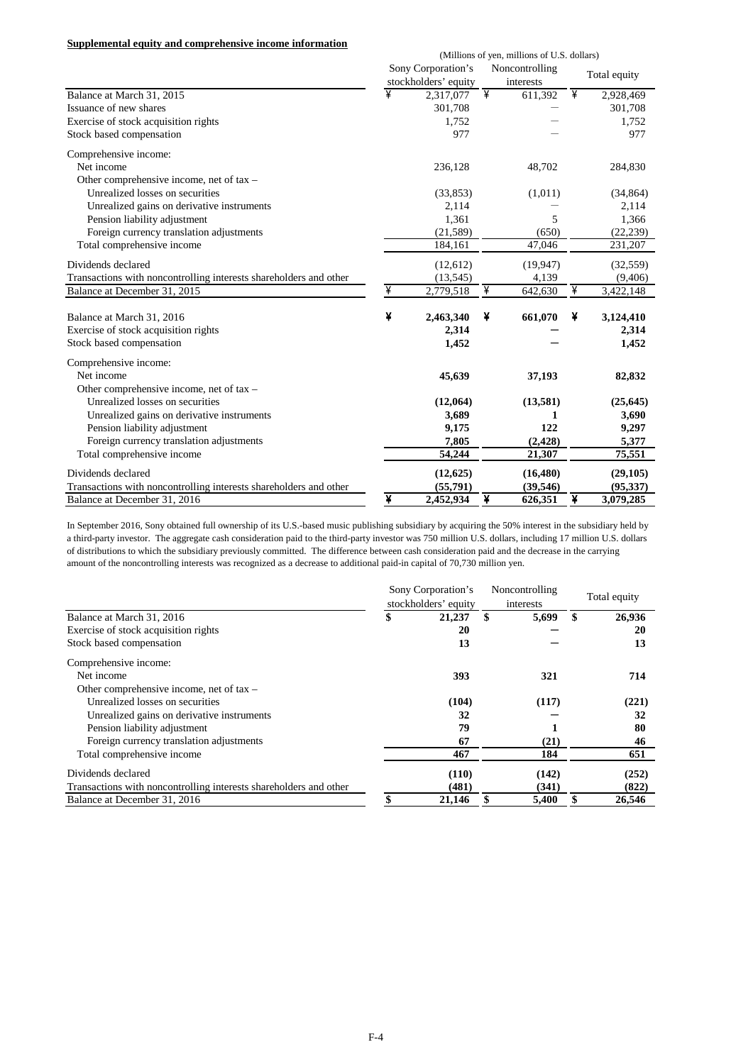**Supplemental equity and comprehensive income information**

| | (Millions of yen, millions of U.S. dollars) | | |
|---|---|---|---|
| | Sony Corporation's stockholders' equity | Noncontrolling interests | Total equity |
| Balance at March 31, 2015 | ¥ 2,317,077 | ¥ 611,392 | ¥ 2,928,469 |
| Issuance of new shares | 301,708 | — | 301,708 |
| Exercise of stock acquisition rights | 1,752 | — | 1,752 |
| Stock based compensation | 977 | — | 977 |
| Comprehensive income: | | | |
| Net income | 236,128 | 48,702 | 284,830 |
| Other comprehensive income, net of tax – | | | |
| Unrealized losses on securities | (33,853) | (1,011) | (34,864) |
| Unrealized gains on derivative instruments | 2,114 | — | 2,114 |
| Pension liability adjustment | 1,361 | 5 | 1,366 |
| Foreign currency translation adjustments | (21,589) | (650) | (22,239) |
| Total comprehensive income | 184,161 | 47,046 | 231,207 |
| Dividends declared | (12,612) | (19,947) | (32,559) |
| Transactions with noncontrolling interests shareholders and other | (13,545) | 4,139 | (9,406) |
| Balance at December 31, 2015 | ¥ 2,779,518 | ¥ 642,630 | ¥ 3,422,148 |
| | | | |
| **Balance at March 31, 2016** | **¥ 2,463,340** | **¥ 661,070** | **¥ 3,124,410** |
| Exercise of stock acquisition rights | **2,314** | **—** | **2,314** |
| Stock based compensation | **1,452** | **—** | **1,452** |
| Comprehensive income: | | | |
| Net income | **45,639** | **37,193** | **82,832** |
| Other comprehensive income, net of tax – | | | |
| Unrealized losses on securities | **(12,064)** | **(13,581)** | **(25,645)** |
| Unrealized gains on derivative instruments | **3,689** | **1** | **3,690** |
| Pension liability adjustment | **9,175** | **122** | **9,297** |
| Foreign currency translation adjustments | **7,805** | **(2,428)** | **5,377** |
| Total comprehensive income | **54,244** | **21,307** | **75,551** |
| Dividends declared | **(12,625)** | **(16,480)** | **(29,105)** |
| Transactions with noncontrolling interests shareholders and other | **(55,791)** | **(39,546)** | **(95,337)** |
| Balance at December 31, 2016 | **¥ 2,452,934** | **¥ 626,351** | **¥ 3,079,285** |

In September 2016, Sony obtained full ownership of its U.S.-based music publishing subsidiary by acquiring the 50% interest in the subsidiary held by a third-party investor. The aggregate cash consideration paid to the third-party investor was 750 million U.S. dollars, including 17 million U.S. dollars of distributions to which the subsidiary previously committed. The difference between cash consideration paid and the decrease in the carrying amount of the noncontrolling interests was recognized as a decrease to additional paid-in capital of 70,730 million yen.

| | Sony Corporation's stockholders' equity | Noncontrolling interests | Total equity |
|---|---|---|---|
| Balance at March 31, 2016 | **$ 21,237** | **$ 5,699** | **$ 26,936** |
| Exercise of stock acquisition rights | **20** | **—** | **20** |
| Stock based compensation | **13** | **—** | **13** |
| Comprehensive income: | | | |
| Net income | **393** | **321** | **714** |
| Other comprehensive income, net of tax – | | | |
| Unrealized losses on securities | **(104)** | **(117)** | **(221)** |
| Unrealized gains on derivative instruments | **32** | **—** | **32** |
| Pension liability adjustment | **79** | **1** | **80** |
| Foreign currency translation adjustments | **67** | **(21)** | **46** |
| Total comprehensive income | **467** | **184** | **651** |
| Dividends declared | **(110)** | **(142)** | **(252)** |
| Transactions with noncontrolling interests shareholders and other | **(481)** | **(341)** | **(822)** |
| Balance at December 31, 2016 | **$ 21,146** | **$ 5,400** | **$ 26,546** |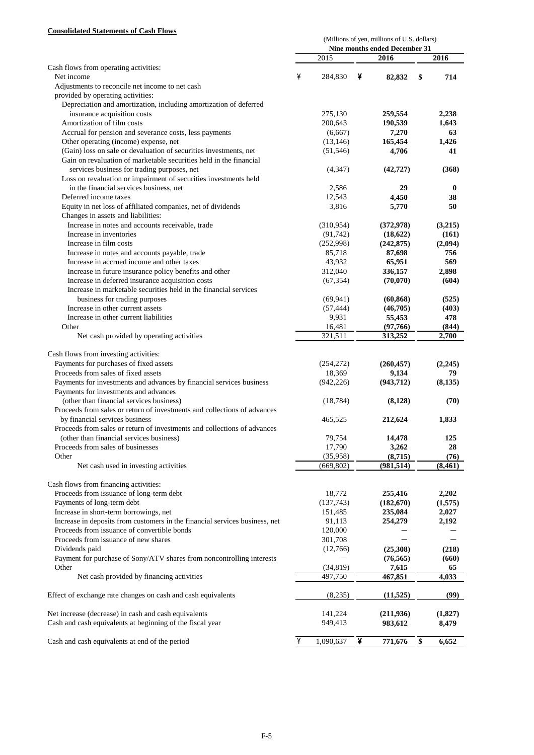**Consolidated Statements of Cash Flows**

| | (Millions of yen, millions of U.S. dollars) | | |
|---|---|---|---|
| | Nine months ended December 31 | | |
| | 2015 | 2016 | 2016 |
| Cash flows from operating activities: | | | |
| Net income | ¥ 284,830 | ¥ **82,832** | $ **714** |
| Adjustments to reconcile net income to net cash provided by operating activities: | | | |
| Depreciation and amortization, including amortization of deferred insurance acquisition costs | 275,130 | **259,554** | **2,238** |
| Amortization of film costs | 200,643 | **190,539** | **1,643** |
| Accrual for pension and severance costs, less payments | (6,667) | **7,270** | **63** |
| Other operating (income) expense, net | (13,146) | **165,454** | **1,426** |
| (Gain) loss on sale or devaluation of securities investments, net | (51,546) | **4,706** | **41** |
| Gain on revaluation of marketable securities held in the financial services business for trading purposes, net | (4,347) | **(42,727)** | **(368)** |
| Loss on revaluation or impairment of securities investments held in the financial services business, net | 2,586 | **29** | **0** |
| Deferred income taxes | 12,543 | **4,450** | **38** |
| Equity in net loss of affiliated companies, net of dividends | 3,816 | **5,770** | **50** |
| Changes in assets and liabilities: | | | |
| Increase in notes and accounts receivable, trade | (310,954) | **(372,978)** | **(3,215)** |
| Increase in inventories | (91,742) | **(18,622)** | **(161)** |
| Increase in film costs | (252,998) | **(242,875)** | **(2,094)** |
| Increase in notes and accounts payable, trade | 85,718 | **87,698** | **756** |
| Increase in accrued income and other taxes | 43,932 | **65,951** | **569** |
| Increase in future insurance policy benefits and other | 312,040 | **336,157** | **2,898** |
| Increase in deferred insurance acquisition costs | (67,354) | **(70,070)** | **(604)** |
| Increase in marketable securities held in the financial services business for trading purposes | (69,941) | **(60,868)** | **(525)** |
| Increase in other current assets | (57,444) | **(46,705)** | **(403)** |
| Increase in other current liabilities | 9,931 | **55,453** | **478** |
| Other | 16,481 | **(97,766)** | **(844)** |
| Net cash provided by operating activities | 321,511 | **313,252** | **2,700** |
| Cash flows from investing activities: | | | |
| Payments for purchases of fixed assets | (254,272) | **(260,457)** | **(2,245)** |
| Proceeds from sales of fixed assets | 18,369 | **9,134** | **79** |
| Payments for investments and advances by financial services business | (942,226) | **(943,712)** | **(8,135)** |
| Payments for investments and advances (other than financial services business) | (18,784) | **(8,128)** | **(70)** |
| Proceeds from sales or return of investments and collections of advances by financial services business | 465,525 | **212,624** | **1,833** |
| Proceeds from sales or return of investments and collections of advances (other than financial services business) | 79,754 | **14,478** | **125** |
| Proceeds from sales of businesses | 17,790 | **3,262** | **28** |
| Other | (35,958) | **(8,715)** | **(76)** |
| Net cash used in investing activities | (669,802) | **(981,514)** | **(8,461)** |
| Cash flows from financing activities: | | | |
| Proceeds from issuance of long-term debt | 18,772 | **255,416** | **2,202** |
| Payments of long-term debt | (137,743) | **(182,670)** | **(1,575)** |
| Increase in short-term borrowings, net | 151,485 | **235,084** | **2,027** |
| Increase in deposits from customers in the financial services business, net | 91,113 | **254,279** | **2,192** |
| Proceeds from issuance of convertible bonds | 120,000 | **—** | **—** |
| Proceeds from issuance of new shares | 301,708 | **—** | **—** |
| Dividends paid | (12,766) | **(25,308)** | **(218)** |
| Payment for purchase of Sony/ATV shares from noncontrolling interests | — | **(76,565)** | **(660)** |
| Other | (34,819) | **7,615** | **65** |
| Net cash provided by financing activities | 497,750 | **467,851** | **4,033** |
| Effect of exchange rate changes on cash and cash equivalents | (8,235) | **(11,525)** | **(99)** |
| Net increase (decrease) in cash and cash equivalents | 141,224 | **(211,936)** | **(1,827)** |
| Cash and cash equivalents at beginning of the fiscal year | 949,413 | **983,612** | **8,479** |
| Cash and cash equivalents at end of the period | ¥ 1,090,637 | ¥ **771,676** | $ **6,652** |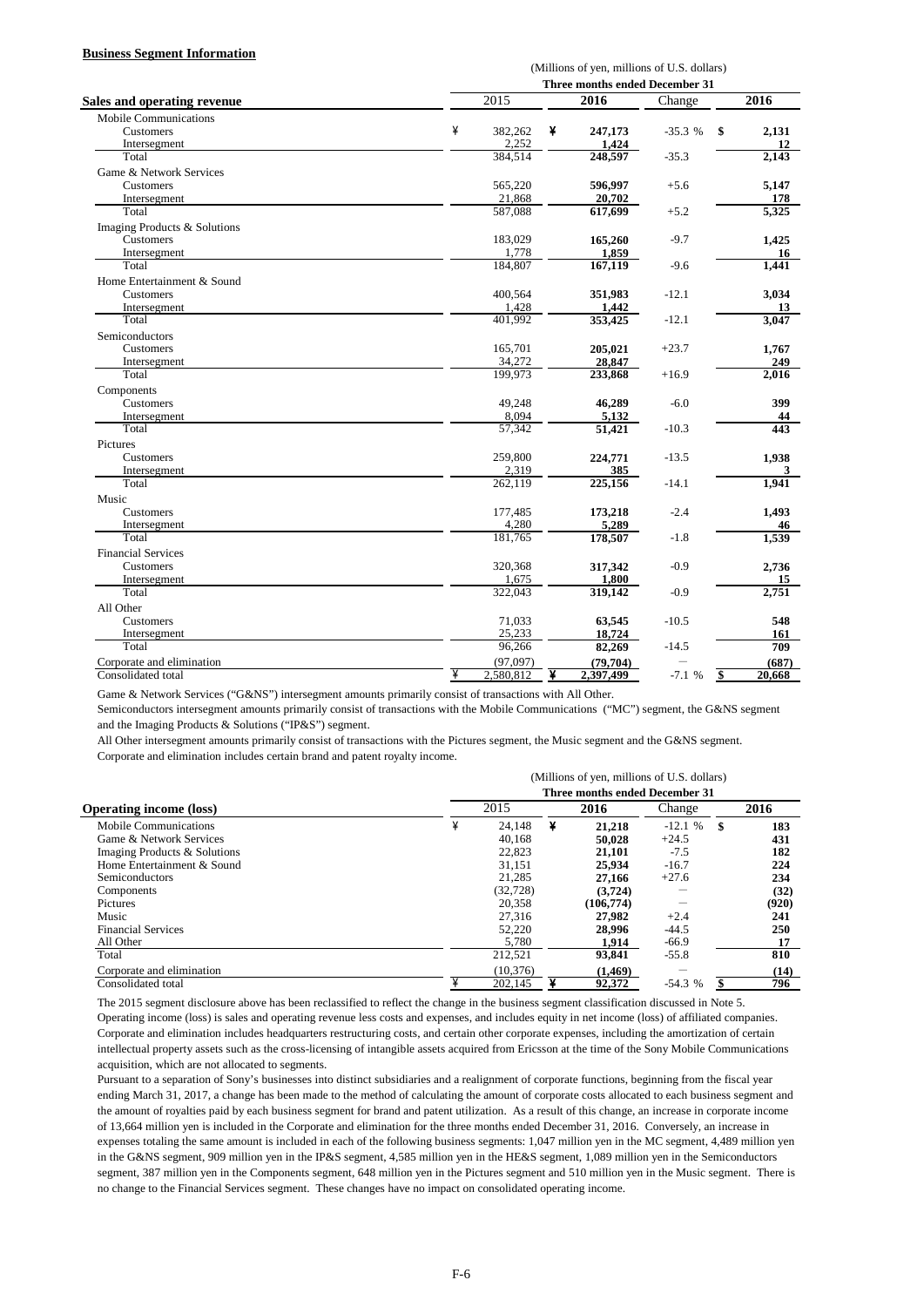**Business Segment Information**

| Sales and operating revenue | (Millions of yen, millions of U.S. dollars) | | | |
|---|---|---|---|---|
| | Three months ended December 31 | | | |
| | 2015 | 2016 | Change | 2016 |
| Mobile Communications | | | | |
| Customers | ¥ 382,262 | ¥ 247,173 | -35.3 % | $ 2,131 |
| Intersegment | 2,252 | 1,424 | | 12 |
| Total | 384,514 | 248,597 | -35.3 | 2,143 |
| Game & Network Services | | | | |
| Customers | 565,220 | 596,997 | +5.6 | 5,147 |
| Intersegment | 21,868 | 20,702 | | 178 |
| Total | 587,088 | 617,699 | +5.2 | 5,325 |
| Imaging Products & Solutions | | | | |
| Customers | 183,029 | 165,260 | -9.7 | 1,425 |
| Intersegment | 1,778 | 1,859 | | 16 |
| Total | 184,807 | 167,119 | -9.6 | 1,441 |
| Home Entertainment & Sound | | | | |
| Customers | 400,564 | 351,983 | -12.1 | 3,034 |
| Intersegment | 1,428 | 1,442 | | 13 |
| Total | 401,992 | 353,425 | -12.1 | 3,047 |
| Semiconductors | | | | |
| Customers | 165,701 | 205,021 | +23.7 | 1,767 |
| Intersegment | 34,272 | 28,847 | | 249 |
| Total | 199,973 | 233,868 | +16.9 | 2,016 |
| Components | | | | |
| Customers | 49,248 | 46,289 | -6.0 | 399 |
| Intersegment | 8,094 | 5,132 | | 44 |
| Total | 57,342 | 51,421 | -10.3 | 443 |
| Pictures | | | | |
| Customers | 259,800 | 224,771 | -13.5 | 1,938 |
| Intersegment | 2,319 | 385 | | 3 |
| Total | 262,119 | 225,156 | -14.1 | 1,941 |
| Music | | | | |
| Customers | 177,485 | 173,218 | -2.4 | 1,493 |
| Intersegment | 4,280 | 5,289 | | 46 |
| Total | 181,765 | 178,507 | -1.8 | 1,539 |
| Financial Services | | | | |
| Customers | 320,368 | 317,342 | -0.9 | 2,736 |
| Intersegment | 1,675 | 1,800 | | 15 |
| Total | 322,043 | 319,142 | -0.9 | 2,751 |
| All Other | | | | |
| Customers | 71,033 | 63,545 | -10.5 | 548 |
| Intersegment | 25,233 | 18,724 | | 161 |
| Total | 96,266 | 82,269 | -14.5 | 709 |
| Corporate and elimination | (97,097) | (79,704) | — | (687) |
| Consolidated total | ¥ 2,580,812 | ¥ 2,397,499 | -7.1 % | $ 20,668 |

Game & Network Services ("G&NS") intersegment amounts primarily consist of transactions with All Other.

Semiconductors intersegment amounts primarily consist of transactions with the Mobile Communications ("MC") segment, the G&NS segment and the Imaging Products & Solutions ("IP&S") segment.

All Other intersegment amounts primarily consist of transactions with the Pictures segment, the Music segment and the G&NS segment.

Corporate and elimination includes certain brand and patent royalty income.

| Operating income (loss) | (Millions of yen, millions of U.S. dollars) | | | |
|---|---|---|---|---|
| | Three months ended December 31 | | | |
| | 2015 | 2016 | Change | 2016 |
| Mobile Communications | ¥ 24,148 | ¥ 21,218 | -12.1 % | $ 183 |
| Game & Network Services | 40,168 | 50,028 | +24.5 | 431 |
| Imaging Products & Solutions | 22,823 | 21,101 | -7.5 | 182 |
| Home Entertainment & Sound | 31,151 | 25,934 | -16.7 | 224 |
| Semiconductors | 21,285 | 27,166 | +27.6 | 234 |
| Components | (32,728) | (3,724) | — | (32) |
| Pictures | 20,358 | (106,774) | — | (920) |
| Music | 27,316 | 27,982 | +2.4 | 241 |
| Financial Services | 52,220 | 28,996 | -44.5 | 250 |
| All Other | 5,780 | 1,914 | -66.9 | 17 |
| Total | 212,521 | 93,841 | -55.8 | 810 |
| Corporate and elimination | (10,376) | (1,469) | — | (14) |
| Consolidated total | ¥ 202,145 | ¥ 92,372 | -54.3 % | $ 796 |

The 2015 segment disclosure above has been reclassified to reflect the change in the business segment classification discussed in Note 5.

Operating income (loss) is sales and operating revenue less costs and expenses, and includes equity in net income (loss) of affiliated companies.

Corporate and elimination includes headquarters restructuring costs, and certain other corporate expenses, including the amortization of certain intellectual property assets such as the cross-licensing of intangible assets acquired from Ericsson at the time of the Sony Mobile Communications acquisition, which are not allocated to segments.

Pursuant to a separation of Sony's businesses into distinct subsidiaries and a realignment of corporate functions, beginning from the fiscal year ending March 31, 2017, a change has been made to the method of calculating the amount of corporate costs allocated to each business segment and the amount of royalties paid by each business segment for brand and patent utilization. As a result of this change, an increase in corporate income of 13,664 million yen is included in the Corporate and elimination for the three months ended December 31, 2016. Conversely, an increase in expenses totaling the same amount is included in each of the following business segments: 1,047 million yen in the MC segment, 4,489 million yen in the G&NS segment, 909 million yen in the IP&S segment, 4,585 million yen in the HE&S segment, 1,089 million yen in the Semiconductors segment, 387 million yen in the Components segment, 648 million yen in the Pictures segment and 510 million yen in the Music segment. There is no change to the Financial Services segment. These changes have no impact on consolidated operating income.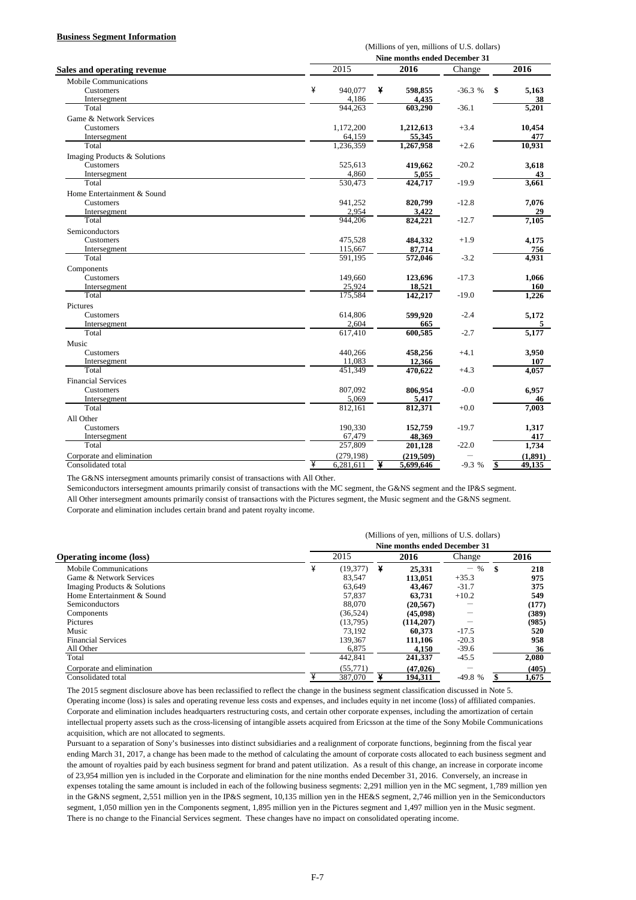**Business Segment Information**

| Sales and operating revenue | (Millions of yen, millions of U.S. dollars) | | | |
|---|---|---|---|---|
| | Nine months ended December 31 | | | |
| | 2015 | 2016 | Change | 2016 |
| Mobile Communications | | | | |
| Customers | ¥ 940,077 | ¥ 598,855 | -36.3 % | $ 5,163 |
| Intersegment | 4,186 | 4,435 | | 38 |
| Total | 944,263 | 603,290 | -36.1 | 5,201 |
| Game & Network Services | | | | |
| Customers | 1,172,200 | 1,212,613 | +3.4 | 10,454 |
| Intersegment | 64,159 | 55,345 | | 477 |
| Total | 1,236,359 | 1,267,958 | +2.6 | 10,931 |
| Imaging Products & Solutions | | | | |
| Customers | 525,613 | 419,662 | -20.2 | 3,618 |
| Intersegment | 4,860 | 5,055 | | 43 |
| Total | 530,473 | 424,717 | -19.9 | 3,661 |
| Home Entertainment & Sound | | | | |
| Customers | 941,252 | 820,799 | -12.8 | 7,076 |
| Intersegment | 2,954 | 3,422 | | 29 |
| Total | 944,206 | 824,221 | -12.7 | 7,105 |
| Semiconductors | | | | |
| Customers | 475,528 | 484,332 | +1.9 | 4,175 |
| Intersegment | 115,667 | 87,714 | | 756 |
| Total | 591,195 | 572,046 | -3.2 | 4,931 |
| Components | | | | |
| Customers | 149,660 | 123,696 | -17.3 | 1,066 |
| Intersegment | 25,924 | 18,521 | | 160 |
| Total | 175,584 | 142,217 | -19.0 | 1,226 |
| Pictures | | | | |
| Customers | 614,806 | 599,920 | -2.4 | 5,172 |
| Intersegment | 2,604 | 665 | | 5 |
| Total | 617,410 | 600,585 | -2.7 | 5,177 |
| Music | | | | |
| Customers | 440,266 | 458,256 | +4.1 | 3,950 |
| Intersegment | 11,083 | 12,366 | | 107 |
| Total | 451,349 | 470,622 | +4.3 | 4,057 |
| Financial Services | | | | |
| Customers | 807,092 | 806,954 | -0.0 | 6,957 |
| Intersegment | 5,069 | 5,417 | | 46 |
| Total | 812,161 | 812,371 | +0.0 | 7,003 |
| All Other | | | | |
| Customers | 190,330 | 152,759 | -19.7 | 1,317 |
| Intersegment | 67,479 | 48,369 | | 417 |
| Total | 257,809 | 201,128 | -22.0 | 1,734 |
| Corporate and elimination | (279,198) | (219,509) | — | (1,891) |
| Consolidated total | ¥ 6,281,611 | ¥ 5,699,646 | -9.3 % | $ 49,135 |

The G&NS intersegment amounts primarily consist of transactions with All Other.

Semiconductors intersegment amounts primarily consist of transactions with the MC segment, the G&NS segment and the IP&S segment.

All Other intersegment amounts primarily consist of transactions with the Pictures segment, the Music segment and the G&NS segment.

Corporate and elimination includes certain brand and patent royalty income.

| Operating income (loss) | (Millions of yen, millions of U.S. dollars) | | | |
|---|---|---|---|---|
| | Nine months ended December 31 | | | |
| | 2015 | 2016 | Change | 2016 |
| Mobile Communications | ¥ (19,377) | ¥ 25,331 | — % | $ 218 |
| Game & Network Services | 83,547 | 113,051 | +35.3 | 975 |
| Imaging Products & Solutions | 63,649 | 43,467 | -31.7 | 375 |
| Home Entertainment & Sound | 57,837 | 63,731 | +10.2 | 549 |
| Semiconductors | 88,070 | (20,567) | — | (177) |
| Components | (36,524) | (45,098) | — | (389) |
| Pictures | (13,795) | (114,207) | — | (985) |
| Music | 73,192 | 60,373 | -17.5 | 520 |
| Financial Services | 139,367 | 111,106 | -20.3 | 958 |
| All Other | 6,875 | 4,150 | -39.6 | 36 |
| Total | 442,841 | 241,337 | -45.5 | 2,080 |
| Corporate and elimination | (55,771) | (47,026) | — | (405) |
| Consolidated total | ¥ 387,070 | ¥ 194,311 | -49.8 % | $ 1,675 |

The 2015 segment disclosure above has been reclassified to reflect the change in the business segment classification discussed in Note 5.

Operating income (loss) is sales and operating revenue less costs and expenses, and includes equity in net income (loss) of affiliated companies.

Corporate and elimination includes headquarters restructuring costs, and certain other corporate expenses, including the amortization of certain intellectual property assets such as the cross-licensing of intangible assets acquired from Ericsson at the time of the Sony Mobile Communications acquisition, which are not allocated to segments.

Pursuant to a separation of Sony's businesses into distinct subsidiaries and a realignment of corporate functions, beginning from the fiscal year ending March 31, 2017, a change has been made to the method of calculating the amount of corporate costs allocated to each business segment and the amount of royalties paid by each business segment for brand and patent utilization. As a result of this change, an increase in corporate income of 23,954 million yen is included in the Corporate and elimination for the nine months ended December 31, 2016. Conversely, an increase in expenses totaling the same amount is included in each of the following business segments: 2,291 million yen in the MC segment, 1,789 million yen in the G&NS segment, 2,551 million yen in the IP&S segment, 10,135 million yen in the HE&S segment, 2,746 million yen in the Semiconductors segment, 1,050 million yen in the Components segment, 1,895 million yen in the Pictures segment and 1,497 million yen in the Music segment. There is no change to the Financial Services segment. These changes have no impact on consolidated operating income.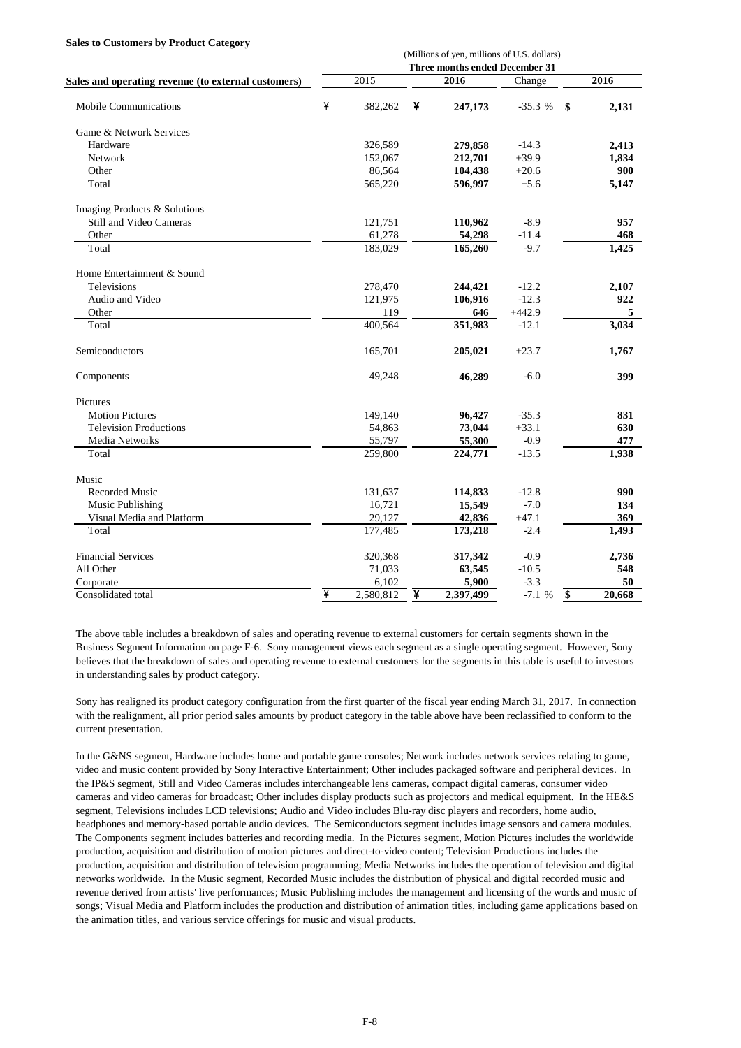**Sales to Customers by Product Category**

| Sales and operating revenue (to external customers) | (Millions of yen, millions of U.S. dollars) Three months ended December 31 | | | |
|---|---|---|---|---|
| | 2015 | 2016 | Change | 2016 |
| Mobile Communications | ¥ 382,262 | ¥ **247,173** | -35.3 % | $ **2,131** |
| Game & Network Services | | | | |
| Hardware | 326,589 | **279,858** | -14.3 | **2,413** |
| Network | 152,067 | **212,701** | +39.9 | **1,834** |
| Other | 86,564 | **104,438** | +20.6 | **900** |
| Total | 565,220 | **596,997** | +5.6 | **5,147** |
| Imaging Products & Solutions | | | | |
| Still and Video Cameras | 121,751 | **110,962** | -8.9 | **957** |
| Other | 61,278 | **54,298** | -11.4 | **468** |
| Total | 183,029 | **165,260** | -9.7 | **1,425** |
| Home Entertainment & Sound | | | | |
| Televisions | 278,470 | **244,421** | -12.2 | **2,107** |
| Audio and Video | 121,975 | **106,916** | -12.3 | **922** |
| Other | 119 | **646** | +442.9 | **5** |
| Total | 400,564 | **351,983** | -12.1 | **3,034** |
| Semiconductors | 165,701 | **205,021** | +23.7 | **1,767** |
| Components | 49,248 | **46,289** | -6.0 | **399** |
| Pictures | | | | |
| Motion Pictures | 149,140 | **96,427** | -35.3 | **831** |
| Television Productions | 54,863 | **73,044** | +33.1 | **630** |
| Media Networks | 55,797 | **55,300** | -0.9 | **477** |
| Total | 259,800 | **224,771** | -13.5 | **1,938** |
| Music | | | | |
| Recorded Music | 131,637 | **114,833** | -12.8 | **990** |
| Music Publishing | 16,721 | **15,549** | -7.0 | **134** |
| Visual Media and Platform | 29,127 | **42,836** | +47.1 | **369** |
| Total | 177,485 | **173,218** | -2.4 | **1,493** |
| Financial Services | 320,368 | **317,342** | -0.9 | **2,736** |
| All Other | 71,033 | **63,545** | -10.5 | **548** |
| Corporate | 6,102 | **5,900** | -3.3 | **50** |
| Consolidated total | ¥ 2,580,812 | ¥ **2,397,499** | -7.1 % | $ **20,668** |

The above table includes a breakdown of sales and operating revenue to external customers for certain segments shown in the Business Segment Information on page F-6. Sony management views each segment as a single operating segment. However, Sony believes that the breakdown of sales and operating revenue to external customers for the segments in this table is useful to investors in understanding sales by product category.

Sony has realigned its product category configuration from the first quarter of the fiscal year ending March 31, 2017. In connection with the realignment, all prior period sales amounts by product category in the table above have been reclassified to conform to the current presentation.

In the G&NS segment, Hardware includes home and portable game consoles; Network includes network services relating to game, video and music content provided by Sony Interactive Entertainment; Other includes packaged software and peripheral devices. In the IP&S segment, Still and Video Cameras includes interchangeable lens cameras, compact digital cameras, consumer video cameras and video cameras for broadcast; Other includes display products such as projectors and medical equipment. In the HE&S segment, Televisions includes LCD televisions; Audio and Video includes Blu-ray disc players and recorders, home audio, headphones and memory-based portable audio devices. The Semiconductors segment includes image sensors and camera modules. The Components segment includes batteries and recording media. In the Pictures segment, Motion Pictures includes the worldwide production, acquisition and distribution of motion pictures and direct-to-video content; Television Productions includes the production, acquisition and distribution of television programming; Media Networks includes the operation of television and digital networks worldwide. In the Music segment, Recorded Music includes the distribution of physical and digital recorded music and revenue derived from artists' live performances; Music Publishing includes the management and licensing of the words and music of songs; Visual Media and Platform includes the production and distribution of animation titles, including game applications based on the animation titles, and various service offerings for music and visual products.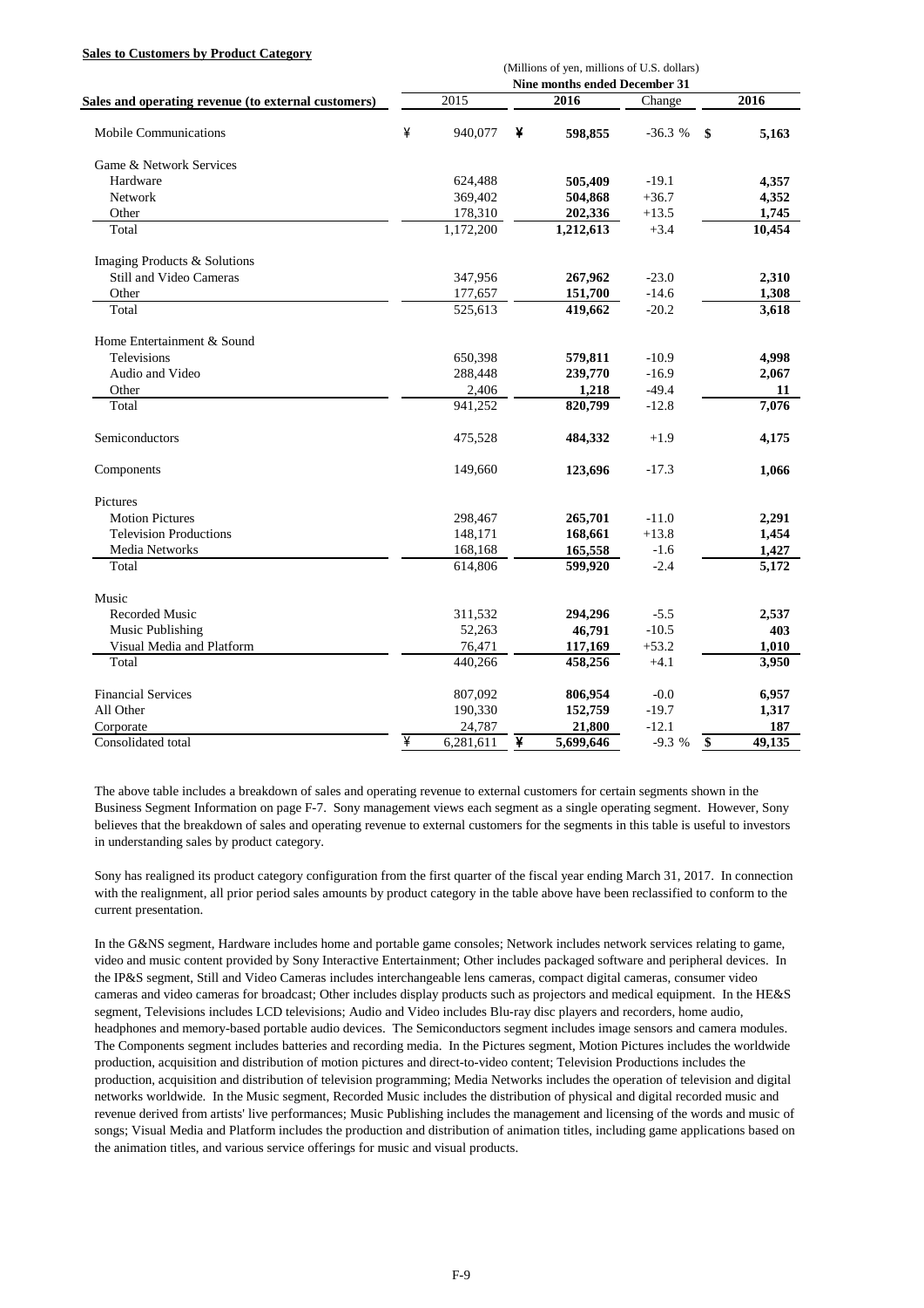**Sales to Customers by Product Category**

| Sales and operating revenue (to external customers) | (Millions of yen, millions of U.S. dollars) Nine months ended December 31 | | | |
|---|---|---|---|---|
| | 2015 | 2016 | Change | 2016 |
| Mobile Communications | ¥ 940,077 | ¥ **598,855** | -36.3 % | $ **5,163** |
| Game & Network Services | | | | |
| Hardware | 624,488 | **505,409** | -19.1 | **4,357** |
| Network | 369,402 | **504,868** | +36.7 | **4,352** |
| Other | 178,310 | **202,336** | +13.5 | **1,745** |
| Total | 1,172,200 | **1,212,613** | +3.4 | **10,454** |
| Imaging Products & Solutions | | | | |
| Still and Video Cameras | 347,956 | **267,962** | -23.0 | **2,310** |
| Other | 177,657 | **151,700** | -14.6 | **1,308** |
| Total | 525,613 | **419,662** | -20.2 | **3,618** |
| Home Entertainment & Sound | | | | |
| Televisions | 650,398 | **579,811** | -10.9 | **4,998** |
| Audio and Video | 288,448 | **239,770** | -16.9 | **2,067** |
| Other | 2,406 | **1,218** | -49.4 | **11** |
| Total | 941,252 | **820,799** | -12.8 | **7,076** |
| Semiconductors | 475,528 | **484,332** | +1.9 | **4,175** |
| Components | 149,660 | **123,696** | -17.3 | **1,066** |
| Pictures | | | | |
| Motion Pictures | 298,467 | **265,701** | -11.0 | **2,291** |
| Television Productions | 148,171 | **168,661** | +13.8 | **1,454** |
| Media Networks | 168,168 | **165,558** | -1.6 | **1,427** |
| Total | 614,806 | **599,920** | -2.4 | **5,172** |
| Music | | | | |
| Recorded Music | 311,532 | **294,296** | -5.5 | **2,537** |
| Music Publishing | 52,263 | **46,791** | -10.5 | **403** |
| Visual Media and Platform | 76,471 | **117,169** | +53.2 | **1,010** |
| Total | 440,266 | **458,256** | +4.1 | **3,950** |
| Financial Services | 807,092 | **806,954** | -0.0 | **6,957** |
| All Other | 190,330 | **152,759** | -19.7 | **1,317** |
| Corporate | 24,787 | **21,800** | -12.1 | **187** |
| Consolidated total | ¥ 6,281,611 | ¥ **5,699,646** | -9.3 % | $ **49,135** |

The above table includes a breakdown of sales and operating revenue to external customers for certain segments shown in the Business Segment Information on page F-7. Sony management views each segment as a single operating segment. However, Sony believes that the breakdown of sales and operating revenue to external customers for the segments in this table is useful to investors in understanding sales by product category.

Sony has realigned its product category configuration from the first quarter of the fiscal year ending March 31, 2017. In connection with the realignment, all prior period sales amounts by product category in the table above have been reclassified to conform to the current presentation.

In the G&NS segment, Hardware includes home and portable game consoles; Network includes network services relating to game, video and music content provided by Sony Interactive Entertainment; Other includes packaged software and peripheral devices. In the IP&S segment, Still and Video Cameras includes interchangeable lens cameras, compact digital cameras, consumer video cameras and video cameras for broadcast; Other includes display products such as projectors and medical equipment. In the HE&S segment, Televisions includes LCD televisions; Audio and Video includes Blu-ray disc players and recorders, home audio, headphones and memory-based portable audio devices. The Semiconductors segment includes image sensors and camera modules. The Components segment includes batteries and recording media. In the Pictures segment, Motion Pictures includes the worldwide production, acquisition and distribution of motion pictures and direct-to-video content; Television Productions includes the production, acquisition and distribution of television programming; Media Networks includes the operation of television and digital networks worldwide. In the Music segment, Recorded Music includes the distribution of physical and digital recorded music and revenue derived from artists' live performances; Music Publishing includes the management and licensing of the words and music of songs; Visual Media and Platform includes the production and distribution of animation titles, including game applications based on the animation titles, and various service offerings for music and visual products.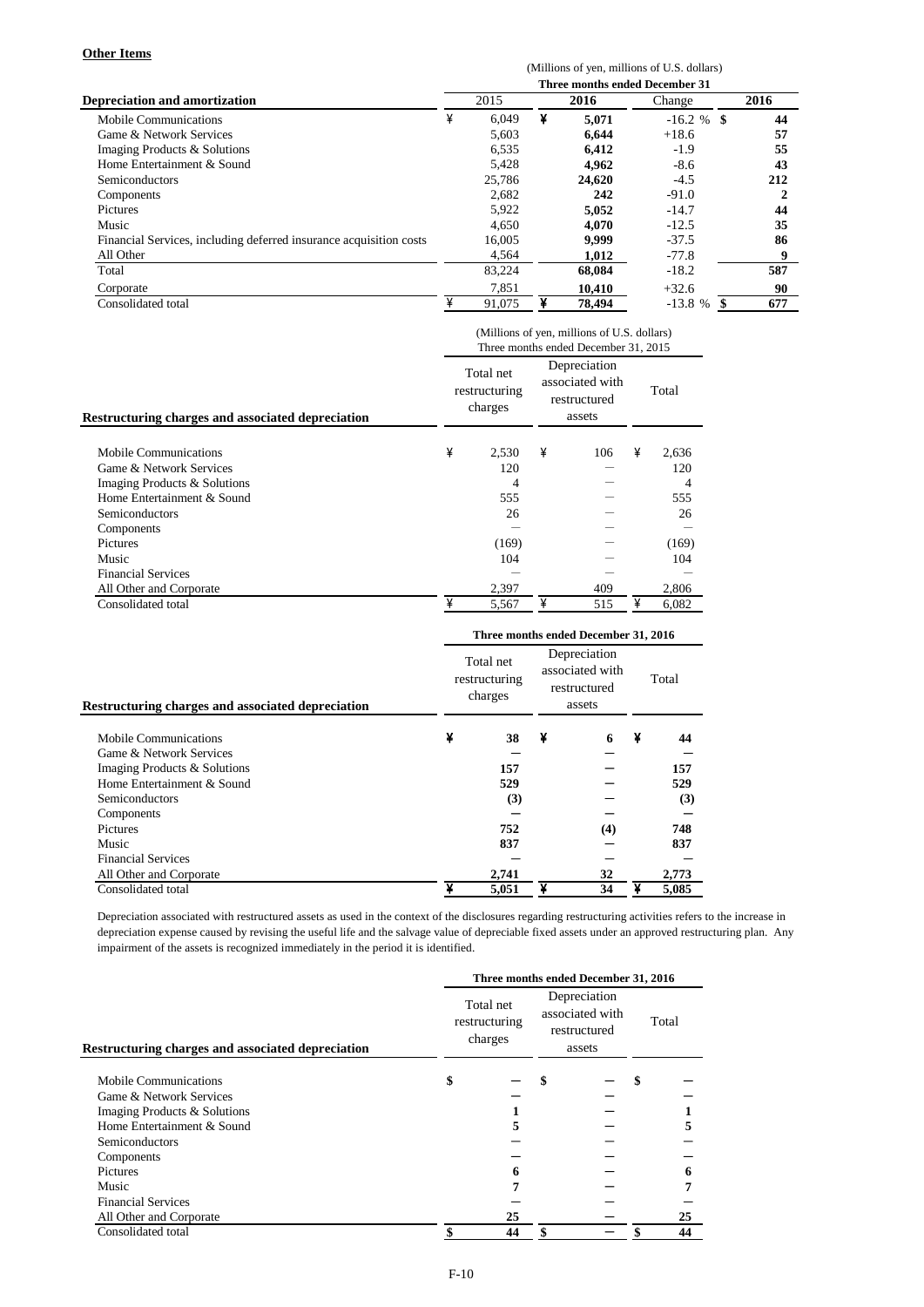**Other Items**

| Depreciation and amortization | (Millions of yen, millions of U.S. dollars) Three months ended December 31 | | | |
|---|---|---|---|---|
| | 2015 | **2016** | Change | **2016** |
| Mobile Communications | ¥ 6,049 | ¥ **5,071** | -16.2 % | $ **44** |
| Game & Network Services | 5,603 | **6,644** | +18.6 | **57** |
| Imaging Products & Solutions | 6,535 | **6,412** | -1.9 | **55** |
| Home Entertainment & Sound | 5,428 | **4,962** | -8.6 | **43** |
| Semiconductors | 25,786 | **24,620** | -4.5 | **212** |
| Components | 2,682 | **242** | -91.0 | **2** |
| Pictures | 5,922 | **5,052** | -14.7 | **44** |
| Music | 4,650 | **4,070** | -12.5 | **35** |
| Financial Services, including deferred insurance acquisition costs | 16,005 | **9,999** | -37.5 | **86** |
| All Other | 4,564 | **1,012** | -77.8 | **9** |
| Total | 83,224 | **68,084** | -18.2 | **587** |
| Corporate | 7,851 | **10,410** | +32.6 | **90** |
| Consolidated total | ¥ 91,075 | ¥ **78,494** | -13.8 % | $ **677** |

| Restructuring charges and associated depreciation | (Millions of yen, millions of U.S. dollars) Three months ended December 31, 2015 | | |
|---|---|---|---|
| | Total net restructuring charges | Depreciation associated with restructured assets | Total |
| Mobile Communications | ¥ 2,530 | ¥ 106 | ¥ 2,636 |
| Game & Network Services | 120 | — | 120 |
| Imaging Products & Solutions | 4 | — | 4 |
| Home Entertainment & Sound | 555 | — | 555 |
| Semiconductors | 26 | — | 26 |
| Components | — | — | — |
| Pictures | (169) | — | (169) |
| Music | 104 | — | 104 |
| Financial Services | — | — | — |
| All Other and Corporate | 2,397 | 409 | 2,806 |
| Consolidated total | ¥ 5,567 | ¥ 515 | ¥ 6,082 |

| Restructuring charges and associated depreciation | **Three months ended December 31, 2016** | | |
|---|---|---|---|
| | Total net restructuring charges | Depreciation associated with restructured assets | Total |
| Mobile Communications | ¥ **38** | ¥ **6** | ¥ **44** |
| Game & Network Services | **—** | **—** | **—** |
| Imaging Products & Solutions | **157** | **—** | **157** |
| Home Entertainment & Sound | **529** | **—** | **529** |
| Semiconductors | **(3)** | **—** | **(3)** |
| Components | **—** | **—** | **—** |
| Pictures | **752** | **(4)** | **748** |
| Music | **837** | **—** | **837** |
| Financial Services | **—** | **—** | **—** |
| All Other and Corporate | **2,741** | **32** | **2,773** |
| Consolidated total | ¥ **5,051** | ¥ **34** | ¥ **5,085** |

Depreciation associated with restructured assets as used in the context of the disclosures regarding restructuring activities refers to the increase in depreciation expense caused by revising the useful life and the salvage value of depreciable fixed assets under an approved restructuring plan. Any impairment of the assets is recognized immediately in the period it is identified.

| Restructuring charges and associated depreciation | **Three months ended December 31, 2016** | | |
|---|---|---|---|
| | Total net restructuring charges | Depreciation associated with restructured assets | Total |
| Mobile Communications | $ **—** | $ **—** | $ **—** |
| Game & Network Services | **—** | **—** | **—** |
| Imaging Products & Solutions | **1** | **—** | **1** |
| Home Entertainment & Sound | **5** | **—** | **5** |
| Semiconductors | **—** | **—** | **—** |
| Components | **—** | **—** | **—** |
| Pictures | **6** | **—** | **6** |
| Music | **7** | **—** | **7** |
| Financial Services | **—** | **—** | **—** |
| All Other and Corporate | **25** | **—** | **25** |
| Consolidated total | $ **44** | $ **—** | $ **44** |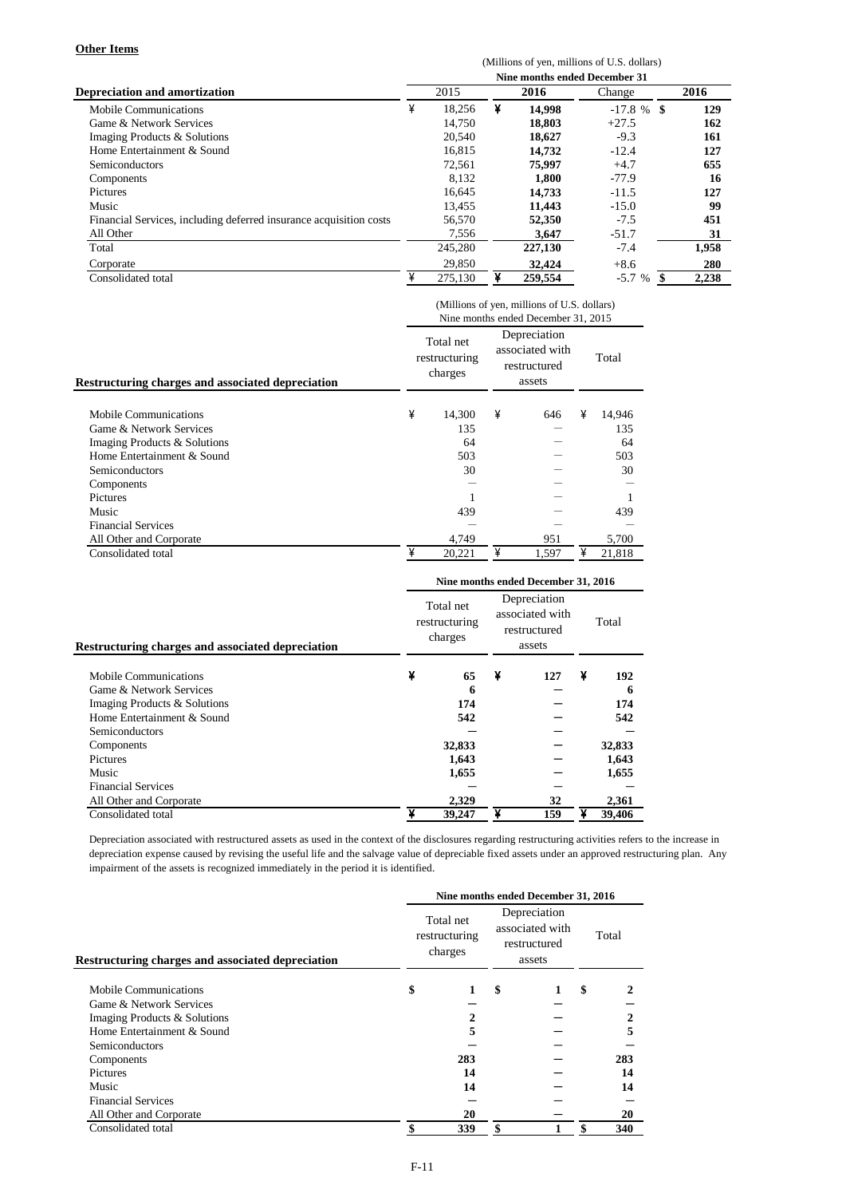**Other Items**

| | (Millions of yen, millions of U.S. dollars) | | | |
|---|---|---|---|---|
| | Nine months ended December 31 | | | |
| **Depreciation and amortization** | 2015 | **2016** | Change | **2016** |
| Mobile Communications | ¥ 18,256 | ¥ **14,998** | -17.8 % | $ **129** |
| Game & Network Services | 14,750 | **18,803** | +27.5 | **162** |
| Imaging Products & Solutions | 20,540 | **18,627** | -9.3 | **161** |
| Home Entertainment & Sound | 16,815 | **14,732** | -12.4 | **127** |
| Semiconductors | 72,561 | **75,997** | +4.7 | **655** |
| Components | 8,132 | **1,800** | -77.9 | **16** |
| Pictures | 16,645 | **14,733** | -11.5 | **127** |
| Music | 13,455 | **11,443** | -15.0 | **99** |
| Financial Services, including deferred insurance acquisition costs | 56,570 | **52,350** | -7.5 | **451** |
| All Other | 7,556 | **3,647** | -51.7 | **31** |
| Total | 245,280 | **227,130** | -7.4 | **1,958** |
| Corporate | 29,850 | **32,424** | +8.6 | **280** |
| Consolidated total | ¥ 275,130 | ¥ **259,554** | -5.7 % | $ **2,238** |

| | (Millions of yen, millions of U.S. dollars) | | |
|---|---|---|---|
| | Nine months ended December 31, 2015 | | |
| **Restructuring charges and associated depreciation** | Total net restructuring charges | Depreciation associated with restructured assets | Total |
| Mobile Communications | ¥ 14,300 | ¥ 646 | ¥ 14,946 |
| Game & Network Services | 135 | — | 135 |
| Imaging Products & Solutions | 64 | — | 64 |
| Home Entertainment & Sound | 503 | — | 503 |
| Semiconductors | 30 | — | 30 |
| Components | — | — | — |
| Pictures | 1 | — | 1 |
| Music | 439 | — | 439 |
| Financial Services | — | — | — |
| All Other and Corporate | 4,749 | 951 | 5,700 |
| Consolidated total | ¥ 20,221 | ¥ 1,597 | ¥ 21,818 |

| | **Nine months ended December 31, 2016** | | |
|---|---|---|---|
| **Restructuring charges and associated depreciation** | Total net restructuring charges | Depreciation associated with restructured assets | Total |
| Mobile Communications | ¥ **65** | ¥ **127** | ¥ **192** |
| Game & Network Services | **6** | **—** | **6** |
| Imaging Products & Solutions | **174** | **—** | **174** |
| Home Entertainment & Sound | **542** | **—** | **542** |
| Semiconductors | **—** | **—** | **—** |
| Components | **32,833** | **—** | **32,833** |
| Pictures | **1,643** | **—** | **1,643** |
| Music | **1,655** | **—** | **1,655** |
| Financial Services | **—** | **—** | **—** |
| All Other and Corporate | **2,329** | **32** | **2,361** |
| Consolidated total | ¥ **39,247** | ¥ **159** | ¥ **39,406** |

Depreciation associated with restructured assets as used in the context of the disclosures regarding restructuring activities refers to the increase in depreciation expense caused by revising the useful life and the salvage value of depreciable fixed assets under an approved restructuring plan. Any impairment of the assets is recognized immediately in the period it is identified.

| | **Nine months ended December 31, 2016** | | |
|---|---|---|---|
| **Restructuring charges and associated depreciation** | Total net restructuring charges | Depreciation associated with restructured assets | Total |
| Mobile Communications | $ **1** | $ **1** | $ **2** |
| Game & Network Services | **—** | **—** | **—** |
| Imaging Products & Solutions | **2** | **—** | **2** |
| Home Entertainment & Sound | **5** | **—** | **5** |
| Semiconductors | **—** | **—** | **—** |
| Components | **283** | **—** | **283** |
| Pictures | **14** | **—** | **14** |
| Music | **14** | **—** | **14** |
| Financial Services | **—** | **—** | **—** |
| All Other and Corporate | **20** | **—** | **20** |
| Consolidated total | $ **339** | $ **1** | $ **340** |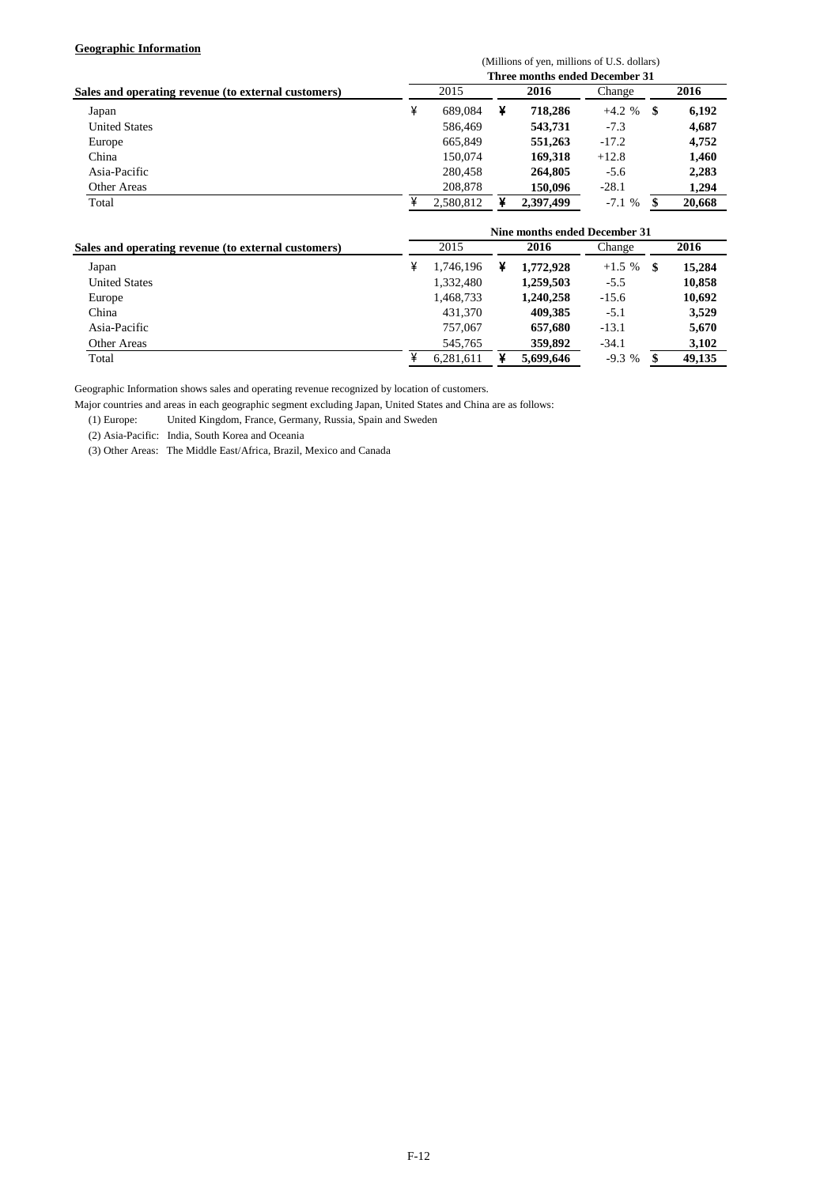**Geographic Information**

(Millions of yen, millions of U.S. dollars)

| Sales and operating revenue (to external customers) | Three months ended December 31 | | | |
|---|---|---|---|---|
| | 2015 | 2016 | Change | 2016 |
| Japan | ¥ 689,084 | ¥ **718,286** | +4.2 % | $ **6,192** |
| United States | 586,469 | **543,731** | -7.3 | **4,687** |
| Europe | 665,849 | **551,263** | -17.2 | **4,752** |
| China | 150,074 | **169,318** | +12.8 | **1,460** |
| Asia-Pacific | 280,458 | **264,805** | -5.6 | **2,283** |
| Other Areas | 208,878 | **150,096** | -28.1 | **1,294** |
| Total | ¥ 2,580,812 | ¥ **2,397,499** | -7.1 % | $ **20,668** |

| Sales and operating revenue (to external customers) | Nine months ended December 31 | | | |
|---|---|---|---|---|
| | 2015 | 2016 | Change | 2016 |
| Japan | ¥ 1,746,196 | ¥ **1,772,928** | +1.5 % | $ **15,284** |
| United States | 1,332,480 | **1,259,503** | -5.5 | **10,858** |
| Europe | 1,468,733 | **1,240,258** | -15.6 | **10,692** |
| China | 431,370 | **409,385** | -5.1 | **3,529** |
| Asia-Pacific | 757,067 | **657,680** | -13.1 | **5,670** |
| Other Areas | 545,765 | **359,892** | -34.1 | **3,102** |
| Total | ¥ 6,281,611 | ¥ **5,699,646** | -9.3 % | $ **49,135** |

Geographic Information shows sales and operating revenue recognized by location of customers.

Major countries and areas in each geographic segment excluding Japan, United States and China are as follows:

(1) Europe: United Kingdom, France, Germany, Russia, Spain and Sweden

(2) Asia-Pacific: India, South Korea and Oceania

(3) Other Areas: The Middle East/Africa, Brazil, Mexico and Canada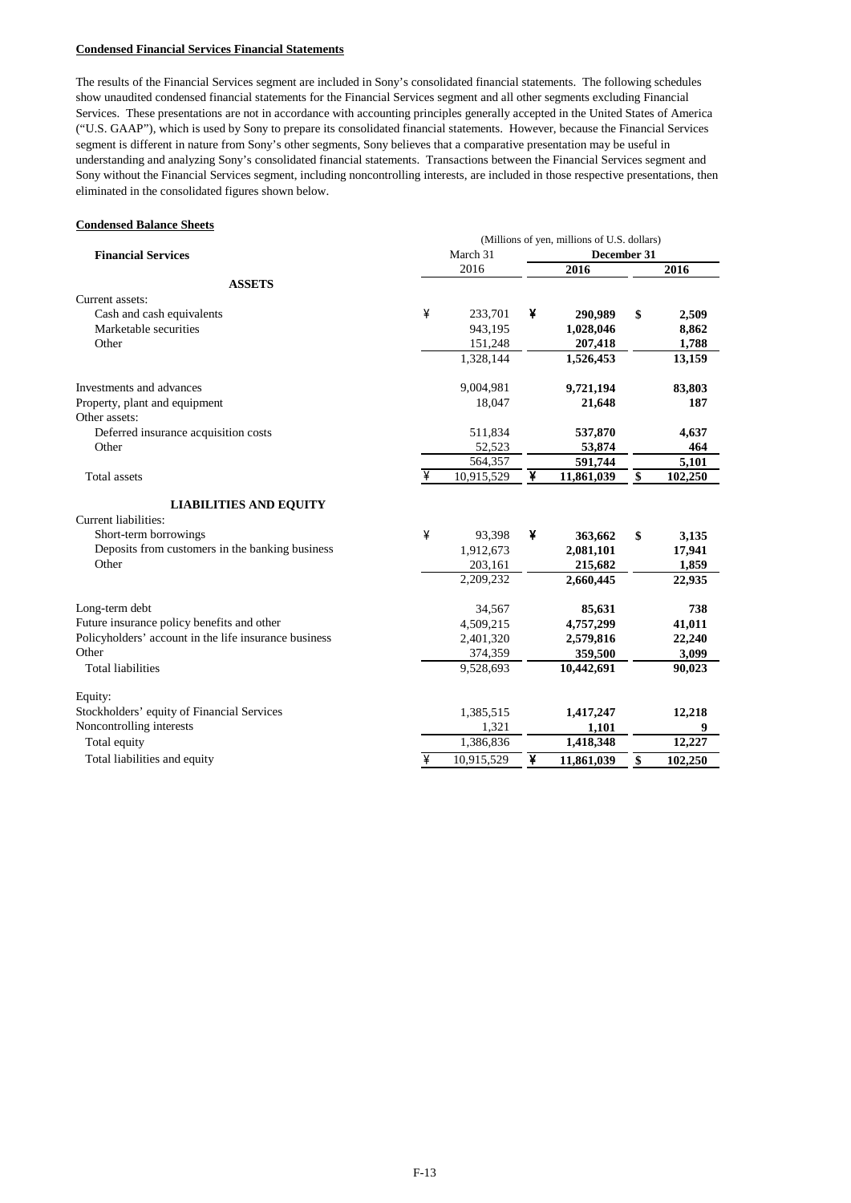**Condensed Financial Services Financial Statements**

The results of the Financial Services segment are included in Sony's consolidated financial statements. The following schedules show unaudited condensed financial statements for the Financial Services segment and all other segments excluding Financial Services. These presentations are not in accordance with accounting principles generally accepted in the United States of America ("U.S. GAAP"), which is used by Sony to prepare its consolidated financial statements. However, because the Financial Services segment is different in nature from Sony's other segments, Sony believes that a comparative presentation may be useful in understanding and analyzing Sony's consolidated financial statements. Transactions between the Financial Services segment and Sony without the Financial Services segment, including noncontrolling interests, are included in those respective presentations, then eliminated in the consolidated figures shown below.

**Condensed Balance Sheets**

| Financial Services | (Millions of yen, millions of U.S. dollars) | | |
|---|---|---|---|
| | March 31 | December 31 | |
| | 2016 | **2016** | **2016** |
| **ASSETS** | | | |
| Current assets: | | | |
| Cash and cash equivalents | ¥ 233,701 | **¥ 290,989** | **$ 2,509** |
| Marketable securities | 943,195 | **1,028,046** | **8,862** |
| Other | 151,248 | **207,418** | **1,788** |
| | 1,328,144 | **1,526,453** | **13,159** |
| Investments and advances | 9,004,981 | **9,721,194** | **83,803** |
| Property, plant and equipment | 18,047 | **21,648** | **187** |
| Other assets: | | | |
| Deferred insurance acquisition costs | 511,834 | **537,870** | **4,637** |
| Other | 52,523 | **53,874** | **464** |
| | 564,357 | **591,744** | **5,101** |
| Total assets | ¥ 10,915,529 | **¥ 11,861,039** | **$ 102,250** |
| **LIABILITIES AND EQUITY** | | | |
| Current liabilities: | | | |
| Short-term borrowings | ¥ 93,398 | **¥ 363,662** | **$ 3,135** |
| Deposits from customers in the banking business | 1,912,673 | **2,081,101** | **17,941** |
| Other | 203,161 | **215,682** | **1,859** |
| | 2,209,232 | **2,660,445** | **22,935** |
| Long-term debt | 34,567 | **85,631** | **738** |
| Future insurance policy benefits and other | 4,509,215 | **4,757,299** | **41,011** |
| Policyholders' account in the life insurance business | 2,401,320 | **2,579,816** | **22,240** |
| Other | 374,359 | **359,500** | **3,099** |
| Total liabilities | 9,528,693 | **10,442,691** | **90,023** |
| Equity: | | | |
| Stockholders' equity of Financial Services | 1,385,515 | **1,417,247** | **12,218** |
| Noncontrolling interests | 1,321 | **1,101** | **9** |
| Total equity | 1,386,836 | **1,418,348** | **12,227** |
| Total liabilities and equity | ¥ 10,915,529 | **¥ 11,861,039** | **$ 102,250** |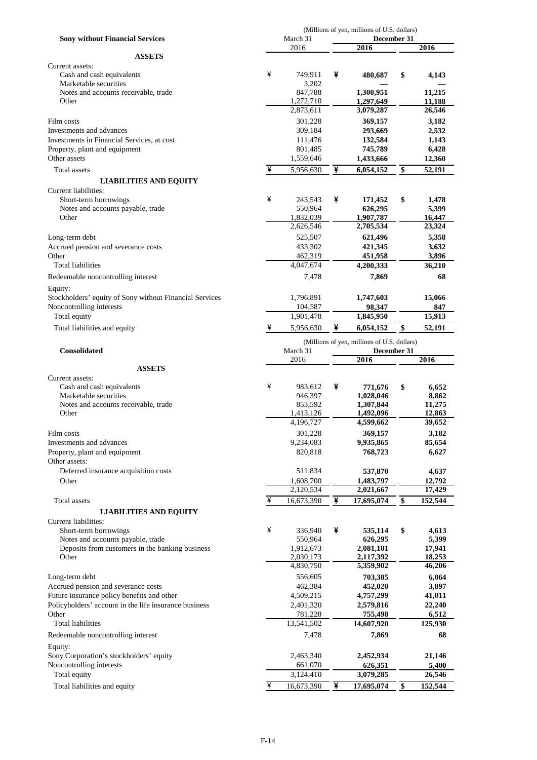| Sony without Financial Services | (Millions of yen, millions of U.S. dollars) | | |
|---|---|---|---|
| | March 31 | December 31 | |
| | 2016 | 2016 | 2016 |
| **ASSETS** | | | |
| Current assets: | | | |
| Cash and cash equivalents | ¥ 749,911 | ¥ **480,687** | $ **4,143** |
| Marketable securities | 3,202 | **—** | **—** |
| Notes and accounts receivable, trade | 847,788 | **1,300,951** | **11,215** |
| Other | 1,272,710 | **1,297,649** | **11,188** |
| | 2,873,611 | **3,079,287** | **26,546** |
| Film costs | 301,228 | **369,157** | **3,182** |
| Investments and advances | 309,184 | **293,669** | **2,532** |
| Investments in Financial Services, at cost | 111,476 | **132,584** | **1,143** |
| Property, plant and equipment | 801,485 | **745,789** | **6,428** |
| Other assets | 1,559,646 | **1,433,666** | **12,360** |
| Total assets | ¥ 5,956,630 | ¥ **6,054,152** | $ **52,191** |
| **LIABILITIES AND EQUITY** | | | |
| Current liabilities: | | | |
| Short-term borrowings | ¥ 243,543 | ¥ **171,452** | $ **1,478** |
| Notes and accounts payable, trade | 550,964 | **626,295** | **5,399** |
| Other | 1,832,039 | **1,907,787** | **16,447** |
| | 2,626,546 | **2,705,534** | **23,324** |
| Long-term debt | 525,507 | **621,496** | **5,358** |
| Accrued pension and severance costs | 433,302 | **421,345** | **3,632** |
| Other | 462,319 | **451,958** | **3,896** |
| Total liabilities | 4,047,674 | **4,200,333** | **36,210** |
| Redeemable noncontrolling interest | 7,478 | **7,869** | **68** |
| Equity: | | | |
| Stockholders' equity of Sony without Financial Services | 1,796,891 | **1,747,603** | **15,066** |
| Noncontrolling interests | 104,587 | **98,347** | **847** |
| Total equity | 1,901,478 | **1,845,950** | **15,913** |
| Total liabilities and equity | ¥ 5,956,630 | ¥ **6,054,152** | $ **52,191** |

| Consolidated | (Millions of yen, millions of U.S. dollars) | | |
|---|---|---|---|
| | March 31 | December 31 | |
| | 2016 | 2016 | 2016 |
| **ASSETS** | | | |
| Current assets: | | | |
| Cash and cash equivalents | ¥ 983,612 | ¥ **771,676** | $ **6,652** |
| Marketable securities | 946,397 | **1,028,046** | **8,862** |
| Notes and accounts receivable, trade | 853,592 | **1,307,844** | **11,275** |
| Other | 1,413,126 | **1,492,096** | **12,863** |
| | 4,196,727 | **4,599,662** | **39,652** |
| Film costs | 301,228 | **369,157** | **3,182** |
| Investments and advances | 9,234,083 | **9,935,865** | **85,654** |
| Property, plant and equipment | 820,818 | **768,723** | **6,627** |
| Other assets: | | | |
| Deferred insurance acquisition costs | 511,834 | **537,870** | **4,637** |
| Other | 1,608,700 | **1,483,797** | **12,792** |
| | 2,120,534 | **2,021,667** | **17,429** |
| Total assets | ¥ 16,673,390 | ¥ **17,695,074** | $ **152,544** |
| **LIABILITIES AND EQUITY** | | | |
| Current liabilities: | | | |
| Short-term borrowings | ¥ 336,940 | ¥ **535,114** | $ **4,613** |
| Notes and accounts payable, trade | 550,964 | **626,295** | **5,399** |
| Deposits from customers in the banking business | 1,912,673 | **2,081,101** | **17,941** |
| Other | 2,030,173 | **2,117,392** | **18,253** |
| | 4,830,750 | **5,359,902** | **46,206** |
| Long-term debt | 556,605 | **703,385** | **6,064** |
| Accrued pension and severance costs | 462,384 | **452,020** | **3,897** |
| Future insurance policy benefits and other | 4,509,215 | **4,757,299** | **41,011** |
| Policyholders' account in the life insurance business | 2,401,320 | **2,579,816** | **22,240** |
| Other | 781,228 | **755,498** | **6,512** |
| Total liabilities | 13,541,502 | **14,607,920** | **125,930** |
| Redeemable noncontrolling interest | 7,478 | **7,869** | **68** |
| Equity: | | | |
| Sony Corporation's stockholders' equity | 2,463,340 | **2,452,934** | **21,146** |
| Noncontrolling interests | 661,070 | **626,351** | **5,400** |
| Total equity | 3,124,410 | **3,079,285** | **26,546** |
| Total liabilities and equity | ¥ 16,673,390 | ¥ **17,695,074** | $ **152,544** |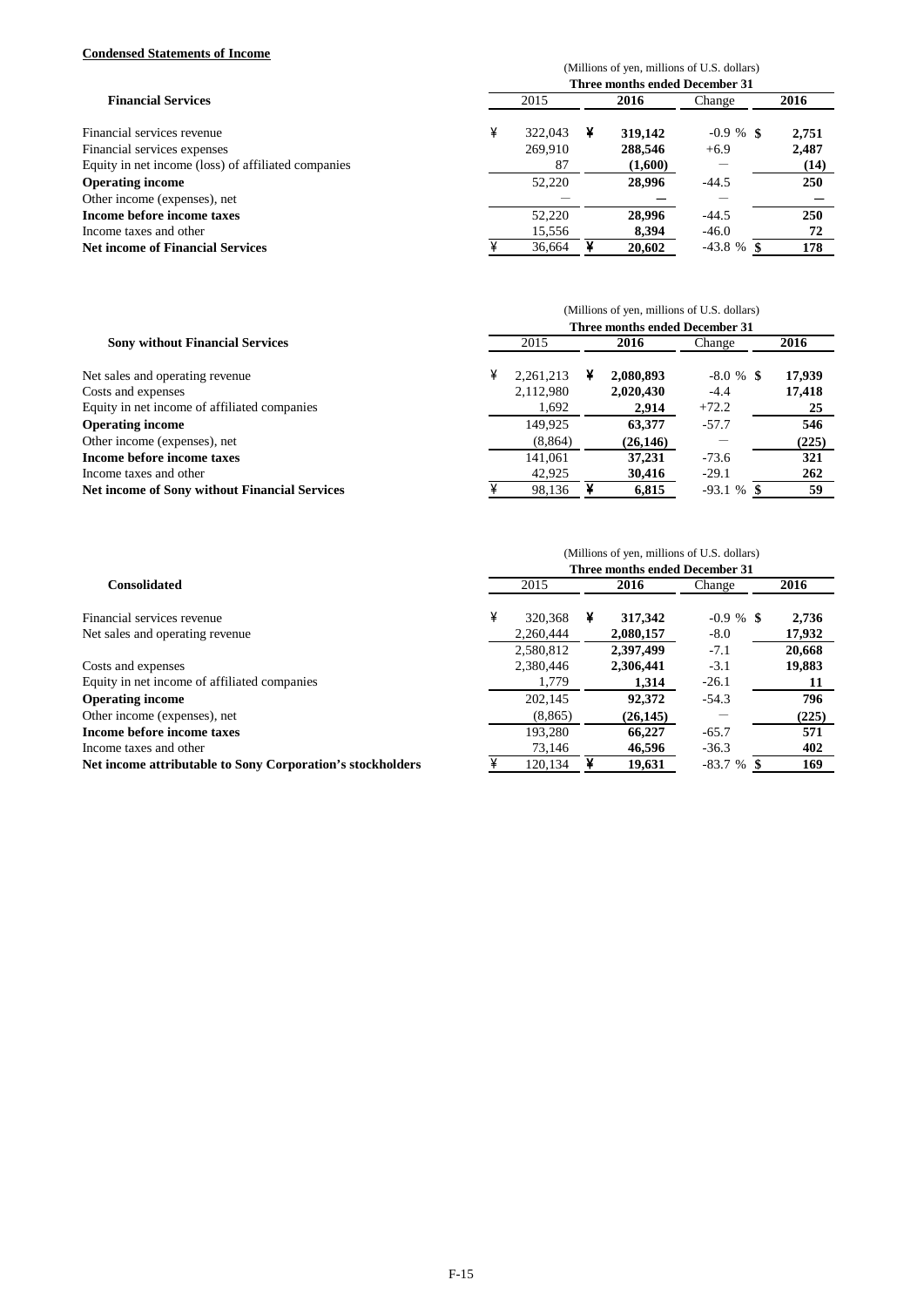**Condensed Statements of Income**

| Financial Services | (Millions of yen, millions of U.S. dollars) | | | |
|---|---|---|---|---|
| | Three months ended December 31 | | | |
| | 2015 | 2016 | Change | 2016 |
| Financial services revenue | ¥ 322,043 | ¥ 319,142 | -0.9 % | $ 2,751 |
| Financial services expenses | 269,910 | 288,546 | +6.9 | 2,487 |
| Equity in net income (loss) of affiliated companies | 87 | (1,600) | — | (14) |
| **Operating income** | 52,220 | 28,996 | -44.5 | 250 |
| Other income (expenses), net | — | — | — | — |
| **Income before income taxes** | 52,220 | 28,996 | -44.5 | 250 |
| Income taxes and other | 15,556 | 8,394 | -46.0 | 72 |
| **Net income of Financial Services** | ¥ 36,664 | ¥ 20,602 | -43.8 % | $ 178 |

| Sony without Financial Services | (Millions of yen, millions of U.S. dollars) | | | |
|---|---|---|---|---|
| | Three months ended December 31 | | | |
| | 2015 | 2016 | Change | 2016 |
| Net sales and operating revenue | ¥ 2,261,213 | ¥ 2,080,893 | -8.0 % | $ 17,939 |
| Costs and expenses | 2,112,980 | 2,020,430 | -4.4 | 17,418 |
| Equity in net income of affiliated companies | 1,692 | 2,914 | +72.2 | 25 |
| **Operating income** | 149,925 | 63,377 | -57.7 | 546 |
| Other income (expenses), net | (8,864) | (26,146) | — | (225) |
| **Income before income taxes** | 141,061 | 37,231 | -73.6 | 321 |
| Income taxes and other | 42,925 | 30,416 | -29.1 | 262 |
| **Net income of Sony without Financial Services** | ¥ 98,136 | ¥ 6,815 | -93.1 % | $ 59 |

| Consolidated | (Millions of yen, millions of U.S. dollars) | | | |
|---|---|---|---|---|
| | Three months ended December 31 | | | |
| | 2015 | 2016 | Change | 2016 |
| Financial services revenue | ¥ 320,368 | ¥ 317,342 | -0.9 % | $ 2,736 |
| Net sales and operating revenue | 2,260,444 | 2,080,157 | -8.0 | 17,932 |
| | 2,580,812 | 2,397,499 | -7.1 | 20,668 |
| Costs and expenses | 2,380,446 | 2,306,441 | -3.1 | 19,883 |
| Equity in net income of affiliated companies | 1,779 | 1,314 | -26.1 | 11 |
| **Operating income** | 202,145 | 92,372 | -54.3 | 796 |
| Other income (expenses), net | (8,865) | (26,145) | — | (225) |
| **Income before income taxes** | 193,280 | 66,227 | -65.7 | 571 |
| Income taxes and other | 73,146 | 46,596 | -36.3 | 402 |
| **Net income attributable to Sony Corporation's stockholders** | ¥ 120,134 | ¥ 19,631 | -83.7 % | $ 169 |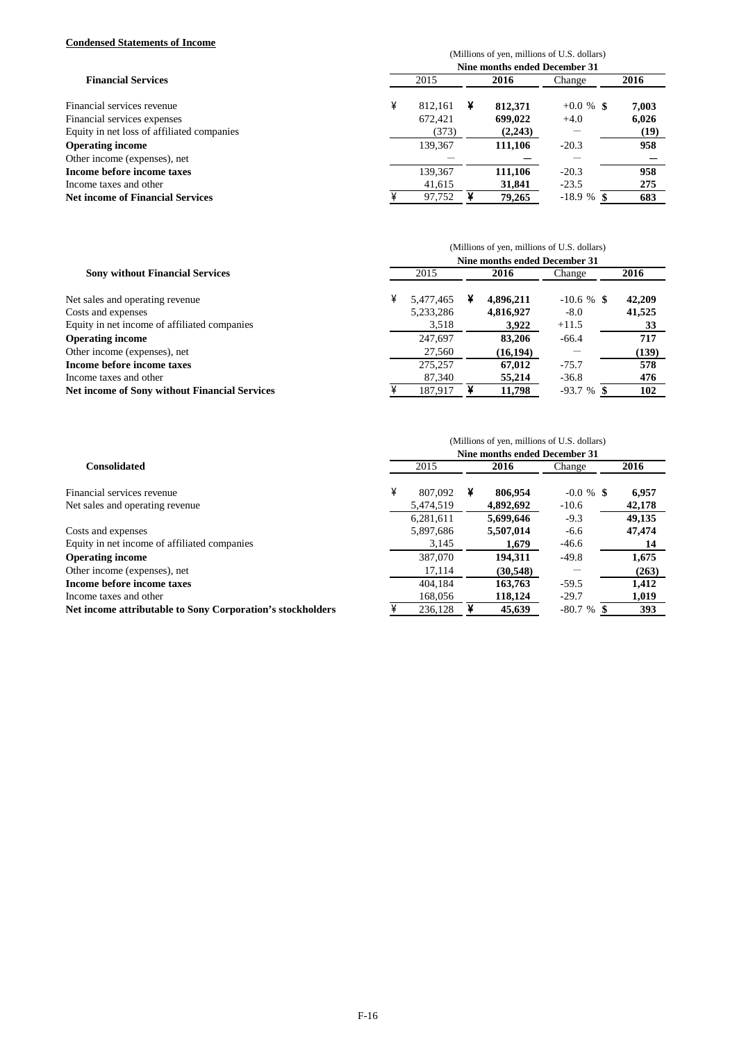**Condensed Statements of Income**

| Financial Services | (Millions of yen, millions of U.S. dollars) | | | |
|---|---|---|---|---|
| | Nine months ended December 31 | | | |
| | 2015 | 2016 | Change | 2016 |
| Financial services revenue | ¥ 812,161 | ¥ **812,371** | +0.0 % | $ **7,003** |
| Financial services expenses | 672,421 | **699,022** | +4.0 | **6,026** |
| Equity in net loss of affiliated companies | (373) | **(2,243)** | — | **(19)** |
| **Operating income** | 139,367 | **111,106** | -20.3 | **958** |
| Other income (expenses), net | — | **—** | — | **—** |
| **Income before income taxes** | 139,367 | **111,106** | -20.3 | **958** |
| Income taxes and other | 41,615 | **31,841** | -23.5 | **275** |
| **Net income of Financial Services** | ¥ 97,752 | ¥ **79,265** | -18.9 % | $ **683** |

| Sony without Financial Services | (Millions of yen, millions of U.S. dollars) | | | |
|---|---|---|---|---|
| | Nine months ended December 31 | | | |
| | 2015 | 2016 | Change | 2016 |
| Net sales and operating revenue | ¥ 5,477,465 | ¥ **4,896,211** | -10.6 % | $ **42,209** |
| Costs and expenses | 5,233,286 | **4,816,927** | -8.0 | **41,525** |
| Equity in net income of affiliated companies | 3,518 | **3,922** | +11.5 | **33** |
| **Operating income** | 247,697 | **83,206** | -66.4 | **717** |
| Other income (expenses), net | 27,560 | **(16,194)** | — | **(139)** |
| **Income before income taxes** | 275,257 | **67,012** | -75.7 | **578** |
| Income taxes and other | 87,340 | **55,214** | -36.8 | **476** |
| **Net income of Sony without Financial Services** | ¥ 187,917 | ¥ **11,798** | -93.7 % | $ **102** |

| Consolidated | (Millions of yen, millions of U.S. dollars) | | | |
|---|---|---|---|---|
| | Nine months ended December 31 | | | |
| | 2015 | 2016 | Change | 2016 |
| Financial services revenue | ¥ 807,092 | ¥ **806,954** | -0.0 % | $ **6,957** |
| Net sales and operating revenue | 5,474,519 | **4,892,692** | -10.6 | **42,178** |
| | 6,281,611 | **5,699,646** | -9.3 | **49,135** |
| Costs and expenses | 5,897,686 | **5,507,014** | -6.6 | **47,474** |
| Equity in net income of affiliated companies | 3,145 | **1,679** | -46.6 | **14** |
| **Operating income** | 387,070 | **194,311** | -49.8 | **1,675** |
| Other income (expenses), net | 17,114 | **(30,548)** | — | **(263)** |
| **Income before income taxes** | 404,184 | **163,763** | -59.5 | **1,412** |
| Income taxes and other | 168,056 | **118,124** | -29.7 | **1,019** |
| **Net income attributable to Sony Corporation's stockholders** | ¥ 236,128 | ¥ **45,639** | -80.7 % | $ **393** |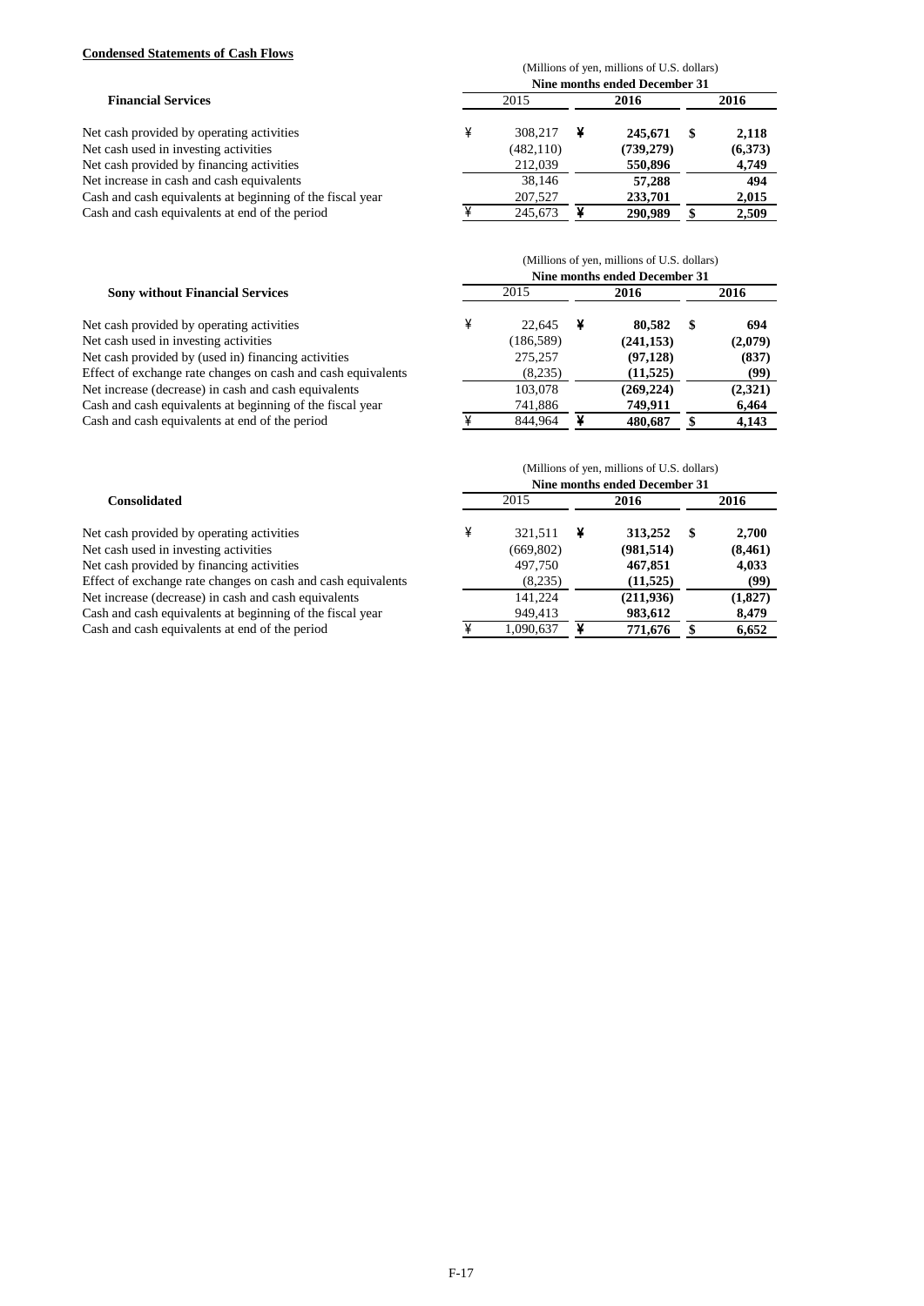**Condensed Statements of Cash Flows**

| Financial Services | 2015 | 2016 | 2016 |
|---|---|---|---|
| | (Millions of yen, millions of U.S. dollars) | | |
| | Nine months ended December 31 | | |
| Net cash provided by operating activities | ¥ 308,217 | **¥ 245,671** | **$ 2,118** |
| Net cash used in investing activities | (482,110) | **(739,279)** | **(6,373)** |
| Net cash provided by financing activities | 212,039 | **550,896** | **4,749** |
| Net increase in cash and cash equivalents | 38,146 | **57,288** | **494** |
| Cash and cash equivalents at beginning of the fiscal year | 207,527 | **233,701** | **2,015** |
| Cash and cash equivalents at end of the period | ¥ 245,673 | **¥ 290,989** | **$ 2,509** |

| Sony without Financial Services | 2015 | 2016 | 2016 |
|---|---|---|---|
| | (Millions of yen, millions of U.S. dollars) | | |
| | Nine months ended December 31 | | |
| Net cash provided by operating activities | ¥ 22,645 | **¥ 80,582** | **$ 694** |
| Net cash used in investing activities | (186,589) | **(241,153)** | **(2,079)** |
| Net cash provided by (used in) financing activities | 275,257 | **(97,128)** | **(837)** |
| Effect of exchange rate changes on cash and cash equivalents | (8,235) | **(11,525)** | **(99)** |
| Net increase (decrease) in cash and cash equivalents | 103,078 | **(269,224)** | **(2,321)** |
| Cash and cash equivalents at beginning of the fiscal year | 741,886 | **749,911** | **6,464** |
| Cash and cash equivalents at end of the period | ¥ 844,964 | **¥ 480,687** | **$ 4,143** |

| Consolidated | 2015 | 2016 | 2016 |
|---|---|---|---|
| | (Millions of yen, millions of U.S. dollars) | | |
| | Nine months ended December 31 | | |
| Net cash provided by operating activities | ¥ 321,511 | **¥ 313,252** | **$ 2,700** |
| Net cash used in investing activities | (669,802) | **(981,514)** | **(8,461)** |
| Net cash provided by financing activities | 497,750 | **467,851** | **4,033** |
| Effect of exchange rate changes on cash and cash equivalents | (8,235) | **(11,525)** | **(99)** |
| Net increase (decrease) in cash and cash equivalents | 141,224 | **(211,936)** | **(1,827)** |
| Cash and cash equivalents at beginning of the fiscal year | 949,413 | **983,612** | **8,479** |
| Cash and cash equivalents at end of the period | ¥ 1,090,637 | **¥ 771,676** | **$ 6,652** |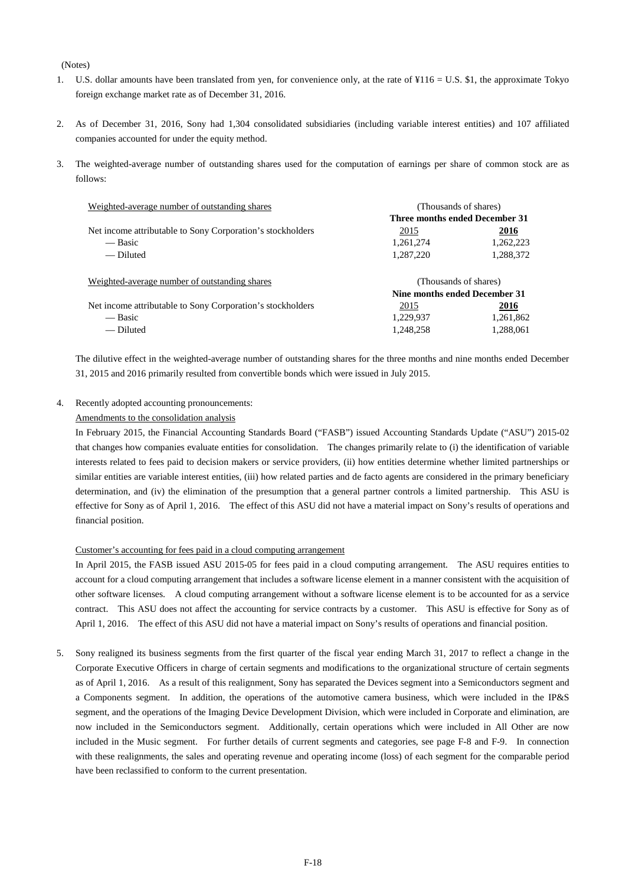(Notes)

1. U.S. dollar amounts have been translated from yen, for convenience only, at the rate of ¥116 = U.S. $1, the approximate Tokyo foreign exchange market rate as of December 31, 2016.

2. As of December 31, 2016, Sony had 1,304 consolidated subsidiaries (including variable interest entities) and 107 affiliated companies accounted for under the equity method.

3. The weighted-average number of outstanding shares used for the computation of earnings per share of common stock are as follows:

| Weighted-average number of outstanding shares | (Thousands of shares) | |
|---|---|---|
| | **Three months ended December 31** | |
| Net income attributable to Sony Corporation's stockholders | 2015 | **2016** |
| — Basic | 1,261,274 | 1,262,223 |
| — Diluted | 1,287,220 | 1,288,372 |

| Weighted-average number of outstanding shares | (Thousands of shares) | |
|---|---|---|
| | **Nine months ended December 31** | |
| Net income attributable to Sony Corporation's stockholders | 2015 | **2016** |
| — Basic | 1,229,937 | 1,261,862 |
| — Diluted | 1,248,258 | 1,288,061 |

The dilutive effect in the weighted-average number of outstanding shares for the three months and nine months ended December 31, 2015 and 2016 primarily resulted from convertible bonds which were issued in July 2015.

4. Recently adopted accounting pronouncements:

Amendments to the consolidation analysis

In February 2015, the Financial Accounting Standards Board ("FASB") issued Accounting Standards Update ("ASU") 2015-02 that changes how companies evaluate entities for consolidation. The changes primarily relate to (i) the identification of variable interests related to fees paid to decision makers or service providers, (ii) how entities determine whether limited partnerships or similar entities are variable interest entities, (iii) how related parties and de facto agents are considered in the primary beneficiary determination, and (iv) the elimination of the presumption that a general partner controls a limited partnership. This ASU is effective for Sony as of April 1, 2016. The effect of this ASU did not have a material impact on Sony's results of operations and financial position.

Customer's accounting for fees paid in a cloud computing arrangement

In April 2015, the FASB issued ASU 2015-05 for fees paid in a cloud computing arrangement. The ASU requires entities to account for a cloud computing arrangement that includes a software license element in a manner consistent with the acquisition of other software licenses. A cloud computing arrangement without a software license element is to be accounted for as a service contract. This ASU does not affect the accounting for service contracts by a customer. This ASU is effective for Sony as of April 1, 2016. The effect of this ASU did not have a material impact on Sony's results of operations and financial position.

5. Sony realigned its business segments from the first quarter of the fiscal year ending March 31, 2017 to reflect a change in the Corporate Executive Officers in charge of certain segments and modifications to the organizational structure of certain segments as of April 1, 2016. As a result of this realignment, Sony has separated the Devices segment into a Semiconductors segment and a Components segment. In addition, the operations of the automotive camera business, which were included in the IP&S segment, and the operations of the Imaging Device Development Division, which were included in Corporate and elimination, are now included in the Semiconductors segment. Additionally, certain operations which were included in All Other are now included in the Music segment. For further details of current segments and categories, see page F-8 and F-9. In connection with these realignments, the sales and operating revenue and operating income (loss) of each segment for the comparable period have been reclassified to conform to the current presentation.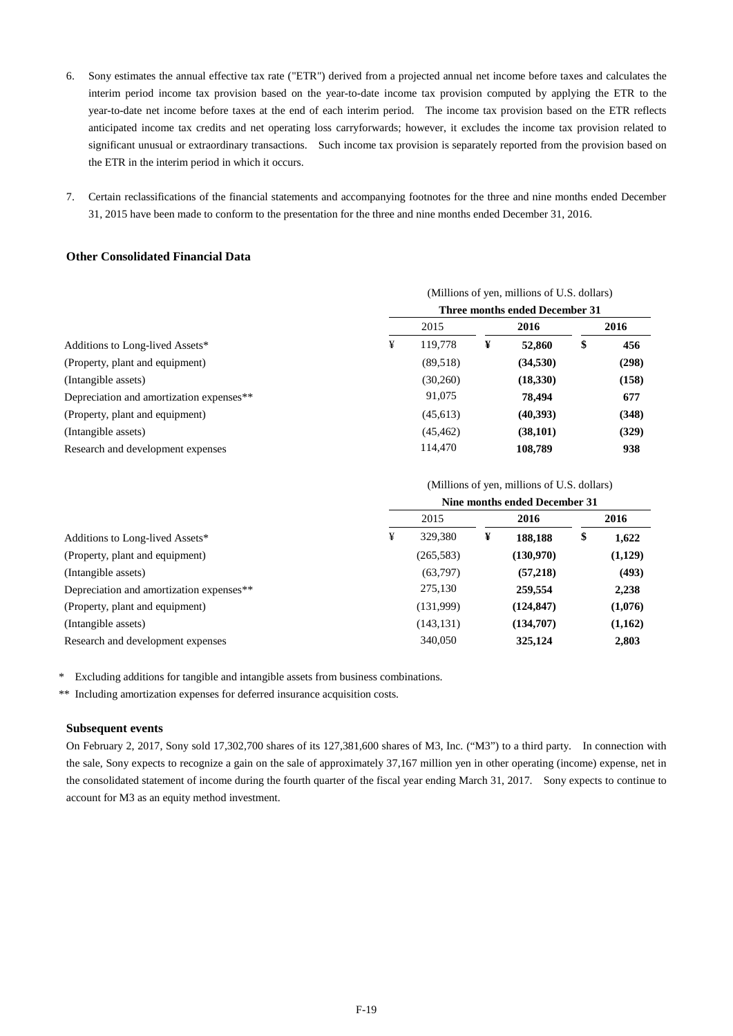6. Sony estimates the annual effective tax rate ("ETR") derived from a projected annual net income before taxes and calculates the interim period income tax provision based on the year-to-date income tax provision computed by applying the ETR to the year-to-date net income before taxes at the end of each interim period. The income tax provision based on the ETR reflects anticipated income tax credits and net operating loss carryforwards; however, it excludes the income tax provision related to significant unusual or extraordinary transactions. Such income tax provision is separately reported from the provision based on the ETR in the interim period in which it occurs.

7. Certain reclassifications of the financial statements and accompanying footnotes for the three and nine months ended December 31, 2015 have been made to conform to the presentation for the three and nine months ended December 31, 2016.

**Other Consolidated Financial Data**

| | (Millions of yen, millions of U.S. dollars) Three months ended December 31 | | |
|---|---|---|---|
| | 2015 | **2016** | **2016** |
| Additions to Long-lived Assets* | ¥ 119,778 | ¥ **52,860** | $ **456** |
| (Property, plant and equipment) | (89,518) | **(34,530)** | **(298)** |
| (Intangible assets) | (30,260) | **(18,330)** | **(158)** |
| Depreciation and amortization expenses** | 91,075 | **78,494** | **677** |
| (Property, plant and equipment) | (45,613) | **(40,393)** | **(348)** |
| (Intangible assets) | (45,462) | **(38,101)** | **(329)** |
| Research and development expenses | 114,470 | **108,789** | **938** |

| | (Millions of yen, millions of U.S. dollars) Nine months ended December 31 | | |
|---|---|---|---|
| | 2015 | **2016** | **2016** |
| Additions to Long-lived Assets* | ¥ 329,380 | ¥ **188,188** | $ **1,622** |
| (Property, plant and equipment) | (265,583) | **(130,970)** | **(1,129)** |
| (Intangible assets) | (63,797) | **(57,218)** | **(493)** |
| Depreciation and amortization expenses** | 275,130 | **259,554** | **2,238** |
| (Property, plant and equipment) | (131,999) | **(124,847)** | **(1,076)** |
| (Intangible assets) | (143,131) | **(134,707)** | **(1,162)** |
| Research and development expenses | 340,050 | **325,124** | **2,803** |

\* Excluding additions for tangible and intangible assets from business combinations.

** Including amortization expenses for deferred insurance acquisition costs.

**Subsequent events**

On February 2, 2017, Sony sold 17,302,700 shares of its 127,381,600 shares of M3, Inc. ("M3") to a third party. In connection with the sale, Sony expects to recognize a gain on the sale of approximately 37,167 million yen in other operating (income) expense, net in the consolidated statement of income during the fourth quarter of the fiscal year ending March 31, 2017. Sony expects to continue to account for M3 as an equity method investment.